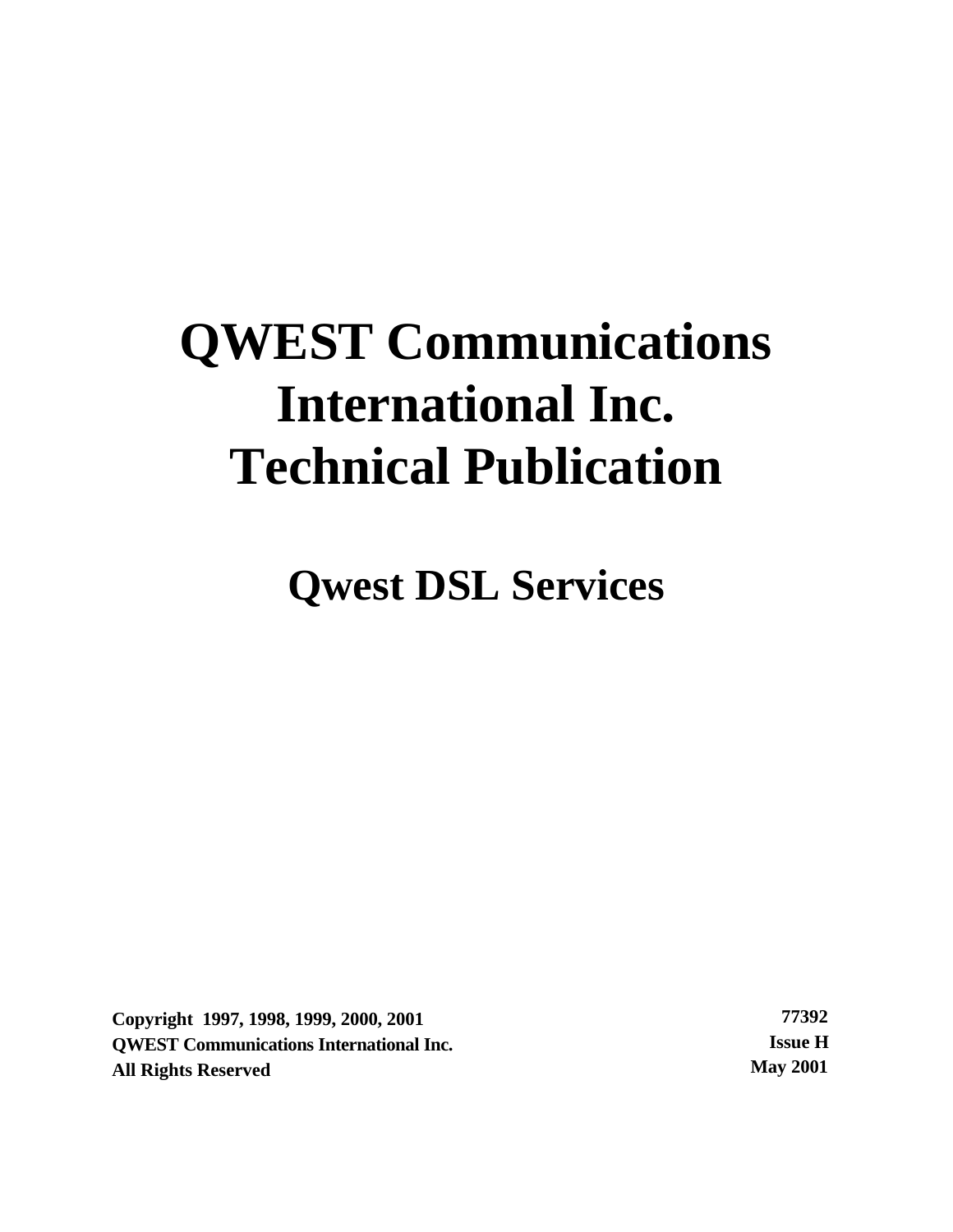# QWEST Communications International Inc. Technical Publication

## Qwest DSL Services

**Copyright 1997, 1998, 1999, 2000, 2001**
**QWEST Communications International Inc.**
**All Rights Reserved**

**77392**
**Issue H**
**May 2001**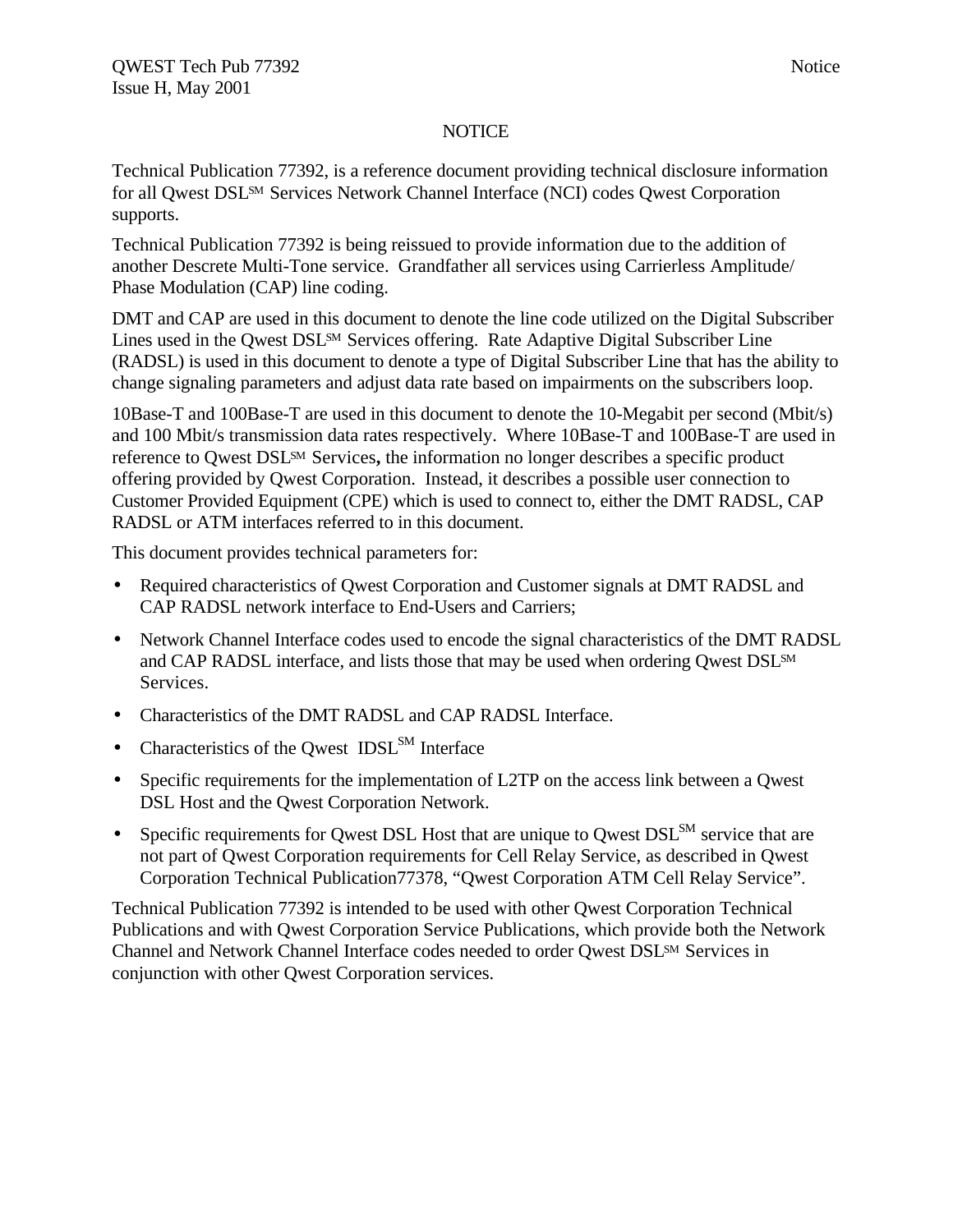# NOTICE

Technical Publication 77392, is a reference document providing technical disclosure information for all Qwest DSL[SM] Services Network Channel Interface (NCI) codes Qwest Corporation supports.

Technical Publication 77392 is being reissued to provide information due to the addition of another Descrete Multi-Tone service. Grandfather all services using Carrierless Amplitude/ Phase Modulation (CAP) line coding.

DMT and CAP are used in this document to denote the line code utilized on the Digital Subscriber Lines used in the Qwest DSL[SM] Services offering. Rate Adaptive Digital Subscriber Line (RADSL) is used in this document to denote a type of Digital Subscriber Line that has the ability to change signaling parameters and adjust data rate based on impairments on the subscribers loop.

10Base-T and 100Base-T are used in this document to denote the 10-Megabit per second (Mbit/s) and 100 Mbit/s transmission data rates respectively. Where 10Base-T and 100Base-T are used in reference to Qwest DSL[SM] Services**,** the information no longer describes a specific product offering provided by Qwest Corporation. Instead, it describes a possible user connection to Customer Provided Equipment (CPE) which is used to connect to, either the DMT RADSL, CAP RADSL or ATM interfaces referred to in this document.

This document provides technical parameters for:

- Required characteristics of Qwest Corporation and Customer signals at DMT RADSL and CAP RADSL network interface to End-Users and Carriers;
- Network Channel Interface codes used to encode the signal characteristics of the DMT RADSL and CAP RADSL interface, and lists those that may be used when ordering Qwest DSL[SM] Services.
- Characteristics of the DMT RADSL and CAP RADSL Interface.
- Characteristics of the Qwest IDSL[SM] Interface
- Specific requirements for the implementation of L2TP on the access link between a Qwest DSL Host and the Qwest Corporation Network.
- Specific requirements for Qwest DSL Host that are unique to Qwest DSL[SM] service that are not part of Qwest Corporation requirements for Cell Relay Service, as described in Qwest Corporation Technical Publication77378, "Qwest Corporation ATM Cell Relay Service".

Technical Publication 77392 is intended to be used with other Qwest Corporation Technical Publications and with Qwest Corporation Service Publications, which provide both the Network Channel and Network Channel Interface codes needed to order Qwest DSL[SM] Services in conjunction with other Qwest Corporation services.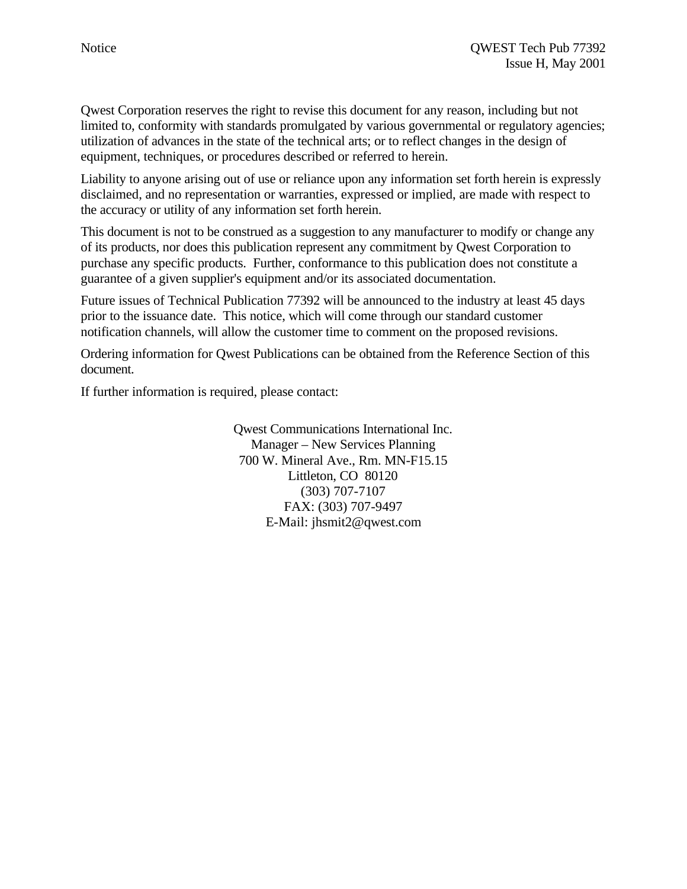Qwest Corporation reserves the right to revise this document for any reason, including but not limited to, conformity with standards promulgated by various governmental or regulatory agencies; utilization of advances in the state of the technical arts; or to reflect changes in the design of equipment, techniques, or procedures described or referred to herein.

Liability to anyone arising out of use or reliance upon any information set forth herein is expressly disclaimed, and no representation or warranties, expressed or implied, are made with respect to the accuracy or utility of any information set forth herein.

This document is not to be construed as a suggestion to any manufacturer to modify or change any of its products, nor does this publication represent any commitment by Qwest Corporation to purchase any specific products. Further, conformance to this publication does not constitute a guarantee of a given supplier's equipment and/or its associated documentation.

Future issues of Technical Publication 77392 will be announced to the industry at least 45 days prior to the issuance date. This notice, which will come through our standard customer notification channels, will allow the customer time to comment on the proposed revisions.

Ordering information for Qwest Publications can be obtained from the Reference Section of this document.

If further information is required, please contact:

Qwest Communications International Inc.
Manager – New Services Planning
700 W. Mineral Ave., Rm. MN-F15.15
Littleton, CO 80120
(303) 707-7107
FAX: (303) 707-9497
E-Mail: jhsmit2@qwest.com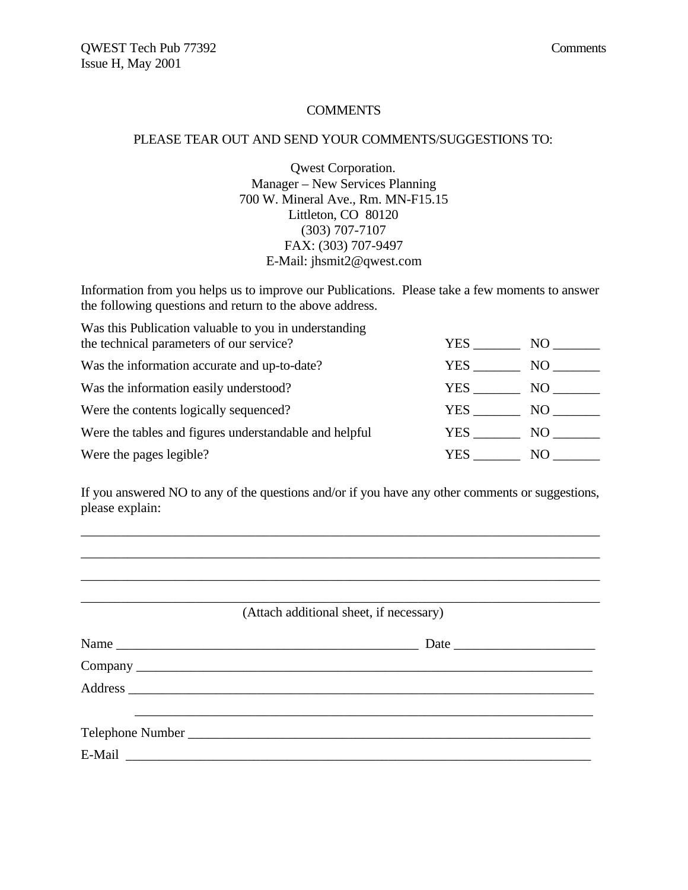# COMMENTS

PLEASE TEAR OUT AND SEND YOUR COMMENTS/SUGGESTIONS TO:

Qwest Corporation.
Manager – New Services Planning
700 W. Mineral Ave., Rm. MN-F15.15
Littleton, CO 80120
(303) 707-7107
FAX: (303) 707-9497
E-Mail: jhsmit2@qwest.com

Information from you helps us to improve our Publications. Please take a few moments to answer the following questions and return to the above address.

| | | |
|---|---|---|
| Was this Publication valuable to you in understanding the technical parameters of our service? | YES _______ | NO _______ |
| Was the information accurate and up-to-date? | YES _______ | NO _______ |
| Was the information easily understood? | YES _______ | NO _______ |
| Were the contents logically sequenced? | YES _______ | NO _______ |
| Were the tables and figures understandable and helpful | YES _______ | NO _______ |
| Were the pages legible? | YES _______ | NO _______ |

If you answered NO to any of the questions and/or if you have any other comments or suggestions, please explain:

________________________________________________________________________________

________________________________________________________________________________

________________________________________________________________________________

________________________________________________________________________________

(Attach additional sheet, if necessary)

Name ______________________________________________ Date ____________________

Company ____________________________________________________________________

Address _____________________________________________________________________

_____________________________________________________________________

Telephone Number _____________________________________________________________

E-Mail ______________________________________________________________________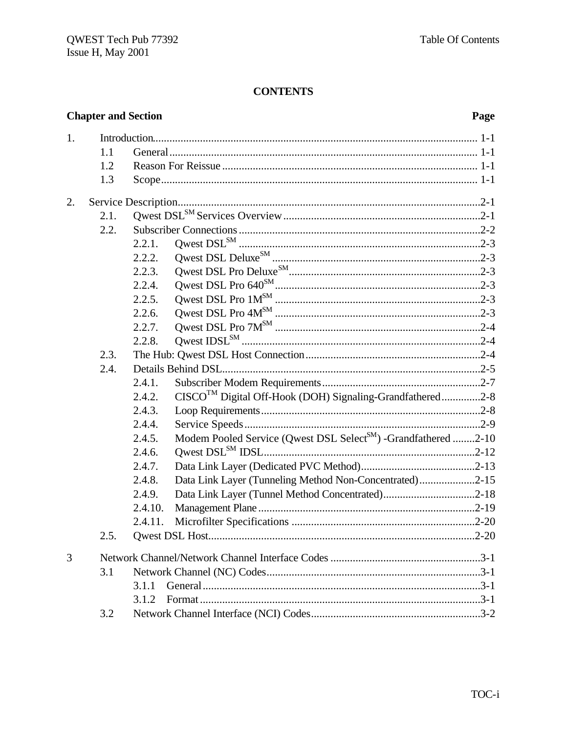# CONTENTS

| Chapter and Section | | | Page |
|---|---|---|---|
| 1. | Introduction | | 1-1 |
| | 1.1 | General | 1-1 |
| | 1.2 | Reason For Reissue | 1-1 |
| | 1.3 | Scope | 1-1 |
| 2. | Service Description | | 2-1 |
| | 2.1. | Qwest DSL[SM] Services Overview | 2-1 |
| | 2.2. | Subscriber Connections | 2-2 |
| | | 2.2.1. Qwest DSL[SM] | 2-3 |
| | | 2.2.2. Qwest DSL Deluxe[SM] | 2-3 |
| | | 2.2.3. Qwest DSL Pro Deluxe[SM] | 2-3 |
| | | 2.2.4. Qwest DSL Pro 640[SM] | 2-3 |
| | | 2.2.5. Qwest DSL Pro 1M[SM] | 2-3 |
| | | 2.2.6. Qwest DSL Pro 4M[SM] | 2-3 |
| | | 2.2.7. Qwest DSL Pro 7M[SM] | 2-4 |
| | | 2.2.8. Qwest IDSL[SM] | 2-4 |
| | 2.3. | The Hub: Qwest DSL Host Connection | 2-4 |
| | 2.4. | Details Behind DSL | 2-5 |
| | | 2.4.1. Subscriber Modem Requirements | 2-7 |
| | | 2.4.2. CISCO[TM] Digital Off-Hook (DOH) Signaling-Grandfathered | 2-8 |
| | | 2.4.3. Loop Requirements | 2-8 |
| | | 2.4.4. Service Speeds | 2-9 |
| | | 2.4.5. Modem Pooled Service (Qwest DSL Select[SM]) -Grandfathered | 2-10 |
| | | 2.4.6. Qwest DSL[SM] IDSL | 2-12 |
| | | 2.4.7. Data Link Layer (Dedicated PVC Method) | 2-13 |
| | | 2.4.8. Data Link Layer (Tunneling Method Non-Concentrated) | 2-15 |
| | | 2.4.9. Data Link Layer (Tunnel Method Concentrated) | 2-18 |
| | | 2.4.10. Management Plane | 2-19 |
| | | 2.4.11. Microfilter Specifications | 2-20 |
| | 2.5. | Qwest DSL Host | 2-20 |
| 3 | Network Channel/Network Channel Interface Codes | | 3-1 |
| | 3.1 | Network Channel (NC) Codes | 3-1 |
| | | 3.1.1 General | 3-1 |
| | | 3.1.2 Format | 3-1 |
| | 3.2 | Network Channel Interface (NCI) Codes | 3-2 |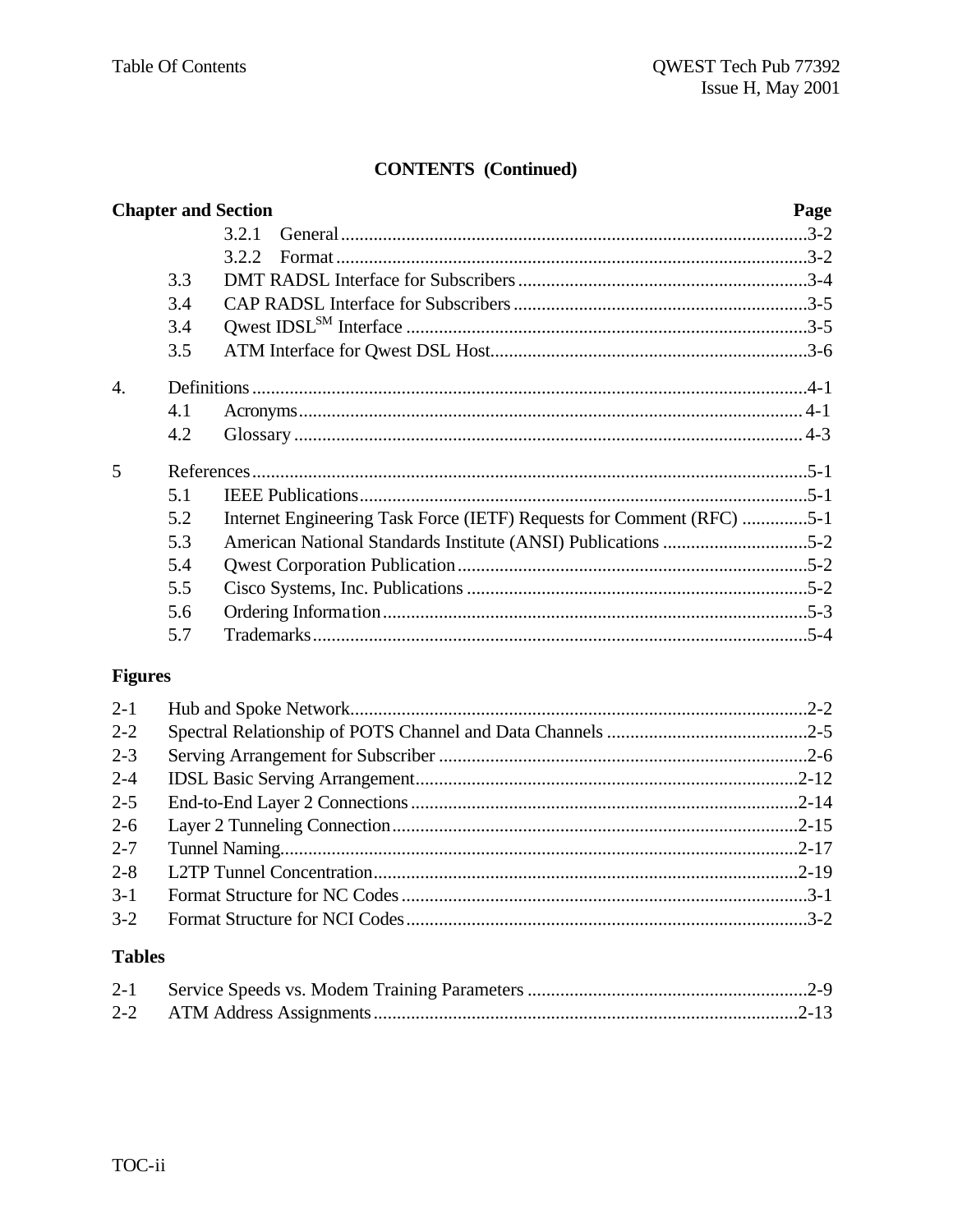**CONTENTS (Continued)**

| Chapter and Section | | | Page |
|---|---|---|---|
| | | 3.2.1 General | 3-2 |
| | | 3.2.2 Format | 3-2 |
| | 3.3 | DMT RADSL Interface for Subscribers | 3-4 |
| | 3.4 | CAP RADSL Interface for Subscribers | 3-5 |
| | 3.4 | Qwest IDSL[SM] Interface | 3-5 |
| | 3.5 | ATM Interface for Qwest DSL Host | 3-6 |
| 4. | Definitions | | 4-1 |
| | 4.1 | Acronyms | 4-1 |
| | 4.2 | Glossary | 4-3 |
| 5 | References | | 5-1 |
| | 5.1 | IEEE Publications | 5-1 |
| | 5.2 | Internet Engineering Task Force (IETF) Requests for Comment (RFC) | 5-1 |
| | 5.3 | American National Standards Institute (ANSI) Publications | 5-2 |
| | 5.4 | Qwest Corporation Publication | 5-2 |
| | 5.5 | Cisco Systems, Inc. Publications | 5-2 |
| | 5.6 | Ordering Information | 5-3 |
| | 5.7 | Trademarks | 5-4 |

**Figures**

| | | |
|---|---|---|
| 2-1 | Hub and Spoke Network | 2-2 |
| 2-2 | Spectral Relationship of POTS Channel and Data Channels | 2-5 |
| 2-3 | Serving Arrangement for Subscriber | 2-6 |
| 2-4 | IDSL Basic Serving Arrangement | 2-12 |
| 2-5 | End-to-End Layer 2 Connections | 2-14 |
| 2-6 | Layer 2 Tunneling Connection | 2-15 |
| 2-7 | Tunnel Naming | 2-17 |
| 2-8 | L2TP Tunnel Concentration | 2-19 |
| 3-1 | Format Structure for NC Codes | 3-1 |
| 3-2 | Format Structure for NCI Codes | 3-2 |

**Tables**

| | | |
|---|---|---|
| 2-1 | Service Speeds vs. Modem Training Parameters | 2-9 |
| 2-2 | ATM Address Assignments | 2-13 |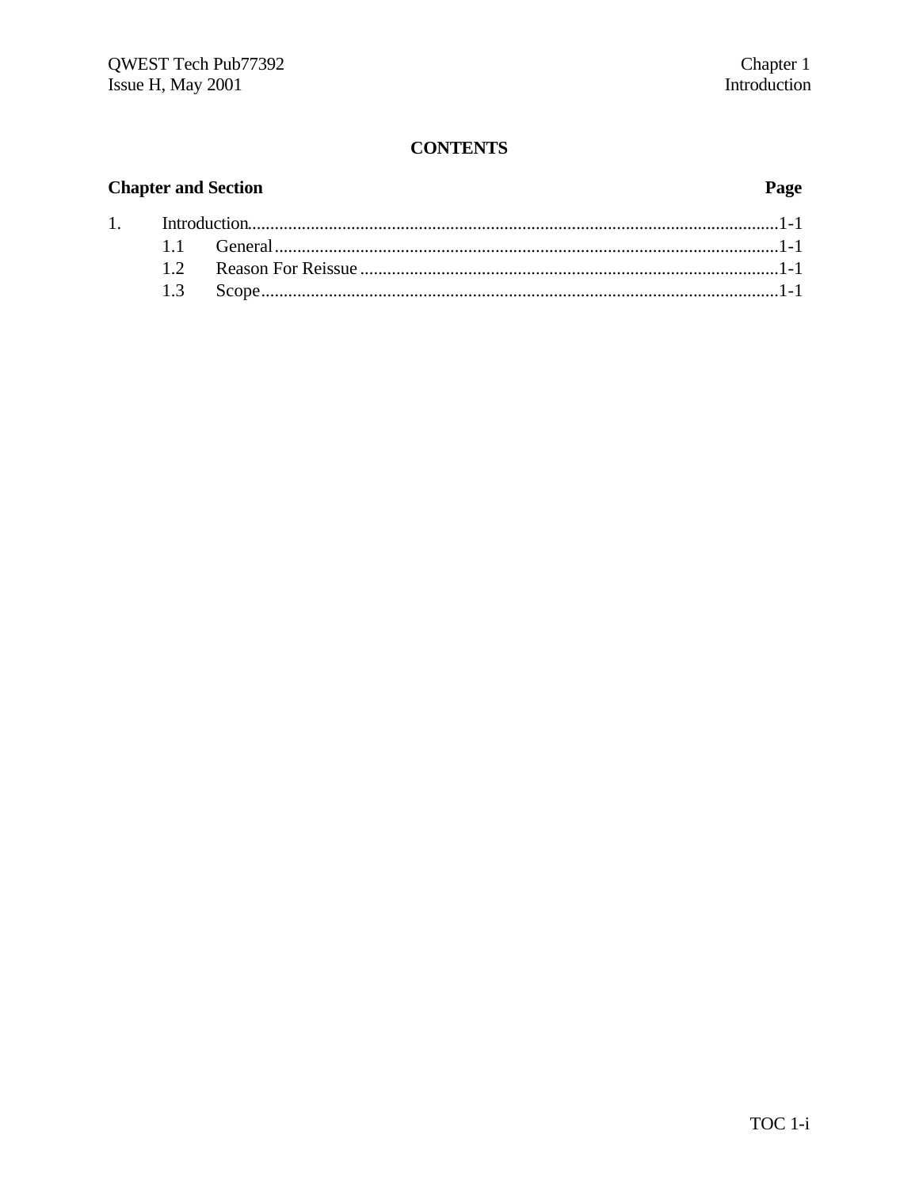# CONTENTS

**Chapter and Section** **Page**

1. Introduction.....................................................................................................................1-1
   - 1.1 General................................................................................................................1-1
   - 1.2 Reason For Reissue.............................................................................................1-1
   - 1.3 Scope...................................................................................................................1-1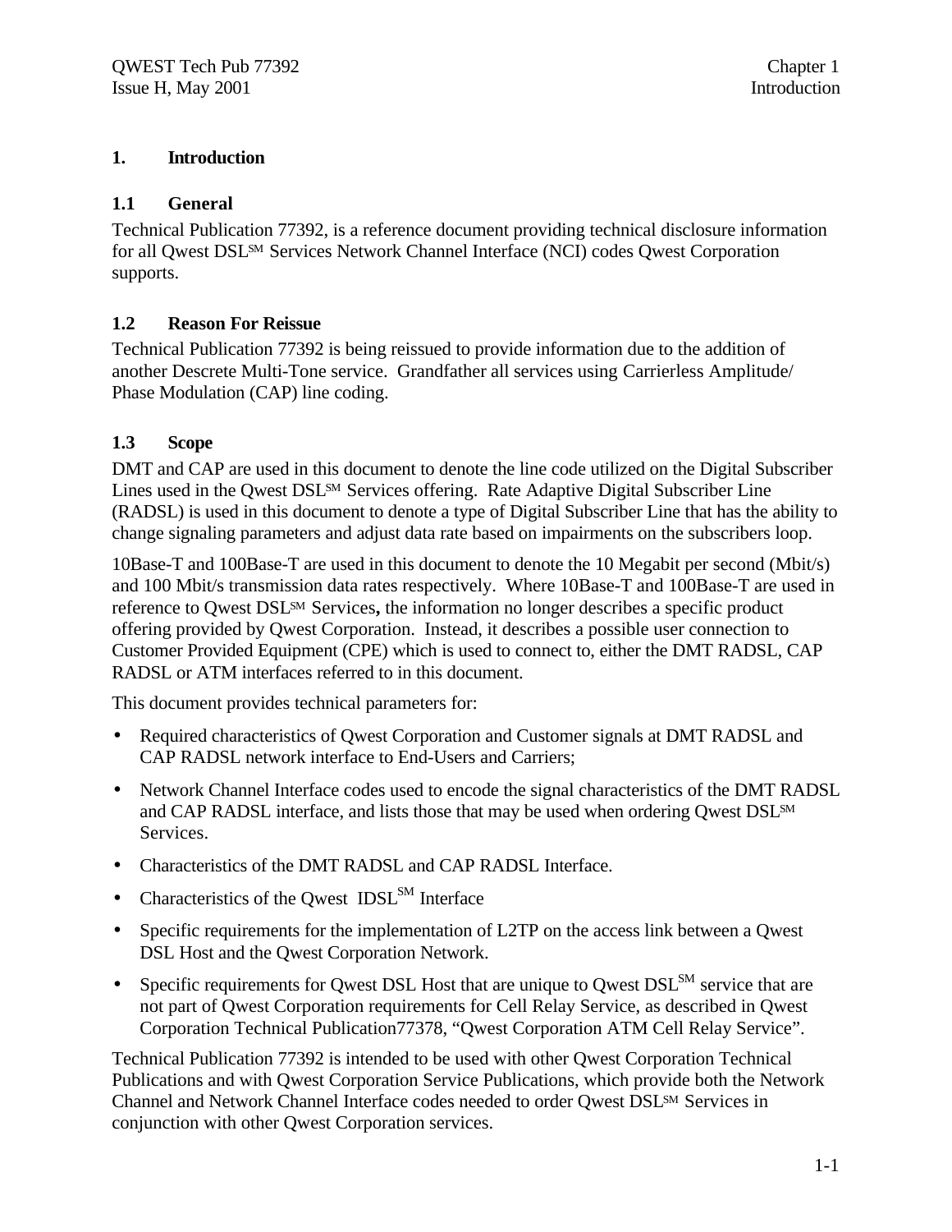# 1. Introduction

## 1.1 General

Technical Publication 77392, is a reference document providing technical disclosure information for all Qwest DSL[SM] Services Network Channel Interface (NCI) codes Qwest Corporation supports.

## 1.2 Reason For Reissue

Technical Publication 77392 is being reissued to provide information due to the addition of another Descrete Multi-Tone service. Grandfather all services using Carrierless Amplitude/ Phase Modulation (CAP) line coding.

## 1.3 Scope

DMT and CAP are used in this document to denote the line code utilized on the Digital Subscriber Lines used in the Qwest DSL[SM] Services offering. Rate Adaptive Digital Subscriber Line (RADSL) is used in this document to denote a type of Digital Subscriber Line that has the ability to change signaling parameters and adjust data rate based on impairments on the subscribers loop.

10Base-T and 100Base-T are used in this document to denote the 10 Megabit per second (Mbit/s) and 100 Mbit/s transmission data rates respectively. Where 10Base-T and 100Base-T are used in reference to Qwest DSL[SM] Services**,** the information no longer describes a specific product offering provided by Qwest Corporation. Instead, it describes a possible user connection to Customer Provided Equipment (CPE) which is used to connect to, either the DMT RADSL, CAP RADSL or ATM interfaces referred to in this document.

This document provides technical parameters for:

- Required characteristics of Qwest Corporation and Customer signals at DMT RADSL and CAP RADSL network interface to End-Users and Carriers;
- Network Channel Interface codes used to encode the signal characteristics of the DMT RADSL and CAP RADSL interface, and lists those that may be used when ordering Qwest DSL[SM] Services.
- Characteristics of the DMT RADSL and CAP RADSL Interface.
- Characteristics of the Qwest IDSL[SM] Interface
- Specific requirements for the implementation of L2TP on the access link between a Qwest DSL Host and the Qwest Corporation Network.
- Specific requirements for Qwest DSL Host that are unique to Qwest DSL[SM] service that are not part of Qwest Corporation requirements for Cell Relay Service, as described in Qwest Corporation Technical Publication77378, "Qwest Corporation ATM Cell Relay Service".

Technical Publication 77392 is intended to be used with other Qwest Corporation Technical Publications and with Qwest Corporation Service Publications, which provide both the Network Channel and Network Channel Interface codes needed to order Qwest DSL[SM] Services in conjunction with other Qwest Corporation services.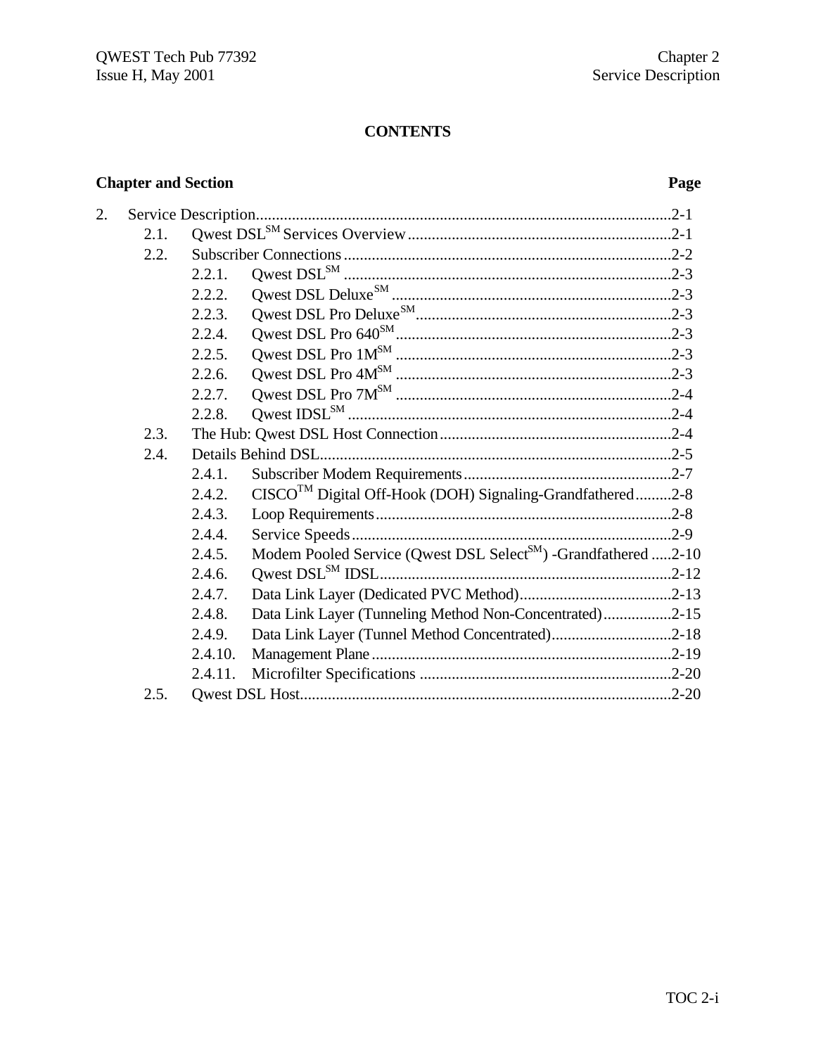**CONTENTS**

| Chapter and Section | | | Page |
|---|---|---|---|
| 2. | Service Description | | 2-1 |
| | 2.1. | Qwest DSL[SM] Services Overview | 2-1 |
| | 2.2. | Subscriber Connections | 2-2 |
| | | 2.2.1. Qwest DSL[SM] | 2-3 |
| | | 2.2.2. Qwest DSL Deluxe[SM] | 2-3 |
| | | 2.2.3. Qwest DSL Pro Deluxe[SM] | 2-3 |
| | | 2.2.4. Qwest DSL Pro 640[SM] | 2-3 |
| | | 2.2.5. Qwest DSL Pro 1M[SM] | 2-3 |
| | | 2.2.6. Qwest DSL Pro 4M[SM] | 2-3 |
| | | 2.2.7. Qwest DSL Pro 7M[SM] | 2-4 |
| | | 2.2.8. Qwest IDSL[SM] | 2-4 |
| | 2.3. | The Hub: Qwest DSL Host Connection | 2-4 |
| | 2.4. | Details Behind DSL | 2-5 |
| | | 2.4.1. Subscriber Modem Requirements | 2-7 |
| | | 2.4.2. CISCO[TM] Digital Off-Hook (DOH) Signaling-Grandfathered | 2-8 |
| | | 2.4.3. Loop Requirements | 2-8 |
| | | 2.4.4. Service Speeds | 2-9 |
| | | 2.4.5. Modem Pooled Service (Qwest DSL Select[SM]) -Grandfathered | 2-10 |
| | | 2.4.6. Qwest DSL[SM] IDSL | 2-12 |
| | | 2.4.7. Data Link Layer (Dedicated PVC Method) | 2-13 |
| | | 2.4.8. Data Link Layer (Tunneling Method Non-Concentrated) | 2-15 |
| | | 2.4.9. Data Link Layer (Tunnel Method Concentrated) | 2-18 |
| | | 2.4.10. Management Plane | 2-19 |
| | | 2.4.11. Microfilter Specifications | 2-20 |
| | 2.5. | Qwest DSL Host | 2-20 |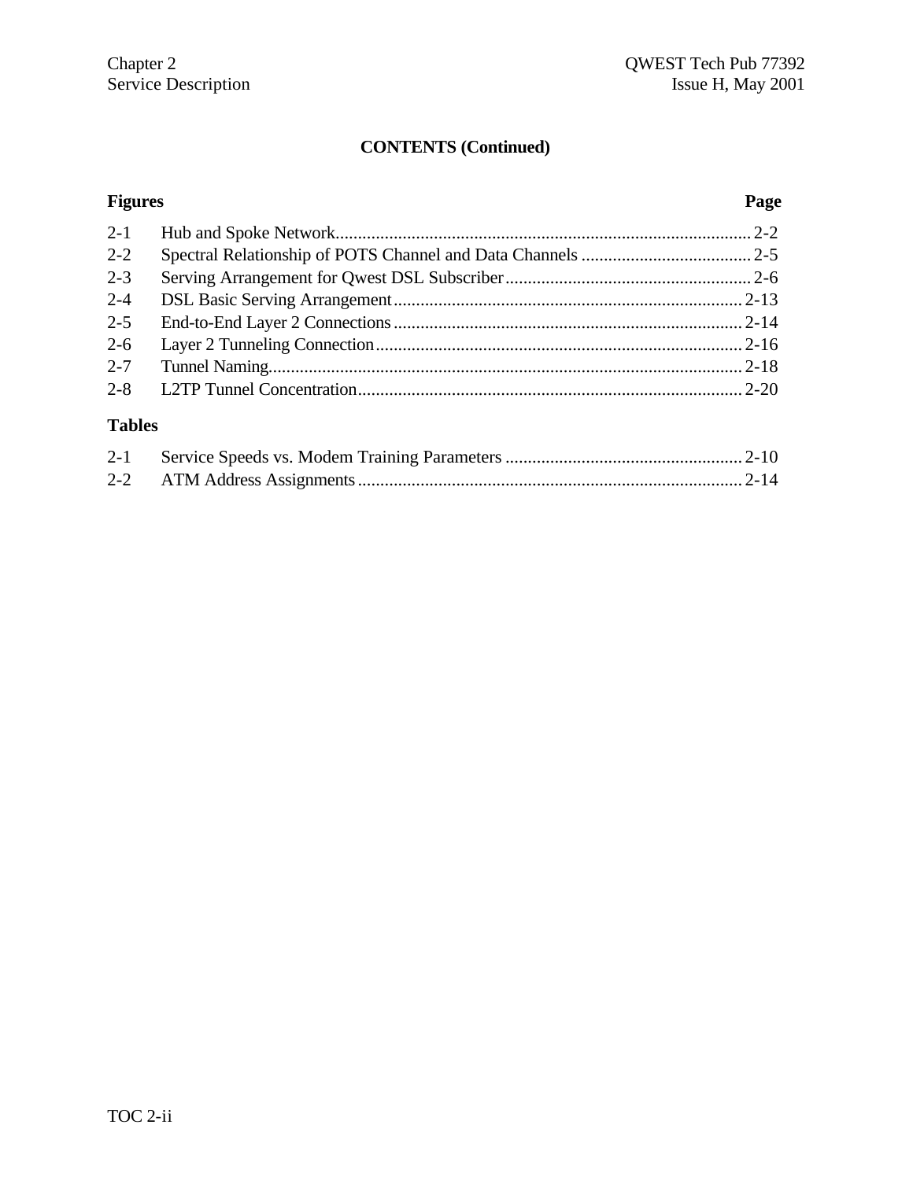## CONTENTS (Continued)

| Figures | | Page |
|---|---|---|
| 2-1 | Hub and Spoke Network | 2-2 |
| 2-2 | Spectral Relationship of POTS Channel and Data Channels | 2-5 |
| 2-3 | Serving Arrangement for Qwest DSL Subscriber | 2-6 |
| 2-4 | DSL Basic Serving Arrangement | 2-13 |
| 2-5 | End-to-End Layer 2 Connections | 2-14 |
| 2-6 | Layer 2 Tunneling Connection | 2-16 |
| 2-7 | Tunnel Naming | 2-18 |
| 2-8 | L2TP Tunnel Concentration | 2-20 |

| Tables | | |
|---|---|---|
| 2-1 | Service Speeds vs. Modem Training Parameters | 2-10 |
| 2-2 | ATM Address Assignments | 2-14 |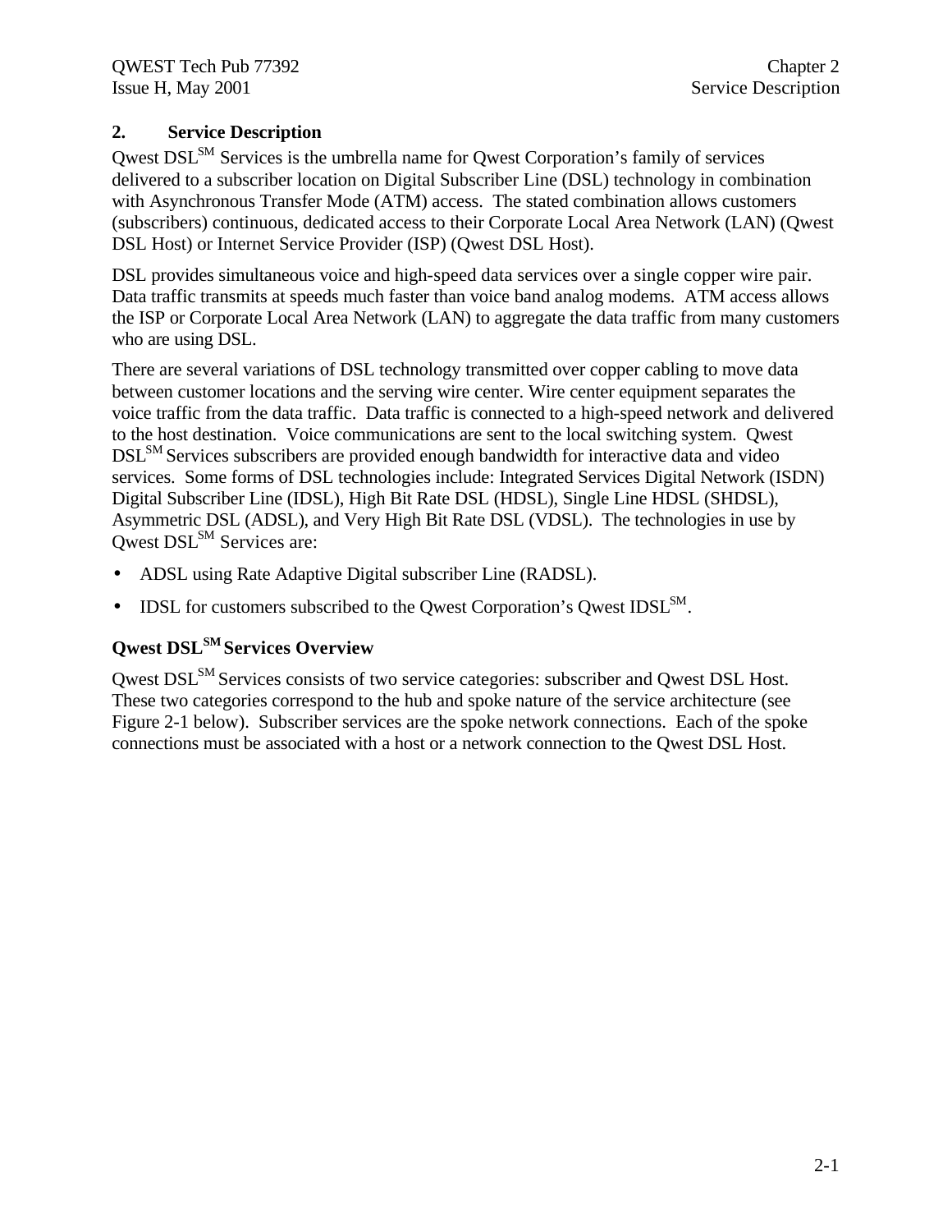## 2. Service Description

Qwest DSL$^{SM}$ Services is the umbrella name for Qwest Corporation's family of services delivered to a subscriber location on Digital Subscriber Line (DSL) technology in combination with Asynchronous Transfer Mode (ATM) access. The stated combination allows customers (subscribers) continuous, dedicated access to their Corporate Local Area Network (LAN) (Qwest DSL Host) or Internet Service Provider (ISP) (Qwest DSL Host).

DSL provides simultaneous voice and high-speed data services over a single copper wire pair. Data traffic transmits at speeds much faster than voice band analog modems. ATM access allows the ISP or Corporate Local Area Network (LAN) to aggregate the data traffic from many customers who are using DSL.

There are several variations of DSL technology transmitted over copper cabling to move data between customer locations and the serving wire center. Wire center equipment separates the voice traffic from the data traffic. Data traffic is connected to a high-speed network and delivered to the host destination. Voice communications are sent to the local switching system. Qwest DSL$^{SM}$ Services subscribers are provided enough bandwidth for interactive data and video services. Some forms of DSL technologies include: Integrated Services Digital Network (ISDN) Digital Subscriber Line (IDSL), High Bit Rate DSL (HDSL), Single Line HDSL (SHDSL), Asymmetric DSL (ADSL), and Very High Bit Rate DSL (VDSL). The technologies in use by Qwest DSL$^{SM}$ Services are:

- ADSL using Rate Adaptive Digital subscriber Line (RADSL).
- IDSL for customers subscribed to the Qwest Corporation's Qwest IDSL$^{SM}$.

### Qwest DSL$^{SM}$ Services Overview

Qwest DSL$^{SM}$ Services consists of two service categories: subscriber and Qwest DSL Host. These two categories correspond to the hub and spoke nature of the service architecture (see Figure 2-1 below). Subscriber services are the spoke network connections. Each of the spoke connections must be associated with a host or a network connection to the Qwest DSL Host.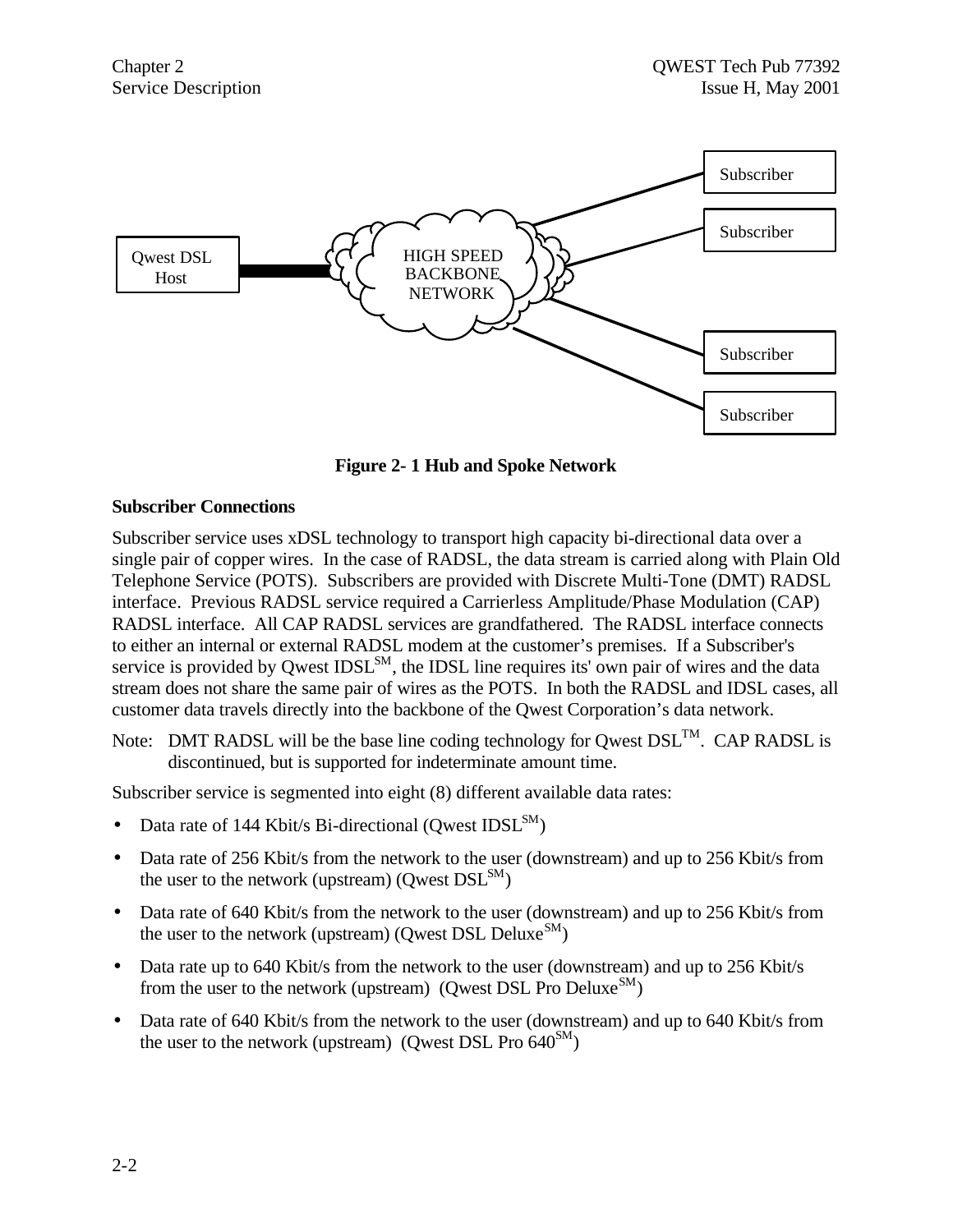Qwest DSL Host

HIGH SPEED BACKBONE NETWORK

Subscriber

Subscriber

Subscriber

Subscriber

**Figure 2- 1 Hub and Spoke Network**

**Subscriber Connections**

Subscriber service uses xDSL technology to transport high capacity bi-directional data over a single pair of copper wires. In the case of RADSL, the data stream is carried along with Plain Old Telephone Service (POTS). Subscribers are provided with Discrete Multi-Tone (DMT) RADSL interface. Previous RADSL service required a Carrierless Amplitude/Phase Modulation (CAP) RADSL interface. All CAP RADSL services are grandfathered. The RADSL interface connects to either an internal or external RADSL modem at the customer's premises. If a Subscriber's service is provided by Qwest IDSL^SM, the IDSL line requires its' own pair of wires and the data stream does not share the same pair of wires as the POTS. In both the RADSL and IDSL cases, all customer data travels directly into the backbone of the Qwest Corporation's data network.

Note: DMT RADSL will be the base line coding technology for Qwest DSL^TM. CAP RADSL is discontinued, but is supported for indeterminate amount time.

Subscriber service is segmented into eight (8) different available data rates:

- Data rate of 144 Kbit/s Bi-directional (Qwest IDSL^SM)
- Data rate of 256 Kbit/s from the network to the user (downstream) and up to 256 Kbit/s from the user to the network (upstream) (Qwest DSL^SM)
- Data rate of 640 Kbit/s from the network to the user (downstream) and up to 256 Kbit/s from the user to the network (upstream) (Qwest DSL Deluxe^SM)
- Data rate up to 640 Kbit/s from the network to the user (downstream) and up to 256 Kbit/s from the user to the network (upstream) (Qwest DSL Pro Deluxe^SM)
- Data rate of 640 Kbit/s from the network to the user (downstream) and up to 640 Kbit/s from the user to the network (upstream) (Qwest DSL Pro 640^SM)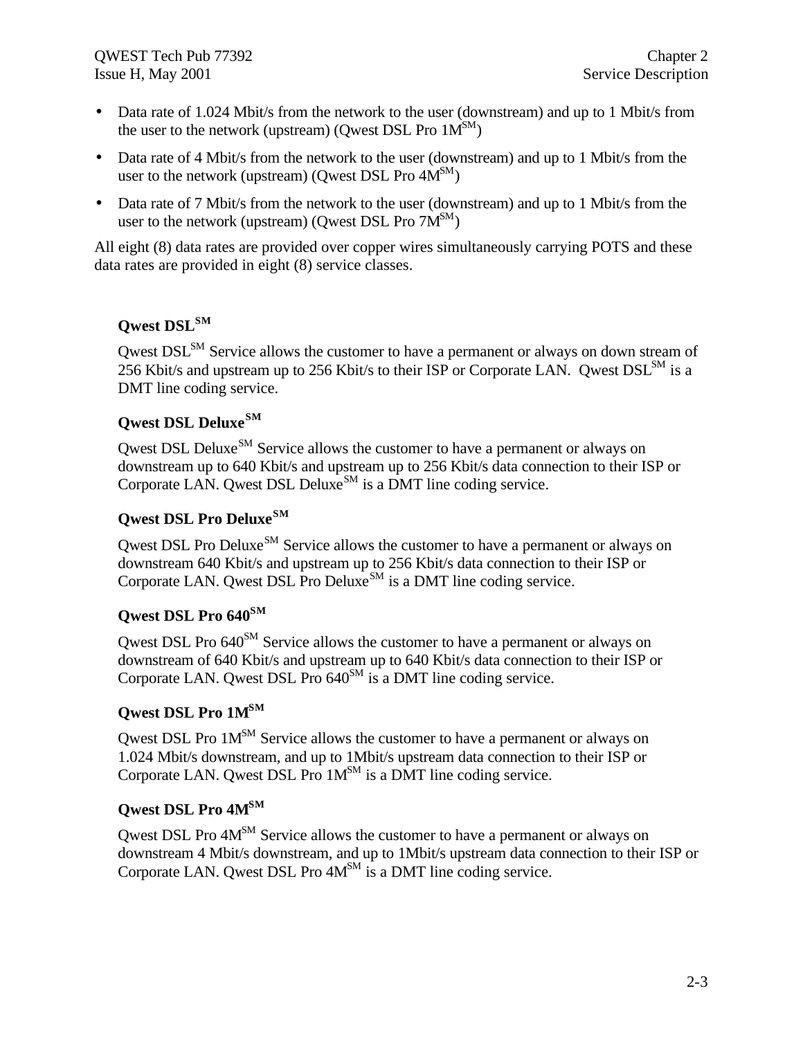- Data rate of 1.024 Mbit/s from the network to the user (downstream) and up to 1 Mbit/s from the user to the network (upstream) (Qwest DSL Pro 1M[SM])
- Data rate of 4 Mbit/s from the network to the user (downstream) and up to 1 Mbit/s from the user to the network (upstream) (Qwest DSL Pro 4M[SM])
- Data rate of 7 Mbit/s from the network to the user (downstream) and up to 1 Mbit/s from the user to the network (upstream) (Qwest DSL Pro 7M[SM])

All eight (8) data rates are provided over copper wires simultaneously carrying POTS and these data rates are provided in eight (8) service classes.

**Qwest DSL[SM]**

Qwest DSL[SM] Service allows the customer to have a permanent or always on down stream of 256 Kbit/s and upstream up to 256 Kbit/s to their ISP or Corporate LAN. Qwest DSL[SM] is a DMT line coding service.

**Qwest DSL Deluxe[SM]**

Qwest DSL Deluxe[SM] Service allows the customer to have a permanent or always on downstream up to 640 Kbit/s and upstream up to 256 Kbit/s data connection to their ISP or Corporate LAN. Qwest DSL Deluxe[SM] is a DMT line coding service.

**Qwest DSL Pro Deluxe[SM]**

Qwest DSL Pro Deluxe[SM] Service allows the customer to have a permanent or always on downstream 640 Kbit/s and upstream up to 256 Kbit/s data connection to their ISP or Corporate LAN. Qwest DSL Pro Deluxe[SM] is a DMT line coding service.

**Qwest DSL Pro 640[SM]**

Qwest DSL Pro 640[SM] Service allows the customer to have a permanent or always on downstream of 640 Kbit/s and upstream up to 640 Kbit/s data connection to their ISP or Corporate LAN. Qwest DSL Pro 640[SM] is a DMT line coding service.

**Qwest DSL Pro 1M[SM]**

Qwest DSL Pro 1M[SM] Service allows the customer to have a permanent or always on 1.024 Mbit/s downstream, and up to 1Mbit/s upstream data connection to their ISP or Corporate LAN. Qwest DSL Pro 1M[SM] is a DMT line coding service.

**Qwest DSL Pro 4M[SM]**

Qwest DSL Pro 4M[SM] Service allows the customer to have a permanent or always on downstream 4 Mbit/s downstream, and up to 1Mbit/s upstream data connection to their ISP or Corporate LAN. Qwest DSL Pro 4M[SM] is a DMT line coding service.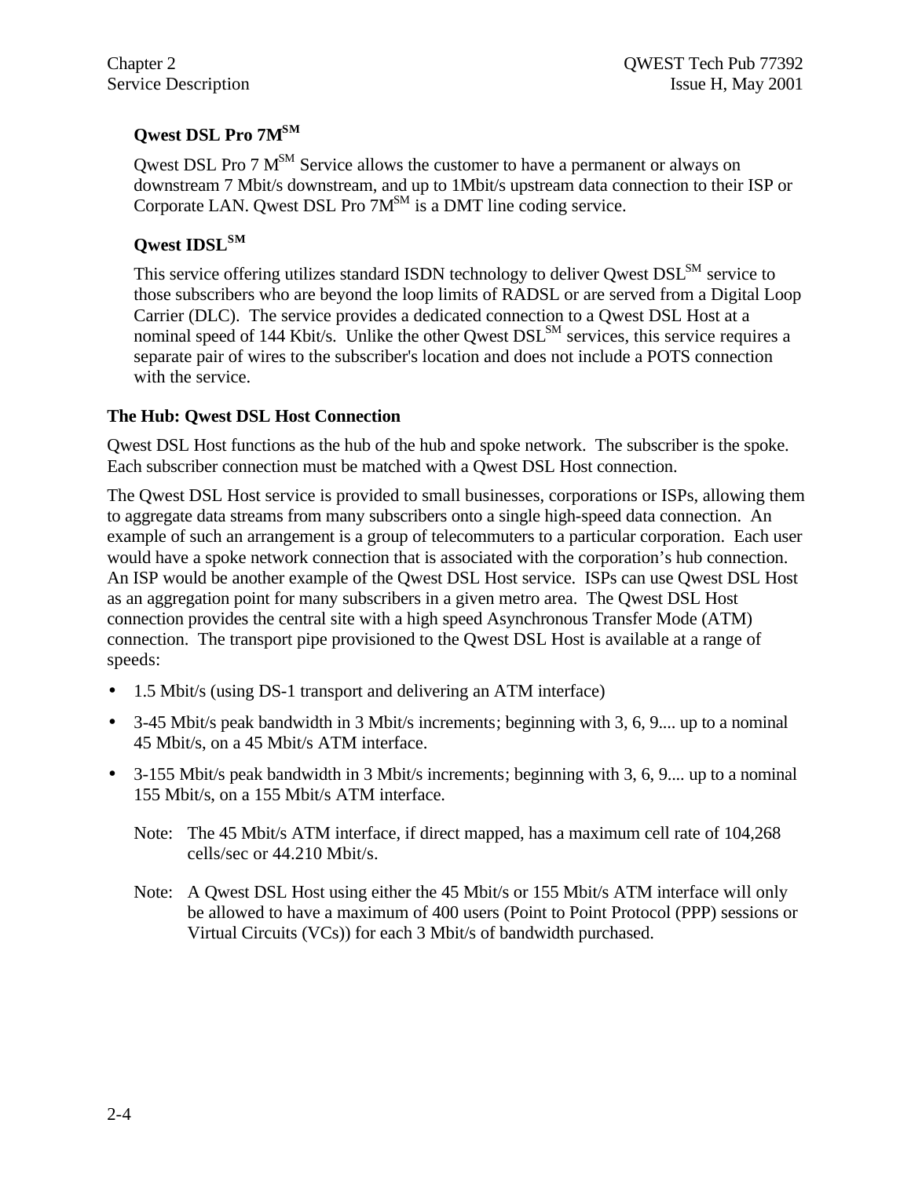### Qwest DSL Pro 7M[SM]

Qwest DSL Pro 7 M[SM] Service allows the customer to have a permanent or always on downstream 7 Mbit/s downstream, and up to 1Mbit/s upstream data connection to their ISP or Corporate LAN. Qwest DSL Pro 7M[SM] is a DMT line coding service.

### Qwest IDSL[SM]

This service offering utilizes standard ISDN technology to deliver Qwest DSL[SM] service to those subscribers who are beyond the loop limits of RADSL or are served from a Digital Loop Carrier (DLC). The service provides a dedicated connection to a Qwest DSL Host at a nominal speed of 144 Kbit/s. Unlike the other Qwest DSL[SM] services, this service requires a separate pair of wires to the subscriber's location and does not include a POTS connection with the service.

## The Hub: Qwest DSL Host Connection

Qwest DSL Host functions as the hub of the hub and spoke network. The subscriber is the spoke. Each subscriber connection must be matched with a Qwest DSL Host connection.

The Qwest DSL Host service is provided to small businesses, corporations or ISPs, allowing them to aggregate data streams from many subscribers onto a single high-speed data connection. An example of such an arrangement is a group of telecommuters to a particular corporation. Each user would have a spoke network connection that is associated with the corporation's hub connection. An ISP would be another example of the Qwest DSL Host service. ISPs can use Qwest DSL Host as an aggregation point for many subscribers in a given metro area. The Qwest DSL Host connection provides the central site with a high speed Asynchronous Transfer Mode (ATM) connection. The transport pipe provisioned to the Qwest DSL Host is available at a range of speeds:

- 1.5 Mbit/s (using DS-1 transport and delivering an ATM interface)
- 3-45 Mbit/s peak bandwidth in 3 Mbit/s increments; beginning with 3, 6, 9.... up to a nominal 45 Mbit/s, on a 45 Mbit/s ATM interface.
- 3-155 Mbit/s peak bandwidth in 3 Mbit/s increments; beginning with 3, 6, 9.... up to a nominal 155 Mbit/s, on a 155 Mbit/s ATM interface.

Note: The 45 Mbit/s ATM interface, if direct mapped, has a maximum cell rate of 104,268 cells/sec or 44.210 Mbit/s.

Note: A Qwest DSL Host using either the 45 Mbit/s or 155 Mbit/s ATM interface will only be allowed to have a maximum of 400 users (Point to Point Protocol (PPP) sessions or Virtual Circuits (VCs)) for each 3 Mbit/s of bandwidth purchased.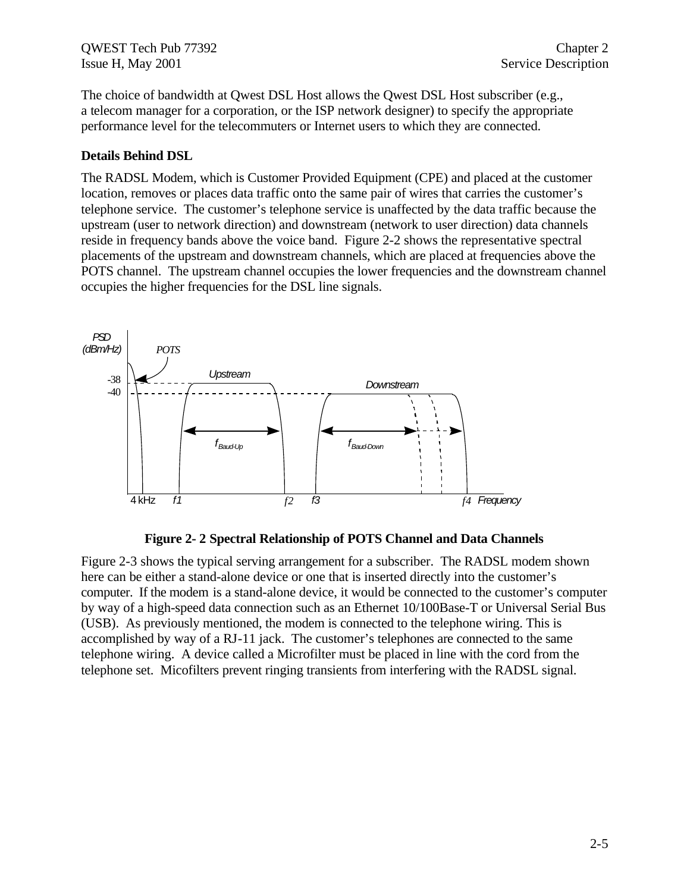The choice of bandwidth at Qwest DSL Host allows the Qwest DSL Host subscriber (e.g., a telecom manager for a corporation, or the ISP network designer) to specify the appropriate performance level for the telecommuters or Internet users to which they are connected.

**Details Behind DSL**

The RADSL Modem, which is Customer Provided Equipment (CPE) and placed at the customer location, removes or places data traffic onto the same pair of wires that carries the customer's telephone service. The customer's telephone service is unaffected by the data traffic because the upstream (user to network direction) and downstream (network to user direction) data channels reside in frequency bands above the voice band. Figure 2-2 shows the representative spectral placements of the upstream and downstream channels, which are placed at frequencies above the POTS channel. The upstream channel occupies the lower frequencies and the downstream channel occupies the higher frequencies for the DSL line signals.

PSD (dBm/Hz)
POTS
Upstream
Downstream
-38
-40
$f_{Baud-Up}$
$f_{Baud-Down}$
4 kHz
f1
f2
f3
f4
Frequency

**Figure 2- 2 Spectral Relationship of POTS Channel and Data Channels**

Figure 2-3 shows the typical serving arrangement for a subscriber. The RADSL modem shown here can be either a stand-alone device or one that is inserted directly into the customer's computer. If the modem is a stand-alone device, it would be connected to the customer's computer by way of a high-speed data connection such as an Ethernet 10/100Base-T or Universal Serial Bus (USB). As previously mentioned, the modem is connected to the telephone wiring. This is accomplished by way of a RJ-11 jack. The customer's telephones are connected to the same telephone wiring. A device called a Microfilter must be placed in line with the cord from the telephone set. Micofilters prevent ringing transients from interfering with the RADSL signal.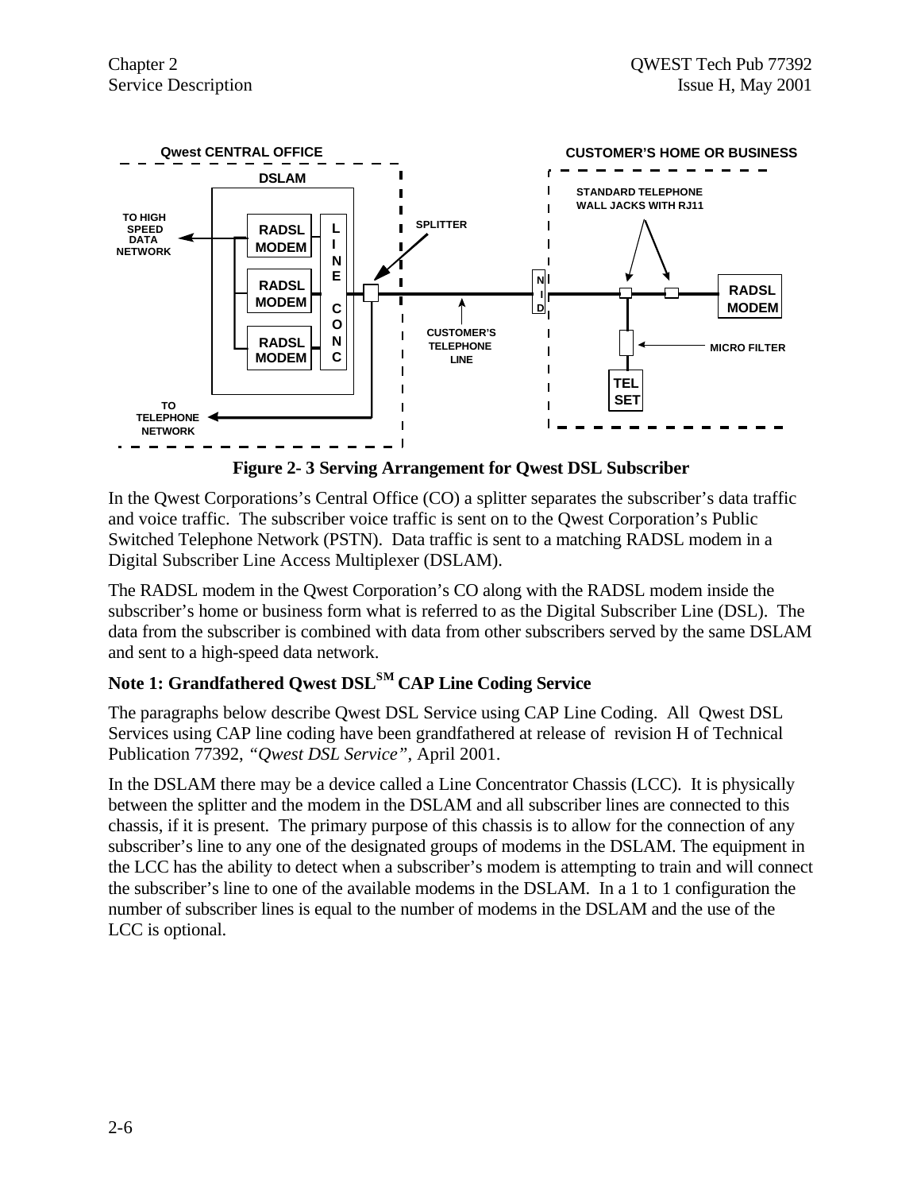Qwest CENTRAL OFFICE

DSLAM

TO HIGH SPEED DATA NETWORK

RADSL MODEM

RADSL MODEM

RADSL MODEM

LINE CONC

SPLITTER

TO TELEPHONE NETWORK

CUSTOMER'S TELEPHONE LINE

NID

CUSTOMER'S HOME OR BUSINESS

STANDARD TELEPHONE WALL JACKS WITH RJ11

RADSL MODEM

MICRO FILTER

TEL SET

**Figure 2- 3 Serving Arrangement for Qwest DSL Subscriber**

In the Qwest Corporations's Central Office (CO) a splitter separates the subscriber's data traffic and voice traffic. The subscriber voice traffic is sent on to the Qwest Corporation's Public Switched Telephone Network (PSTN). Data traffic is sent to a matching RADSL modem in a Digital Subscriber Line Access Multiplexer (DSLAM).

The RADSL modem in the Qwest Corporation's CO along with the RADSL modem inside the subscriber's home or business form what is referred to as the Digital Subscriber Line (DSL). The data from the subscriber is combined with data from other subscribers served by the same DSLAM and sent to a high-speed data network.

### Note 1: Grandfathered Qwest DSL[SM] CAP Line Coding Service

The paragraphs below describe Qwest DSL Service using CAP Line Coding. All Qwest DSL Services using CAP line coding have been grandfathered at release of revision H of Technical Publication 77392, *"Qwest DSL Service"*, April 2001.

In the DSLAM there may be a device called a Line Concentrator Chassis (LCC). It is physically between the splitter and the modem in the DSLAM and all subscriber lines are connected to this chassis, if it is present. The primary purpose of this chassis is to allow for the connection of any subscriber's line to any one of the designated groups of modems in the DSLAM. The equipment in the LCC has the ability to detect when a subscriber's modem is attempting to train and will connect the subscriber's line to one of the available modems in the DSLAM. In a 1 to 1 configuration the number of subscriber lines is equal to the number of modems in the DSLAM and the use of the LCC is optional.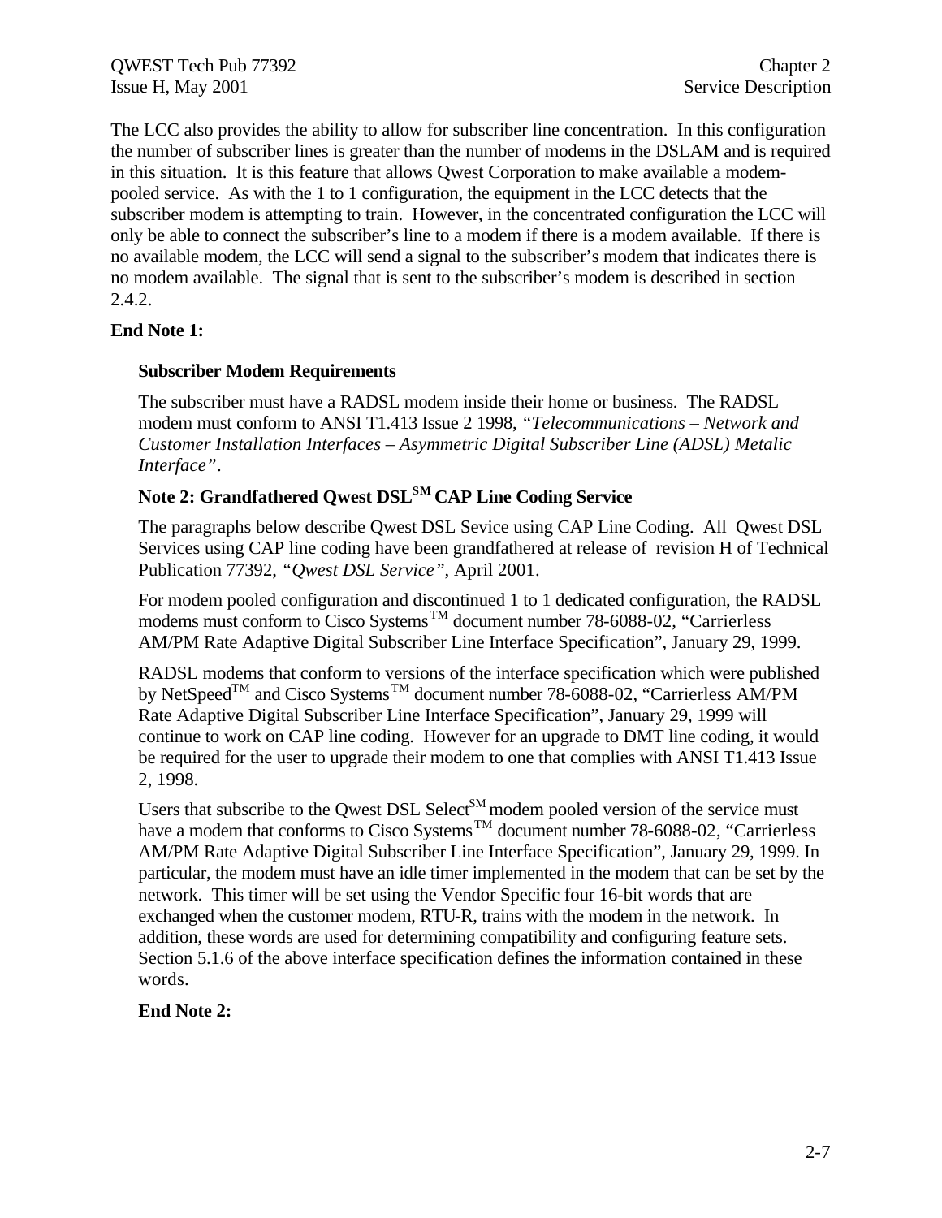The LCC also provides the ability to allow for subscriber line concentration. In this configuration the number of subscriber lines is greater than the number of modems in the DSLAM and is required in this situation. It is this feature that allows Qwest Corporation to make available a modem-pooled service. As with the 1 to 1 configuration, the equipment in the LCC detects that the subscriber modem is attempting to train. However, in the concentrated configuration the LCC will only be able to connect the subscriber's line to a modem if there is a modem available. If there is no available modem, the LCC will send a signal to the subscriber's modem that indicates there is no modem available. The signal that is sent to the subscriber's modem is described in section 2.4.2.

**End Note 1:**

**Subscriber Modem Requirements**

The subscriber must have a RADSL modem inside their home or business. The RADSL modem must conform to ANSI T1.413 Issue 2 1998, *"Telecommunications – Network and Customer Installation Interfaces – Asymmetric Digital Subscriber Line (ADSL) Metalic Interface"*.

**Note 2: Grandfathered Qwest DSL^SM CAP Line Coding Service**

The paragraphs below describe Qwest DSL Sevice using CAP Line Coding. All Qwest DSL Services using CAP line coding have been grandfathered at release of revision H of Technical Publication 77392, *"Qwest DSL Service"*, April 2001.

For modem pooled configuration and discontinued 1 to 1 dedicated configuration, the RADSL modems must conform to Cisco Systems^TM document number 78-6088-02, "Carrierless AM/PM Rate Adaptive Digital Subscriber Line Interface Specification", January 29, 1999.

RADSL modems that conform to versions of the interface specification which were published by NetSpeed^TM and Cisco Systems^TM document number 78-6088-02, "Carrierless AM/PM Rate Adaptive Digital Subscriber Line Interface Specification", January 29, 1999 will continue to work on CAP line coding. However for an upgrade to DMT line coding, it would be required for the user to upgrade their modem to one that complies with ANSI T1.413 Issue 2, 1998.

Users that subscribe to the Qwest DSL Select^SM modem pooled version of the service <u>must</u> have a modem that conforms to Cisco Systems^TM document number 78-6088-02, "Carrierless AM/PM Rate Adaptive Digital Subscriber Line Interface Specification", January 29, 1999. In particular, the modem must have an idle timer implemented in the modem that can be set by the network. This timer will be set using the Vendor Specific four 16-bit words that are exchanged when the customer modem, RTU-R, trains with the modem in the network. In addition, these words are used for determining compatibility and configuring feature sets. Section 5.1.6 of the above interface specification defines the information contained in these words.

**End Note 2:**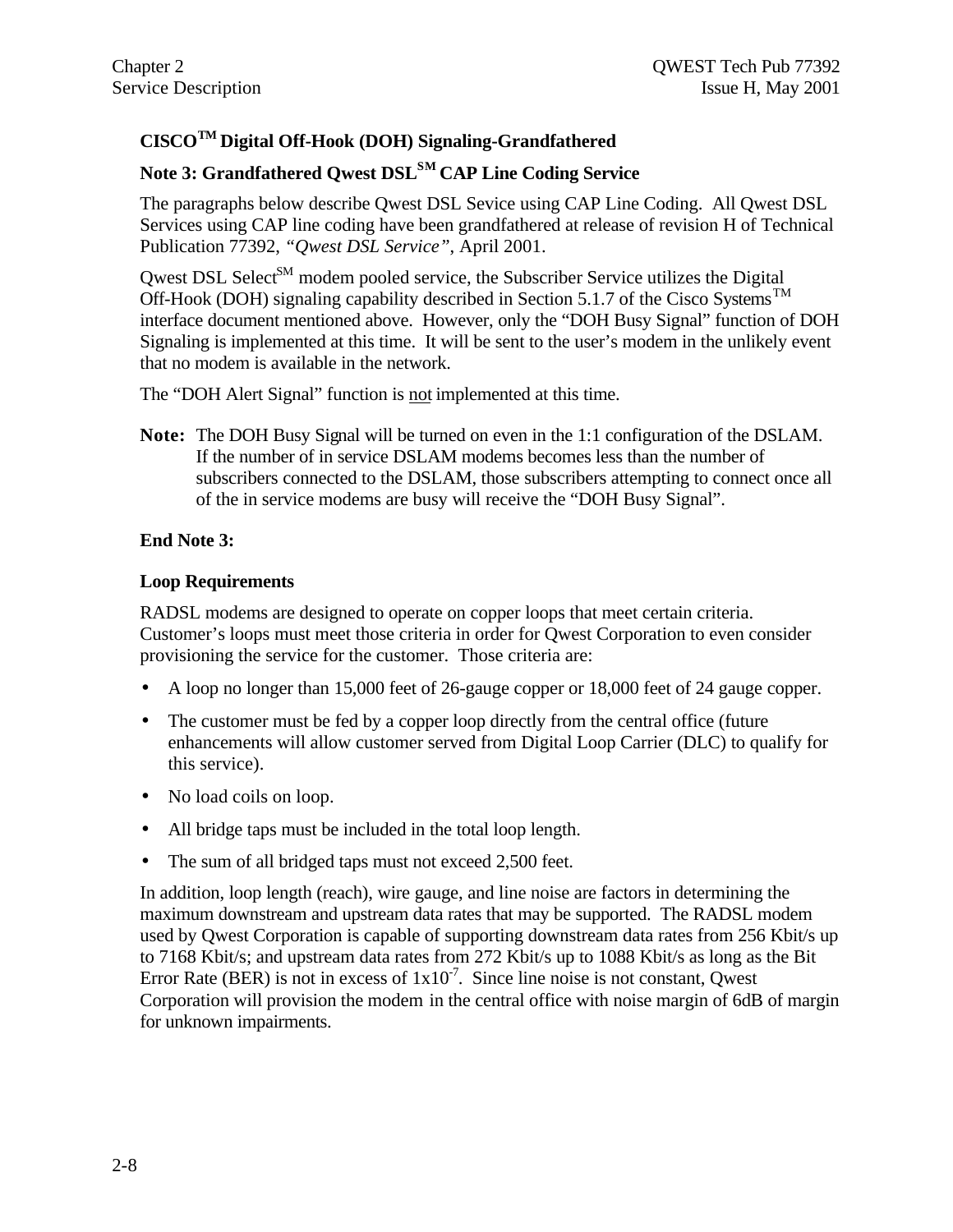### CISCO™ Digital Off-Hook (DOH) Signaling-Grandfathered

### Note 3: Grandfathered Qwest DSL℠ CAP Line Coding Service

The paragraphs below describe Qwest DSL Sevice using CAP Line Coding. All Qwest DSL Services using CAP line coding have been grandfathered at release of revision H of Technical Publication 77392, *"Qwest DSL Service"*, April 2001.

Qwest DSL Select℠ modem pooled service, the Subscriber Service utilizes the Digital Off-Hook (DOH) signaling capability described in Section 5.1.7 of the Cisco Systems™ interface document mentioned above. However, only the "DOH Busy Signal" function of DOH Signaling is implemented at this time. It will be sent to the user's modem in the unlikely event that no modem is available in the network.

The "DOH Alert Signal" function is <u>not</u> implemented at this time.

**Note:** The DOH Busy Signal will be turned on even in the 1:1 configuration of the DSLAM. If the number of in service DSLAM modems becomes less than the number of subscribers connected to the DSLAM, those subscribers attempting to connect once all of the in service modems are busy will receive the "DOH Busy Signal".

**End Note 3:**

### Loop Requirements

RADSL modems are designed to operate on copper loops that meet certain criteria. Customer's loops must meet those criteria in order for Qwest Corporation to even consider provisioning the service for the customer. Those criteria are:

- A loop no longer than 15,000 feet of 26-gauge copper or 18,000 feet of 24 gauge copper.
- The customer must be fed by a copper loop directly from the central office (future enhancements will allow customer served from Digital Loop Carrier (DLC) to qualify for this service).
- No load coils on loop.
- All bridge taps must be included in the total loop length.
- The sum of all bridged taps must not exceed 2,500 feet.

In addition, loop length (reach), wire gauge, and line noise are factors in determining the maximum downstream and upstream data rates that may be supported. The RADSL modem used by Qwest Corporation is capable of supporting downstream data rates from 256 Kbit/s up to 7168 Kbit/s; and upstream data rates from 272 Kbit/s up to 1088 Kbit/s as long as the Bit Error Rate (BER) is not in excess of $1x10^{-7}$. Since line noise is not constant, Qwest Corporation will provision the modem in the central office with noise margin of 6dB of margin for unknown impairments.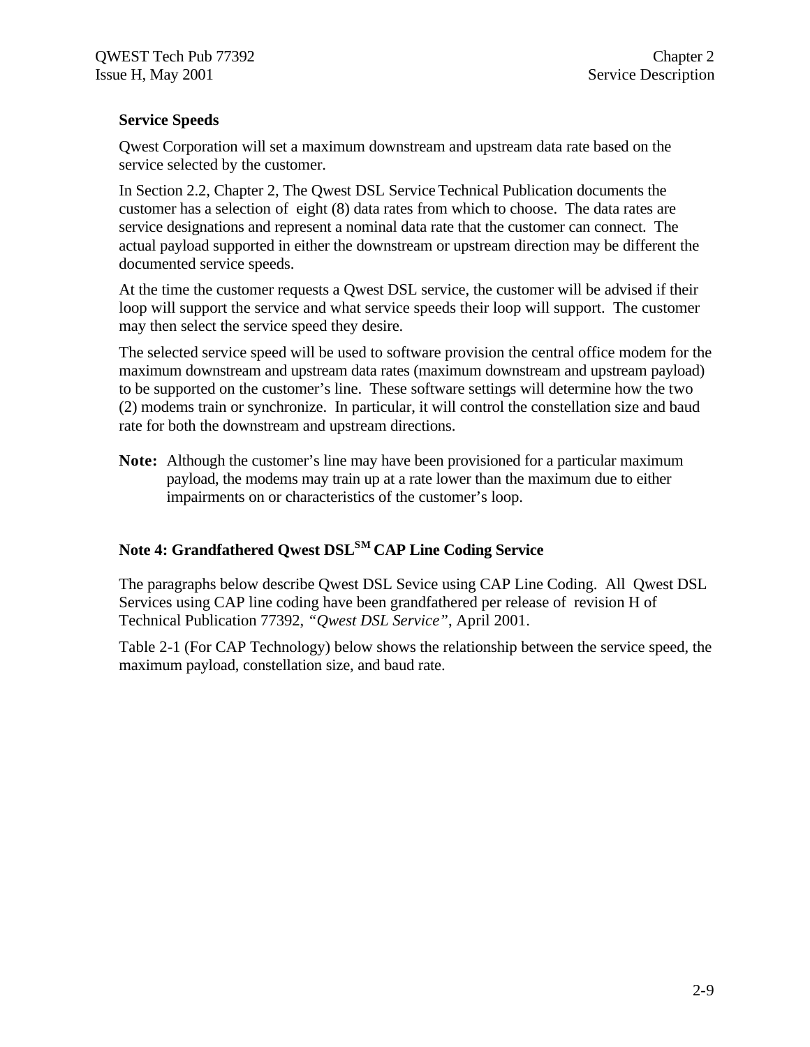### Service Speeds

Qwest Corporation will set a maximum downstream and upstream data rate based on the service selected by the customer.

In Section 2.2, Chapter 2, The Qwest DSL Service Technical Publication documents the customer has a selection of eight (8) data rates from which to choose. The data rates are service designations and represent a nominal data rate that the customer can connect. The actual payload supported in either the downstream or upstream direction may be different the documented service speeds.

At the time the customer requests a Qwest DSL service, the customer will be advised if their loop will support the service and what service speeds their loop will support. The customer may then select the service speed they desire.

The selected service speed will be used to software provision the central office modem for the maximum downstream and upstream data rates (maximum downstream and upstream payload) to be supported on the customer's line. These software settings will determine how the two (2) modems train or synchronize. In particular, it will control the constellation size and baud rate for both the downstream and upstream directions.

**Note:** Although the customer's line may have been provisioned for a particular maximum payload, the modems may train up at a rate lower than the maximum due to either impairments on or characteristics of the customer's loop.

### Note 4: Grandfathered Qwest DSL[SM] CAP Line Coding Service

The paragraphs below describe Qwest DSL Sevice using CAP Line Coding. All Qwest DSL Services using CAP line coding have been grandfathered per release of revision H of Technical Publication 77392, *"Qwest DSL Service"*, April 2001.

Table 2-1 (For CAP Technology) below shows the relationship between the service speed, the maximum payload, constellation size, and baud rate.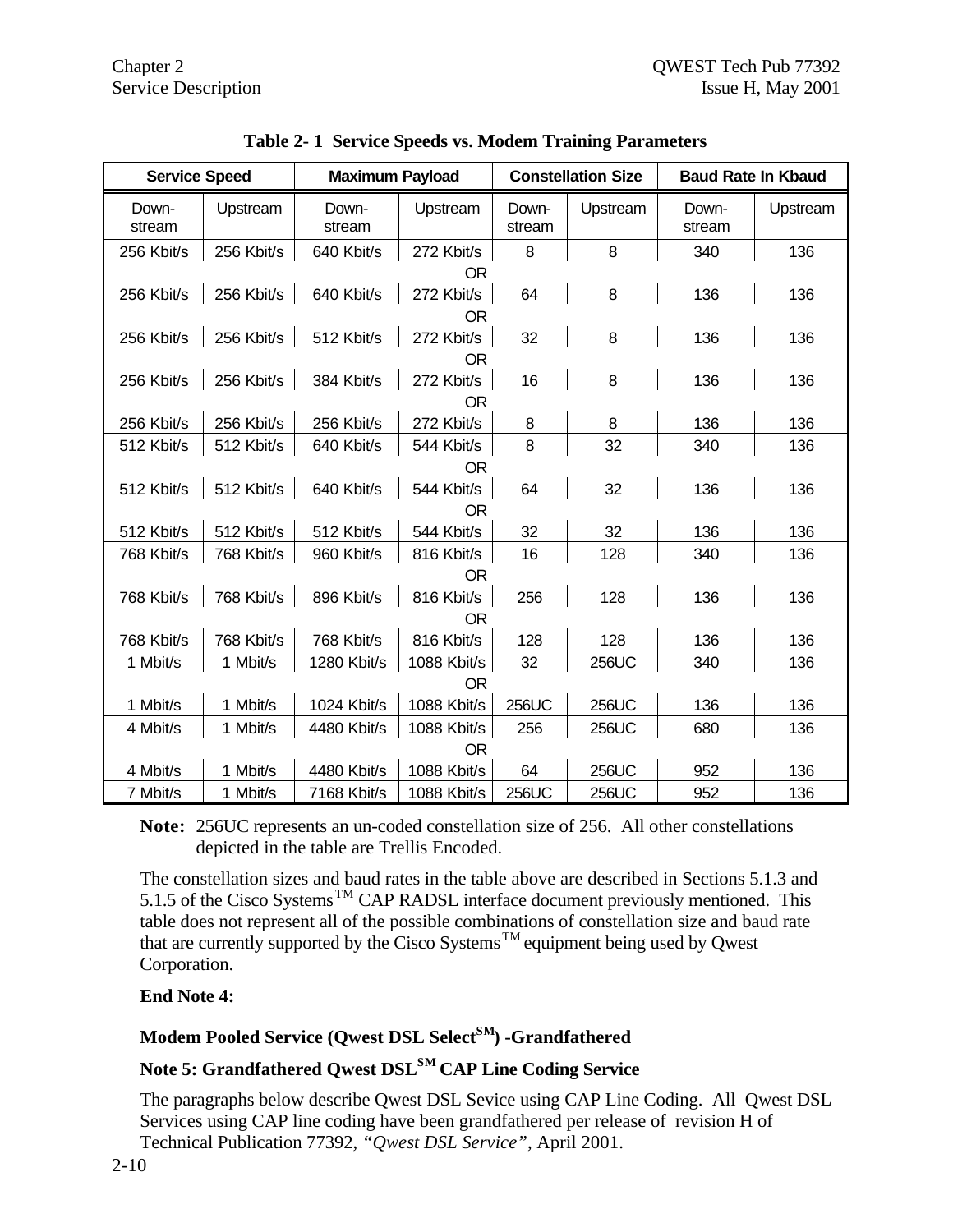**Table 2- 1 Service Speeds vs. Modem Training Parameters**

| Service Speed | | Maximum Payload | | Constellation Size | | Baud Rate In Kbaud | |
|---|---|---|---|---|---|---|---|
| Down-stream | Upstream | Down-stream | Upstream | Down-stream | Upstream | Down-stream | Upstream |
| 256 Kbit/s | 256 Kbit/s | 640 Kbit/s | 272 Kbit/s | 8 | 8 | 340 | 136 |
| | | | OR | | | | |
| 256 Kbit/s | 256 Kbit/s | 640 Kbit/s | 272 Kbit/s | 64 | 8 | 136 | 136 |
| | | | OR | | | | |
| 256 Kbit/s | 256 Kbit/s | 512 Kbit/s | 272 Kbit/s | 32 | 8 | 136 | 136 |
| | | | OR | | | | |
| 256 Kbit/s | 256 Kbit/s | 384 Kbit/s | 272 Kbit/s | 16 | 8 | 136 | 136 |
| | | | OR | | | | |
| 256 Kbit/s | 256 Kbit/s | 256 Kbit/s | 272 Kbit/s | 8 | 8 | 136 | 136 |
| 512 Kbit/s | 512 Kbit/s | 640 Kbit/s | 544 Kbit/s | 8 | 32 | 340 | 136 |
| | | | OR | | | | |
| 512 Kbit/s | 512 Kbit/s | 640 Kbit/s | 544 Kbit/s | 64 | 32 | 136 | 136 |
| | | | OR | | | | |
| 512 Kbit/s | 512 Kbit/s | 512 Kbit/s | 544 Kbit/s | 32 | 32 | 136 | 136 |
| 768 Kbit/s | 768 Kbit/s | 960 Kbit/s | 816 Kbit/s | 16 | 128 | 340 | 136 |
| | | | OR | | | | |
| 768 Kbit/s | 768 Kbit/s | 896 Kbit/s | 816 Kbit/s | 256 | 128 | 136 | 136 |
| | | | OR | | | | |
| 768 Kbit/s | 768 Kbit/s | 768 Kbit/s | 816 Kbit/s | 128 | 128 | 136 | 136 |
| 1 Mbit/s | 1 Mbit/s | 1280 Kbit/s | 1088 Kbit/s | 32 | 256UC | 340 | 136 |
| | | | OR | | | | |
| 1 Mbit/s | 1 Mbit/s | 1024 Kbit/s | 1088 Kbit/s | 256UC | 256UC | 136 | 136 |
| 4 Mbit/s | 1 Mbit/s | 4480 Kbit/s | 1088 Kbit/s | 256 | 256UC | 680 | 136 |
| | | | OR | | | | |
| 4 Mbit/s | 1 Mbit/s | 4480 Kbit/s | 1088 Kbit/s | 64 | 256UC | 952 | 136 |
| 7 Mbit/s | 1 Mbit/s | 7168 Kbit/s | 1088 Kbit/s | 256UC | 256UC | 952 | 136 |

**Note:** 256UC represents an un-coded constellation size of 256. All other constellations depicted in the table are Trellis Encoded.

The constellation sizes and baud rates in the table above are described in Sections 5.1.3 and 5.1.5 of the Cisco Systems™ CAP RADSL interface document previously mentioned. This table does not represent all of the possible combinations of constellation size and baud rate that are currently supported by the Cisco Systems™ equipment being used by Qwest Corporation.

**End Note 4:**

**Modem Pooled Service (Qwest DSL Select℠) -Grandfathered**

**Note 5: Grandfathered Qwest DSL℠ CAP Line Coding Service**

The paragraphs below describe Qwest DSL Sevice using CAP Line Coding. All Qwest DSL Services using CAP line coding have been grandfathered per release of revision H of Technical Publication 77392, *"Qwest DSL Service"*, April 2001.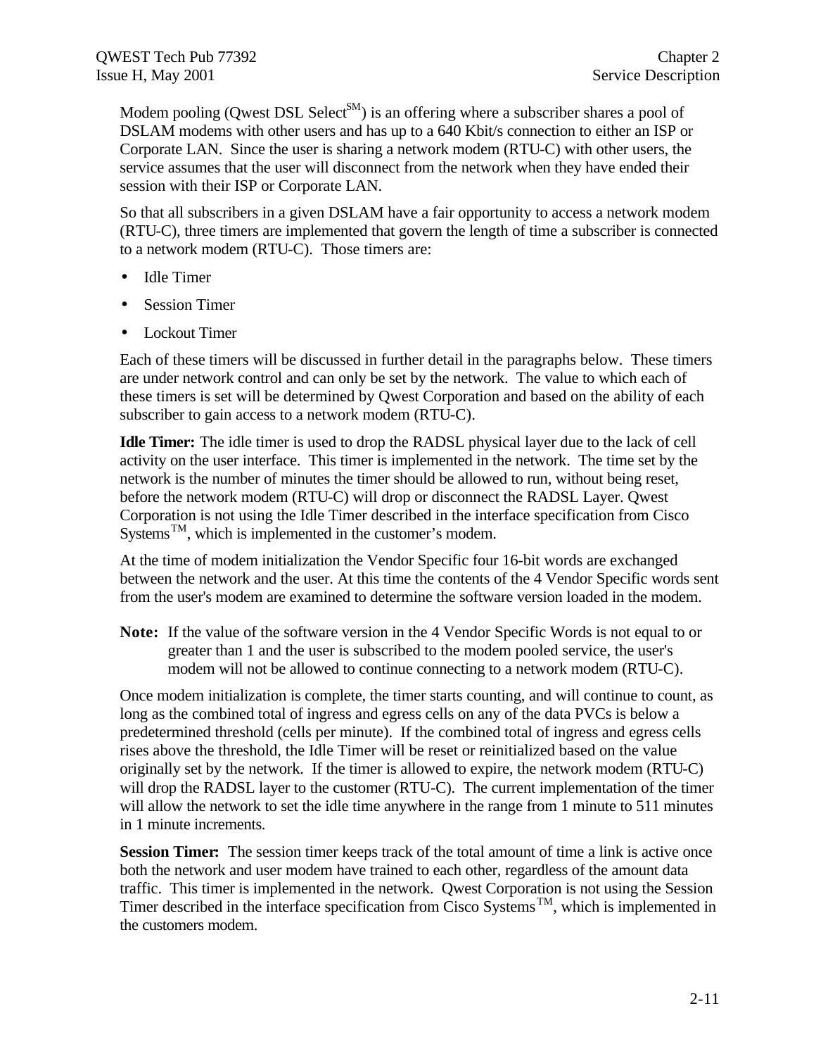Modem pooling (Qwest DSL Select[SM]) is an offering where a subscriber shares a pool of DSLAM modems with other users and has up to a 640 Kbit/s connection to either an ISP or Corporate LAN. Since the user is sharing a network modem (RTU-C) with other users, the service assumes that the user will disconnect from the network when they have ended their session with their ISP or Corporate LAN.

So that all subscribers in a given DSLAM have a fair opportunity to access a network modem (RTU-C), three timers are implemented that govern the length of time a subscriber is connected to a network modem (RTU-C). Those timers are:

- Idle Timer
- Session Timer
- Lockout Timer

Each of these timers will be discussed in further detail in the paragraphs below. These timers are under network control and can only be set by the network. The value to which each of these timers is set will be determined by Qwest Corporation and based on the ability of each subscriber to gain access to a network modem (RTU-C).

**Idle Timer:** The idle timer is used to drop the RADSL physical layer due to the lack of cell activity on the user interface. This timer is implemented in the network. The time set by the network is the number of minutes the timer should be allowed to run, without being reset, before the network modem (RTU-C) will drop or disconnect the RADSL Layer. Qwest Corporation is not using the Idle Timer described in the interface specification from Cisco Systems[TM], which is implemented in the customer's modem.

At the time of modem initialization the Vendor Specific four 16-bit words are exchanged between the network and the user. At this time the contents of the 4 Vendor Specific words sent from the user's modem are examined to determine the software version loaded in the modem.

**Note:** If the value of the software version in the 4 Vendor Specific Words is not equal to or greater than 1 and the user is subscribed to the modem pooled service, the user's modem will not be allowed to continue connecting to a network modem (RTU-C).

Once modem initialization is complete, the timer starts counting, and will continue to count, as long as the combined total of ingress and egress cells on any of the data PVCs is below a predetermined threshold (cells per minute). If the combined total of ingress and egress cells rises above the threshold, the Idle Timer will be reset or reinitialized based on the value originally set by the network. If the timer is allowed to expire, the network modem (RTU-C) will drop the RADSL layer to the customer (RTU-C). The current implementation of the timer will allow the network to set the idle time anywhere in the range from 1 minute to 511 minutes in 1 minute increments.

**Session Timer:** The session timer keeps track of the total amount of time a link is active once both the network and user modem have trained to each other, regardless of the amount data traffic. This timer is implemented in the network. Qwest Corporation is not using the Session Timer described in the interface specification from Cisco Systems[TM], which is implemented in the customers modem.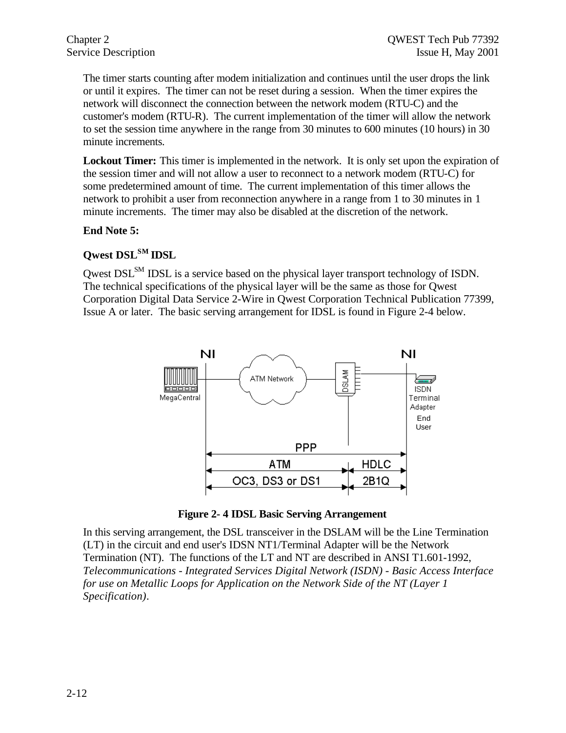The timer starts counting after modem initialization and continues until the user drops the link or until it expires. The timer can not be reset during a session. When the timer expires the network will disconnect the connection between the network modem (RTU-C) and the customer's modem (RTU-R). The current implementation of the timer will allow the network to set the session time anywhere in the range from 30 minutes to 600 minutes (10 hours) in 30 minute increments.

**Lockout Timer:** This timer is implemented in the network. It is only set upon the expiration of the session timer and will not allow a user to reconnect to a network modem (RTU-C) for some predetermined amount of time. The current implementation of this timer allows the network to prohibit a user from reconnection anywhere in a range from 1 to 30 minutes in 1 minute increments. The timer may also be disabled at the discretion of the network.

**End Note 5:**

**Qwest DSL$^{SM}$ IDSL**

Qwest DSL$^{SM}$ IDSL is a service based on the physical layer transport technology of ISDN. The technical specifications of the physical layer will be the same as those for Qwest Corporation Digital Data Service 2-Wire in Qwest Corporation Technical Publication 77399, Issue A or later. The basic serving arrangement for IDSL is found in Figure 2-4 below.

NI

NI

MegaCentral

ATM Network

DSLAM

ISDN Terminal Adapter

End User

PPP

ATM

HDLC

OC3, DS3 or DS1

2B1Q

**Figure 2- 4 IDSL Basic Serving Arrangement**

In this serving arrangement, the DSL transceiver in the DSLAM will be the Line Termination (LT) in the circuit and end user's IDSN NT1/Terminal Adapter will be the Network Termination (NT). The functions of the LT and NT are described in ANSI T1.601-1992, *Telecommunications - Integrated Services Digital Network (ISDN) - Basic Access Interface for use on Metallic Loops for Application on the Network Side of the NT (Layer 1 Specification)*.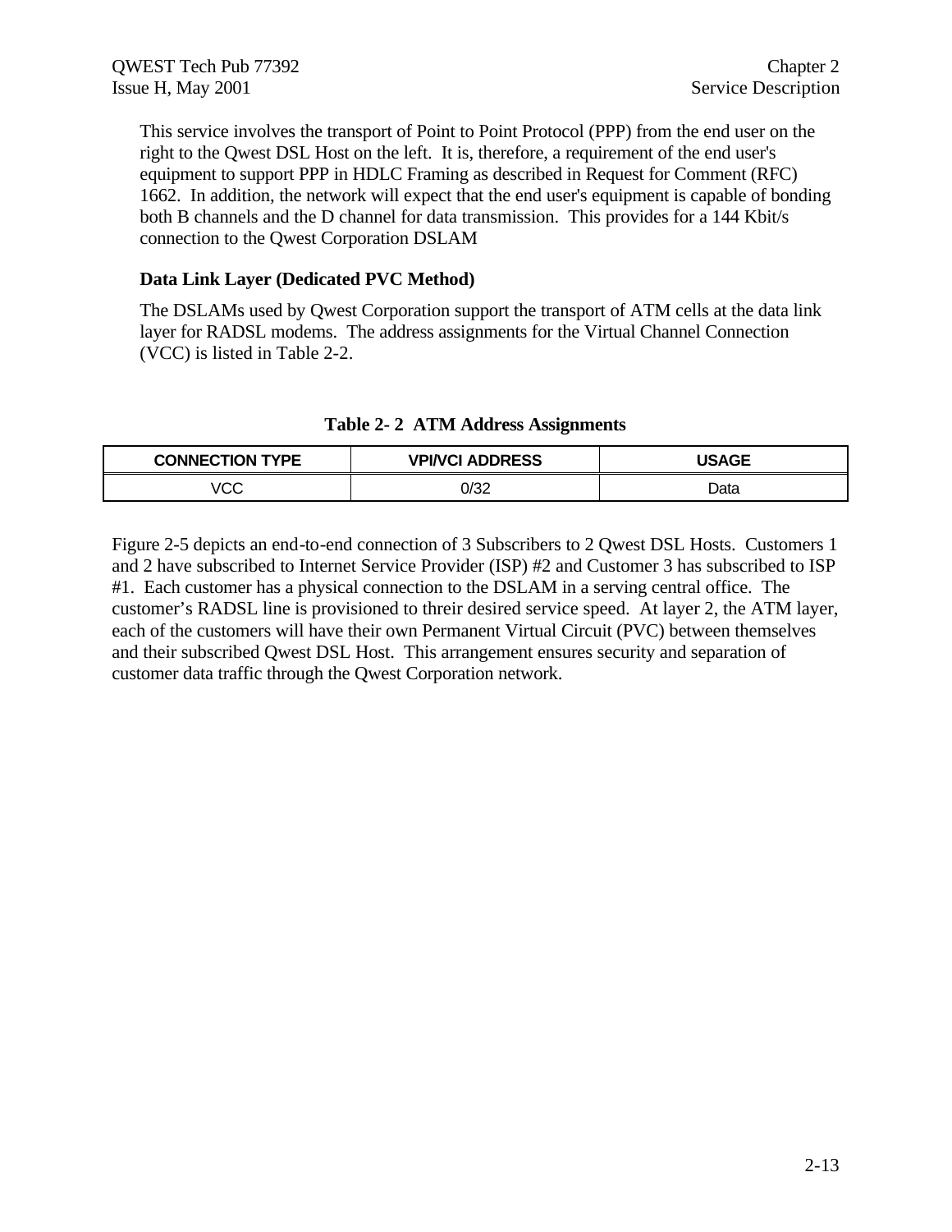This service involves the transport of Point to Point Protocol (PPP) from the end user on the right to the Qwest DSL Host on the left. It is, therefore, a requirement of the end user's equipment to support PPP in HDLC Framing as described in Request for Comment (RFC) 1662. In addition, the network will expect that the end user's equipment is capable of bonding both B channels and the D channel for data transmission. This provides for a 144 Kbit/s connection to the Qwest Corporation DSLAM

**Data Link Layer (Dedicated PVC Method)**

The DSLAMs used by Qwest Corporation support the transport of ATM cells at the data link layer for RADSL modems. The address assignments for the Virtual Channel Connection (VCC) is listed in Table 2-2.

**Table 2- 2 ATM Address Assignments**

| CONNECTION TYPE | VPI/VCI ADDRESS | USAGE |
|---|---|---|
| VCC | 0/32 | Data |

Figure 2-5 depicts an end-to-end connection of 3 Subscribers to 2 Qwest DSL Hosts. Customers 1 and 2 have subscribed to Internet Service Provider (ISP) #2 and Customer 3 has subscribed to ISP #1. Each customer has a physical connection to the DSLAM in a serving central office. The customer's RADSL line is provisioned to threir desired service speed. At layer 2, the ATM layer, each of the customers will have their own Permanent Virtual Circuit (PVC) between themselves and their subscribed Qwest DSL Host. This arrangement ensures security and separation of customer data traffic through the Qwest Corporation network.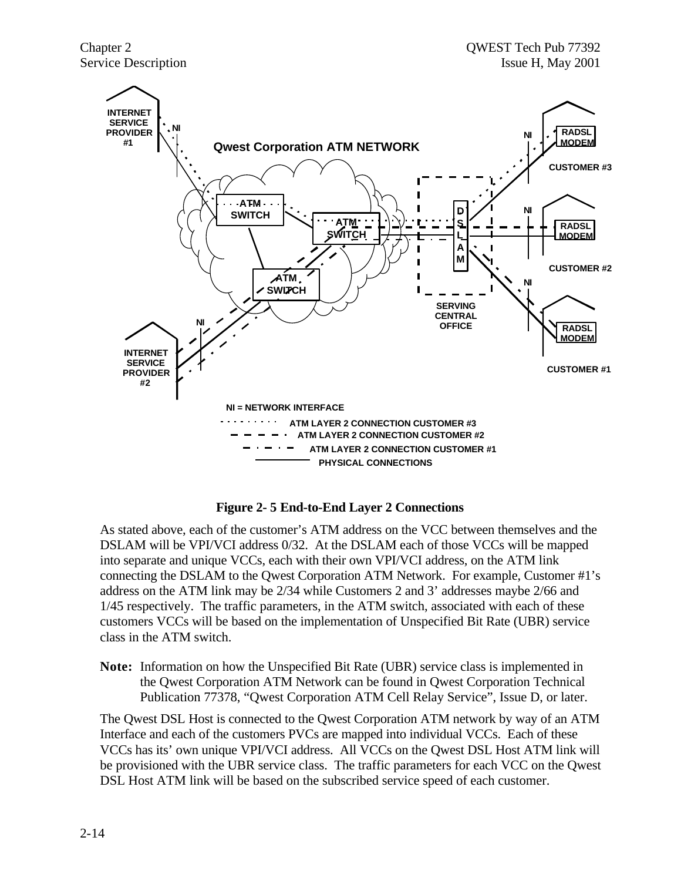INTERNET SERVICE PROVIDER #1

NI

Qwest Corporation ATM NETWORK

ATM SWITCH

ATM SWITCH

ATM SWITCH

DSLAM

SERVING CENTRAL OFFICE

NI

RADSL MODEM

CUSTOMER #3

NI

RADSL MODEM

CUSTOMER #2

NI

RADSL MODEM

CUSTOMER #1

NI

INTERNET SERVICE PROVIDER #2

NI = NETWORK INTERFACE

ATM LAYER 2 CONNECTION CUSTOMER #3

ATM LAYER 2 CONNECTION CUSTOMER #2

ATM LAYER 2 CONNECTION CUSTOMER #1

PHYSICAL CONNECTIONS

**Figure 2- 5 End-to-End Layer 2 Connections**

As stated above, each of the customer's ATM address on the VCC between themselves and the DSLAM will be VPI/VCI address 0/32. At the DSLAM each of those VCCs will be mapped into separate and unique VCCs, each with their own VPI/VCI address, on the ATM link connecting the DSLAM to the Qwest Corporation ATM Network. For example, Customer #1's address on the ATM link may be 2/34 while Customers 2 and 3' addresses maybe 2/66 and 1/45 respectively. The traffic parameters, in the ATM switch, associated with each of these customers VCCs will be based on the implementation of Unspecified Bit Rate (UBR) service class in the ATM switch.

**Note:** Information on how the Unspecified Bit Rate (UBR) service class is implemented in the Qwest Corporation ATM Network can be found in Qwest Corporation Technical Publication 77378, "Qwest Corporation ATM Cell Relay Service", Issue D, or later.

The Qwest DSL Host is connected to the Qwest Corporation ATM network by way of an ATM Interface and each of the customers PVCs are mapped into individual VCCs. Each of these VCCs has its' own unique VPI/VCI address. All VCCs on the Qwest DSL Host ATM link will be provisioned with the UBR service class. The traffic parameters for each VCC on the Qwest DSL Host ATM link will be based on the subscribed service speed of each customer.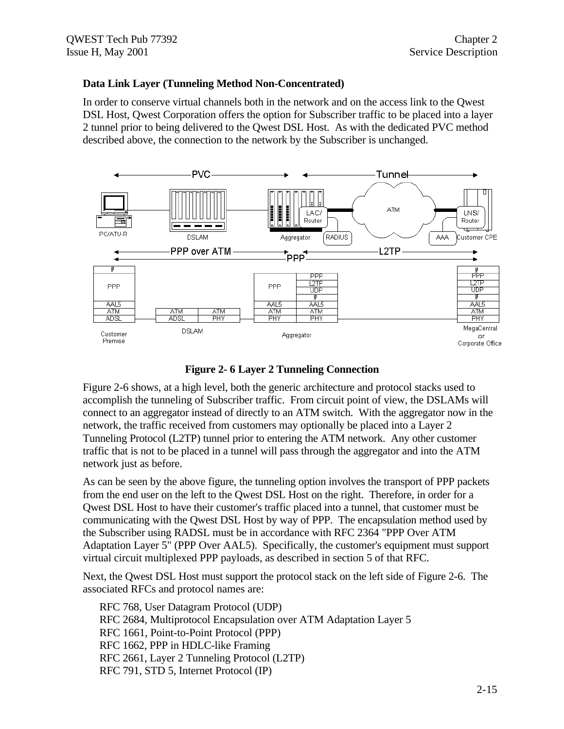### Data Link Layer (Tunneling Method Non-Concentrated)

In order to conserve virtual channels both in the network and on the access link to the Qwest DSL Host, Qwest Corporation offers the option for Subscriber traffic to be placed into a layer 2 tunnel prior to being delivered to the Qwest DSL Host. As with the dedicated PVC method described above, the connection to the network by the Subscriber is unchanged.

PVC
Tunnel
PC/ATU-R
DSLAM
Aggregator
LAC/Router
RADIUS
ATM
LNS/Router
AAA
Customer CPE
PPP over ATM
PPP
L2TP
IP
PPP
AAL5
ATM
ADSL
Customer Premise
ATM
ADSL
ATM
PHY
DSLAM
PPP
AAL5
ATM
PHY
PPP
L2TP
UDP
IP
AAL5
ATM
PHY
Aggregator
IP
PPP
L2TP
UDP
IP
AAL5
ATM
PHY
MegaCentral or Corporate Office

**Figure 2- 6 Layer 2 Tunneling Connection**

Figure 2-6 shows, at a high level, both the generic architecture and protocol stacks used to accomplish the tunneling of Subscriber traffic. From circuit point of view, the DSLAMs will connect to an aggregator instead of directly to an ATM switch. With the aggregator now in the network, the traffic received from customers may optionally be placed into a Layer 2 Tunneling Protocol (L2TP) tunnel prior to entering the ATM network. Any other customer traffic that is not to be placed in a tunnel will pass through the aggregator and into the ATM network just as before.

As can be seen by the above figure, the tunneling option involves the transport of PPP packets from the end user on the left to the Qwest DSL Host on the right. Therefore, in order for a Qwest DSL Host to have their customer's traffic placed into a tunnel, that customer must be communicating with the Qwest DSL Host by way of PPP. The encapsulation method used by the Subscriber using RADSL must be in accordance with RFC 2364 "PPP Over ATM Adaptation Layer 5" (PPP Over AAL5). Specifically, the customer's equipment must support virtual circuit multiplexed PPP payloads, as described in section 5 of that RFC.

Next, the Qwest DSL Host must support the protocol stack on the left side of Figure 2-6. The associated RFCs and protocol names are:

RFC 768, User Datagram Protocol (UDP)
RFC 2684, Multiprotocol Encapsulation over ATM Adaptation Layer 5
RFC 1661, Point-to-Point Protocol (PPP)
RFC 1662, PPP in HDLC-like Framing
RFC 2661, Layer 2 Tunneling Protocol (L2TP)
RFC 791, STD 5, Internet Protocol (IP)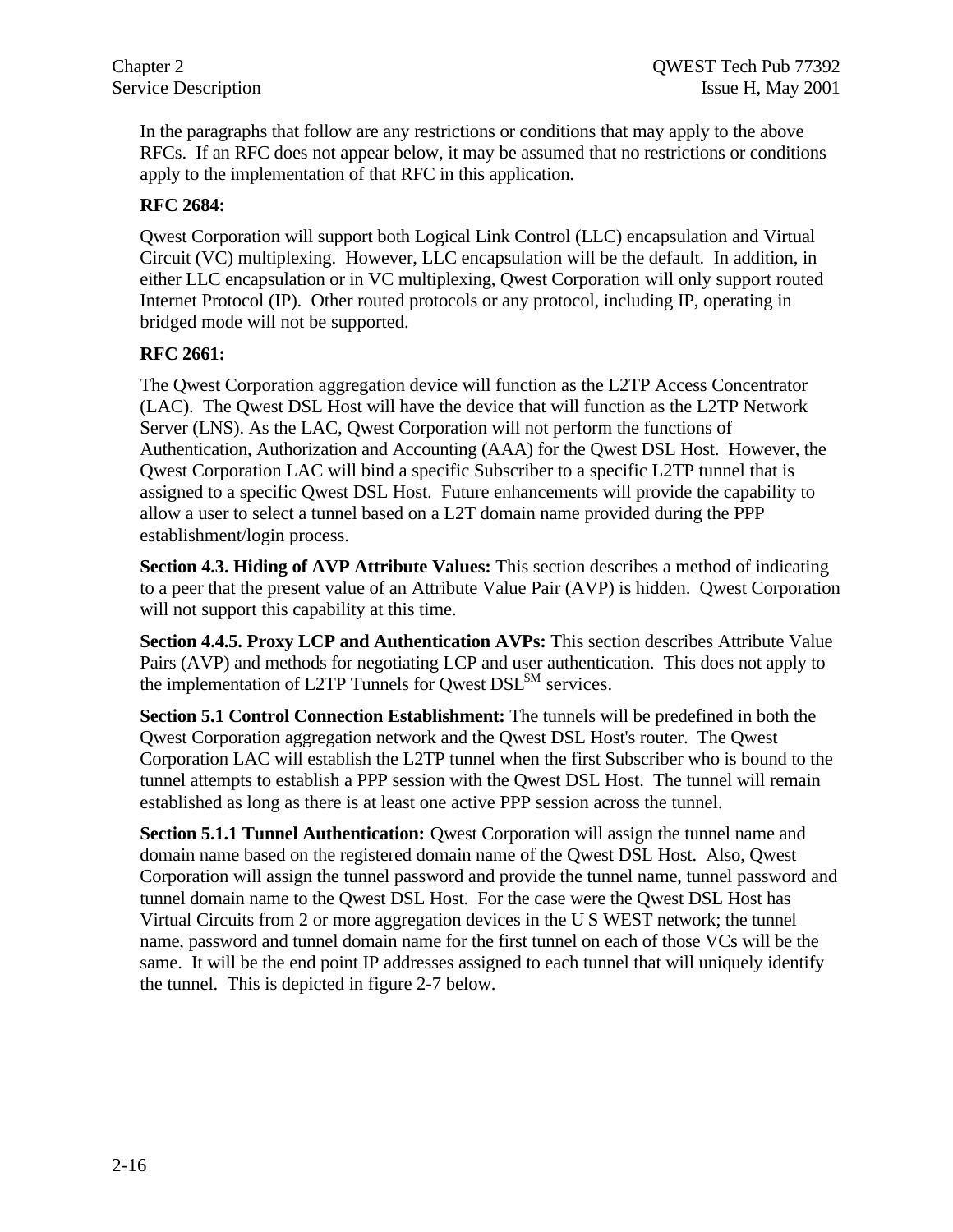In the paragraphs that follow are any restrictions or conditions that may apply to the above RFCs. If an RFC does not appear below, it may be assumed that no restrictions or conditions apply to the implementation of that RFC in this application.

**RFC 2684:**

Qwest Corporation will support both Logical Link Control (LLC) encapsulation and Virtual Circuit (VC) multiplexing. However, LLC encapsulation will be the default. In addition, in either LLC encapsulation or in VC multiplexing, Qwest Corporation will only support routed Internet Protocol (IP). Other routed protocols or any protocol, including IP, operating in bridged mode will not be supported.

**RFC 2661:**

The Qwest Corporation aggregation device will function as the L2TP Access Concentrator (LAC). The Qwest DSL Host will have the device that will function as the L2TP Network Server (LNS). As the LAC, Qwest Corporation will not perform the functions of Authentication, Authorization and Accounting (AAA) for the Qwest DSL Host. However, the Qwest Corporation LAC will bind a specific Subscriber to a specific L2TP tunnel that is assigned to a specific Qwest DSL Host. Future enhancements will provide the capability to allow a user to select a tunnel based on a L2T domain name provided during the PPP establishment/login process.

**Section 4.3. Hiding of AVP Attribute Values:** This section describes a method of indicating to a peer that the present value of an Attribute Value Pair (AVP) is hidden. Qwest Corporation will not support this capability at this time.

**Section 4.4.5. Proxy LCP and Authentication AVPs:** This section describes Attribute Value Pairs (AVP) and methods for negotiating LCP and user authentication. This does not apply to the implementation of L2TP Tunnels for Qwest DSL℠ services.

**Section 5.1 Control Connection Establishment:** The tunnels will be predefined in both the Qwest Corporation aggregation network and the Qwest DSL Host's router. The Qwest Corporation LAC will establish the L2TP tunnel when the first Subscriber who is bound to the tunnel attempts to establish a PPP session with the Qwest DSL Host. The tunnel will remain established as long as there is at least one active PPP session across the tunnel.

**Section 5.1.1 Tunnel Authentication:** Qwest Corporation will assign the tunnel name and domain name based on the registered domain name of the Qwest DSL Host. Also, Qwest Corporation will assign the tunnel password and provide the tunnel name, tunnel password and tunnel domain name to the Qwest DSL Host. For the case were the Qwest DSL Host has Virtual Circuits from 2 or more aggregation devices in the U S WEST network; the tunnel name, password and tunnel domain name for the first tunnel on each of those VCs will be the same. It will be the end point IP addresses assigned to each tunnel that will uniquely identify the tunnel. This is depicted in figure 2-7 below.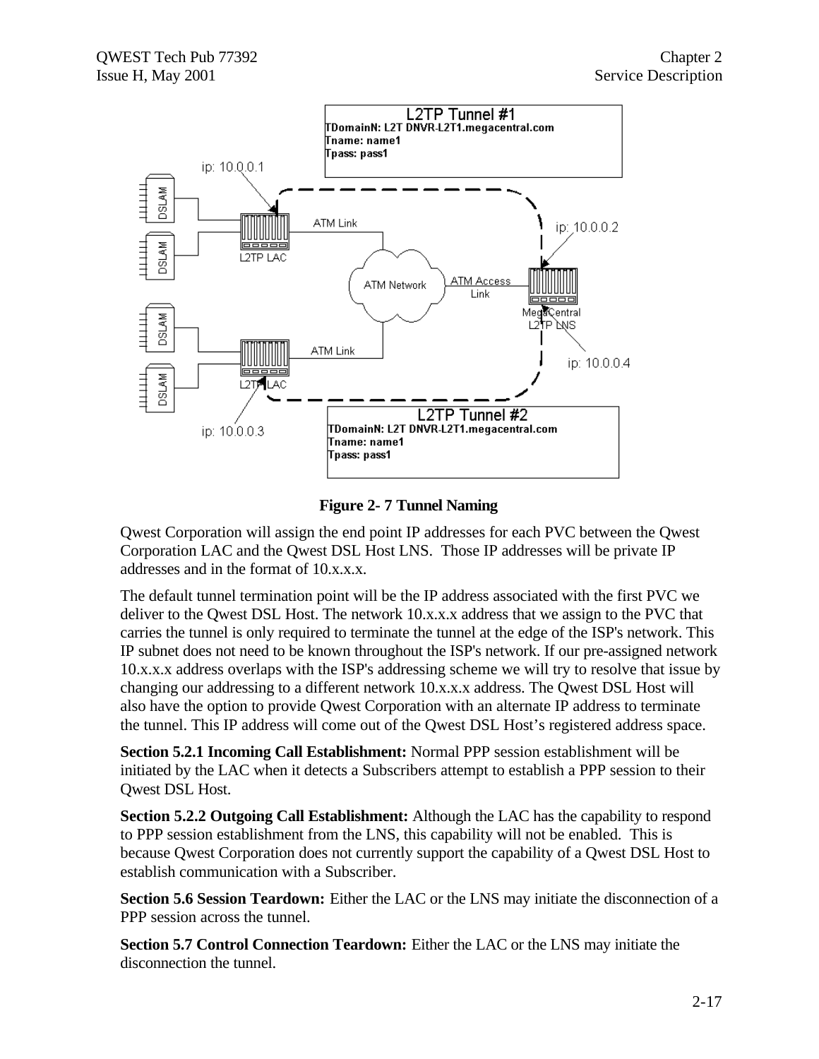L2TP Tunnel #1
TDomainN: L2T DNVR-L2T1.megacentral.com
Tname: name1
Tpass: pass1

ip: 10.0.0.1

DSLAM

DSLAM

L2TP LAC

ATM Link

ATM Network

ATM Access Link

ip: 10.0.0.2

MegaCentral L2TP LNS

ip: 10.0.0.4

DSLAM

DSLAM

ATM Link

L2TP LAC

ip: 10.0.0.3

L2TP Tunnel #2
TDomainN: L2T DNVR-L2T1.megacentral.com
Tname: name1
Tpass: pass1

**Figure 2- 7 Tunnel Naming**

Qwest Corporation will assign the end point IP addresses for each PVC between the Qwest Corporation LAC and the Qwest DSL Host LNS. Those IP addresses will be private IP addresses and in the format of 10.x.x.x.

The default tunnel termination point will be the IP address associated with the first PVC we deliver to the Qwest DSL Host. The network 10.x.x.x address that we assign to the PVC that carries the tunnel is only required to terminate the tunnel at the edge of the ISP's network. This IP subnet does not need to be known throughout the ISP's network. If our pre-assigned network 10.x.x.x address overlaps with the ISP's addressing scheme we will try to resolve that issue by changing our addressing to a different network 10.x.x.x address. The Qwest DSL Host will also have the option to provide Qwest Corporation with an alternate IP address to terminate the tunnel. This IP address will come out of the Qwest DSL Host's registered address space.

**Section 5.2.1 Incoming Call Establishment:** Normal PPP session establishment will be initiated by the LAC when it detects a Subscribers attempt to establish a PPP session to their Qwest DSL Host.

**Section 5.2.2 Outgoing Call Establishment:** Although the LAC has the capability to respond to PPP session establishment from the LNS, this capability will not be enabled. This is because Qwest Corporation does not currently support the capability of a Qwest DSL Host to establish communication with a Subscriber.

**Section 5.6 Session Teardown:** Either the LAC or the LNS may initiate the disconnection of a PPP session across the tunnel.

**Section 5.7 Control Connection Teardown:** Either the LAC or the LNS may initiate the disconnection the tunnel.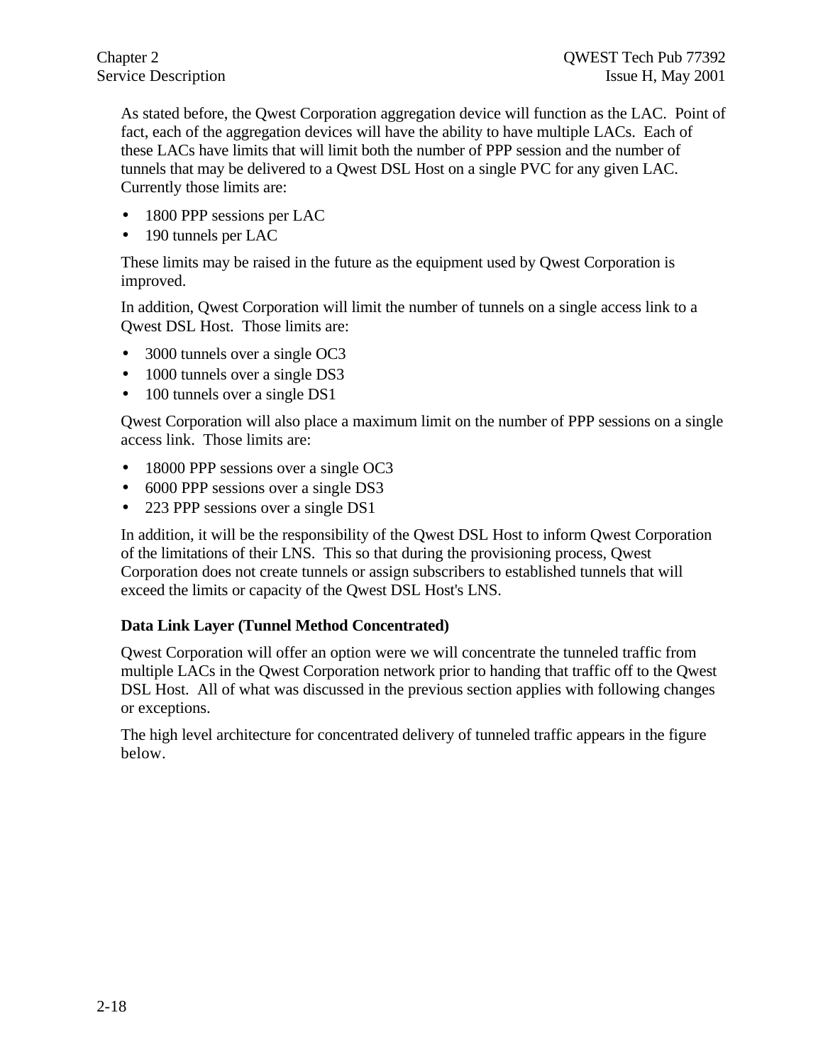As stated before, the Qwest Corporation aggregation device will function as the LAC. Point of fact, each of the aggregation devices will have the ability to have multiple LACs. Each of these LACs have limits that will limit both the number of PPP session and the number of tunnels that may be delivered to a Qwest DSL Host on a single PVC for any given LAC. Currently those limits are:

- 1800 PPP sessions per LAC
- 190 tunnels per LAC

These limits may be raised in the future as the equipment used by Qwest Corporation is improved.

In addition, Qwest Corporation will limit the number of tunnels on a single access link to a Qwest DSL Host. Those limits are:

- 3000 tunnels over a single OC3
- 1000 tunnels over a single DS3
- 100 tunnels over a single DS1

Qwest Corporation will also place a maximum limit on the number of PPP sessions on a single access link. Those limits are:

- 18000 PPP sessions over a single OC3
- 6000 PPP sessions over a single DS3
- 223 PPP sessions over a single DS1

In addition, it will be the responsibility of the Qwest DSL Host to inform Qwest Corporation of the limitations of their LNS. This so that during the provisioning process, Qwest Corporation does not create tunnels or assign subscribers to established tunnels that will exceed the limits or capacity of the Qwest DSL Host's LNS.

### Data Link Layer (Tunnel Method Concentrated)

Qwest Corporation will offer an option were we will concentrate the tunneled traffic from multiple LACs in the Qwest Corporation network prior to handing that traffic off to the Qwest DSL Host. All of what was discussed in the previous section applies with following changes or exceptions.

The high level architecture for concentrated delivery of tunneled traffic appears in the figure below.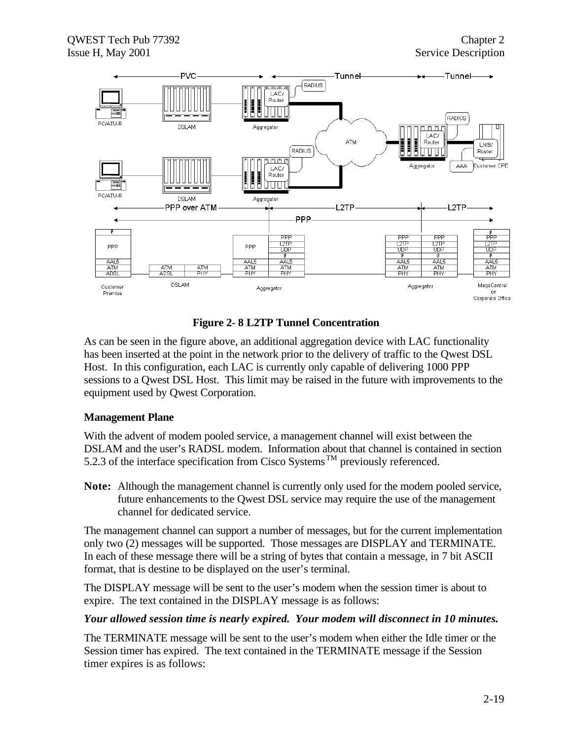PVC

Tunnel

Tunnel

RADIUS

LAC/ Router

RADIUS

RADIUS

LAC/ Router

LNS/ Router

PC/ATU-R

DSLAM

Aggregator

ATM

Aggregator

AAA

Customer CPE

LAC/ Router

PC/ATU-R

DSLAM

Aggregator

PPP over ATM

L2TP

L2TP

PPP

Customer Premise

DSLAM

Aggregator

Aggregator

MegaCentral or Corporate Office

**Figure 2- 8 L2TP Tunnel Concentration**

As can be seen in the figure above, an additional aggregation device with LAC functionality has been inserted at the point in the network prior to the delivery of traffic to the Qwest DSL Host. In this configuration, each LAC is currently only capable of delivering 1000 PPP sessions to a Qwest DSL Host. This limit may be raised in the future with improvements to the equipment used by Qwest Corporation.

### Management Plane

With the advent of modem pooled service, a management channel will exist between the DSLAM and the user's RADSL modem. Information about that channel is contained in section 5.2.3 of the interface specification from Cisco Systems™ previously referenced.

**Note:** Although the management channel is currently only used for the modem pooled service, future enhancements to the Qwest DSL service may require the use of the management channel for dedicated service.

The management channel can support a number of messages, but for the current implementation only two (2) messages will be supported. Those messages are DISPLAY and TERMINATE. In each of these message there will be a string of bytes that contain a message, in 7 bit ASCII format, that is destine to be displayed on the user's terminal.

The DISPLAY message will be sent to the user's modem when the session timer is about to expire. The text contained in the DISPLAY message is as follows:

***Your allowed session time is nearly expired. Your modem will disconnect in 10 minutes.***

The TERMINATE message will be sent to the user's modem when either the Idle timer or the Session timer has expired. The text contained in the TERMINATE message if the Session timer expires is as follows: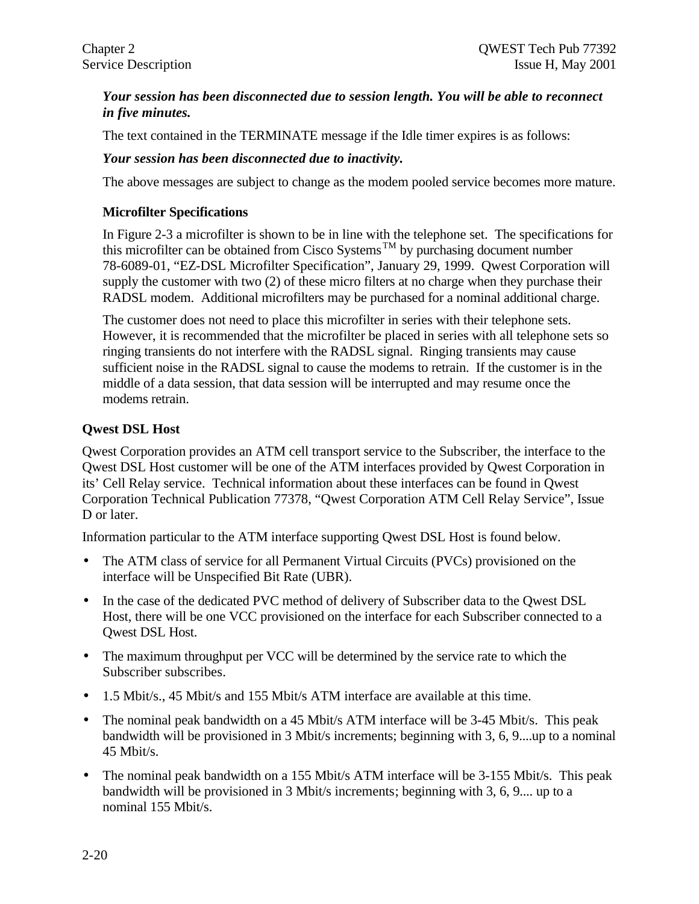***Your session has been disconnected due to session length. You will be able to reconnect in five minutes.***

The text contained in the TERMINATE message if the Idle timer expires is as follows:

***Your session has been disconnected due to inactivity.***

The above messages are subject to change as the modem pooled service becomes more mature.

### Microfilter Specifications

In Figure 2-3 a microfilter is shown to be in line with the telephone set. The specifications for this microfilter can be obtained from Cisco Systems™ by purchasing document number 78-6089-01, "EZ-DSL Microfilter Specification", January 29, 1999. Qwest Corporation will supply the customer with two (2) of these micro filters at no charge when they purchase their RADSL modem. Additional microfilters may be purchased for a nominal additional charge.

The customer does not need to place this microfilter in series with their telephone sets. However, it is recommended that the microfilter be placed in series with all telephone sets so ringing transients do not interfere with the RADSL signal. Ringing transients may cause sufficient noise in the RADSL signal to cause the modems to retrain. If the customer is in the middle of a data session, that data session will be interrupted and may resume once the modems retrain.

## Qwest DSL Host

Qwest Corporation provides an ATM cell transport service to the Subscriber, the interface to the Qwest DSL Host customer will be one of the ATM interfaces provided by Qwest Corporation in its' Cell Relay service. Technical information about these interfaces can be found in Qwest Corporation Technical Publication 77378, "Qwest Corporation ATM Cell Relay Service", Issue D or later.

Information particular to the ATM interface supporting Qwest DSL Host is found below.

- The ATM class of service for all Permanent Virtual Circuits (PVCs) provisioned on the interface will be Unspecified Bit Rate (UBR).
- In the case of the dedicated PVC method of delivery of Subscriber data to the Qwest DSL Host, there will be one VCC provisioned on the interface for each Subscriber connected to a Qwest DSL Host.
- The maximum throughput per VCC will be determined by the service rate to which the Subscriber subscribes.
- 1.5 Mbit/s., 45 Mbit/s and 155 Mbit/s ATM interface are available at this time.
- The nominal peak bandwidth on a 45 Mbit/s ATM interface will be 3-45 Mbit/s. This peak bandwidth will be provisioned in 3 Mbit/s increments; beginning with 3, 6, 9....up to a nominal 45 Mbit/s.
- The nominal peak bandwidth on a 155 Mbit/s ATM interface will be 3-155 Mbit/s. This peak bandwidth will be provisioned in 3 Mbit/s increments; beginning with 3, 6, 9.... up to a nominal 155 Mbit/s.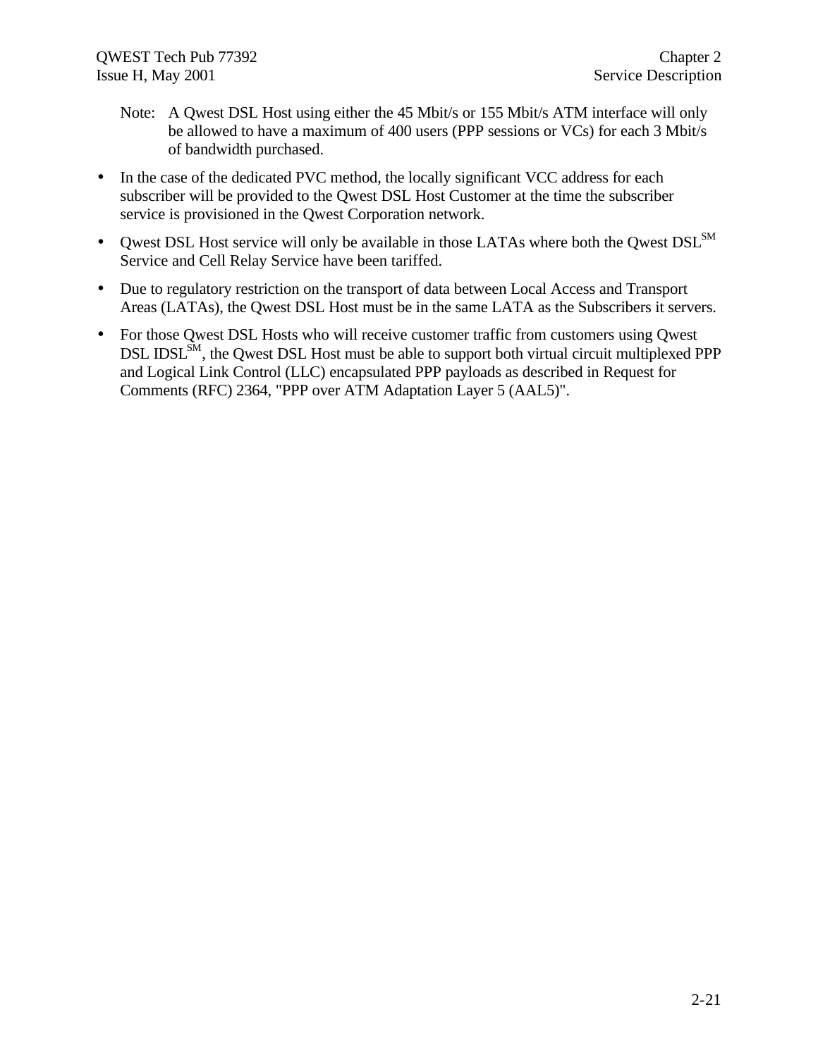Note: A Qwest DSL Host using either the 45 Mbit/s or 155 Mbit/s ATM interface will only be allowed to have a maximum of 400 users (PPP sessions or VCs) for each 3 Mbit/s of bandwidth purchased.

- In the case of the dedicated PVC method, the locally significant VCC address for each subscriber will be provided to the Qwest DSL Host Customer at the time the subscriber service is provisioned in the Qwest Corporation network.
- Qwest DSL Host service will only be available in those LATAs where both the Qwest DSL[SM] Service and Cell Relay Service have been tariffed.
- Due to regulatory restriction on the transport of data between Local Access and Transport Areas (LATAs), the Qwest DSL Host must be in the same LATA as the Subscribers it servers.
- For those Qwest DSL Hosts who will receive customer traffic from customers using Qwest DSL IDSL[SM], the Qwest DSL Host must be able to support both virtual circuit multiplexed PPP and Logical Link Control (LLC) encapsulated PPP payloads as described in Request for Comments (RFC) 2364, "PPP over ATM Adaptation Layer 5 (AAL5)".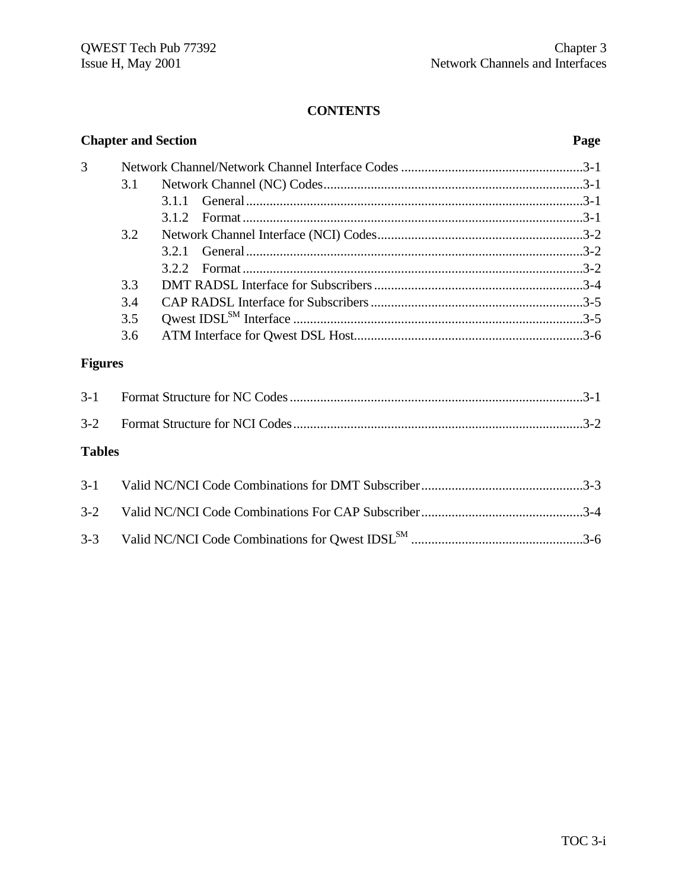# CONTENTS

**Chapter and Section** **Page**

3 Network Channel/Network Channel Interface Codes ....................................................3-1
  3.1 Network Channel (NC) Codes............................................................................3-1
    3.1.1 General...................................................................................................3-1
    3.1.2 Format....................................................................................................3-1
  3.2 Network Channel Interface (NCI) Codes............................................................3-2
    3.2.1 General...................................................................................................3-2
    3.2.2 Format....................................................................................................3-2
  3.3 DMT RADSL Interface for Subscribers.............................................................3-4
  3.4 CAP RADSL Interface for Subscribers..............................................................3-5
  3.5 Qwest IDSL[SM] Interface....................................................................................3-5
  3.6 ATM Interface for Qwest DSL Host...................................................................3-6

**Figures**

3-1 Format Structure for NC Codes.......................................................................3-1

3-2 Format Structure for NCI Codes.....................................................................3-2

**Tables**

3-1 Valid NC/NCI Code Combinations for DMT Subscriber................................................3-3

3-2 Valid NC/NCI Code Combinations For CAP Subscriber................................................3-4

3-3 Valid NC/NCI Code Combinations for Qwest IDSL[SM]..................................................3-6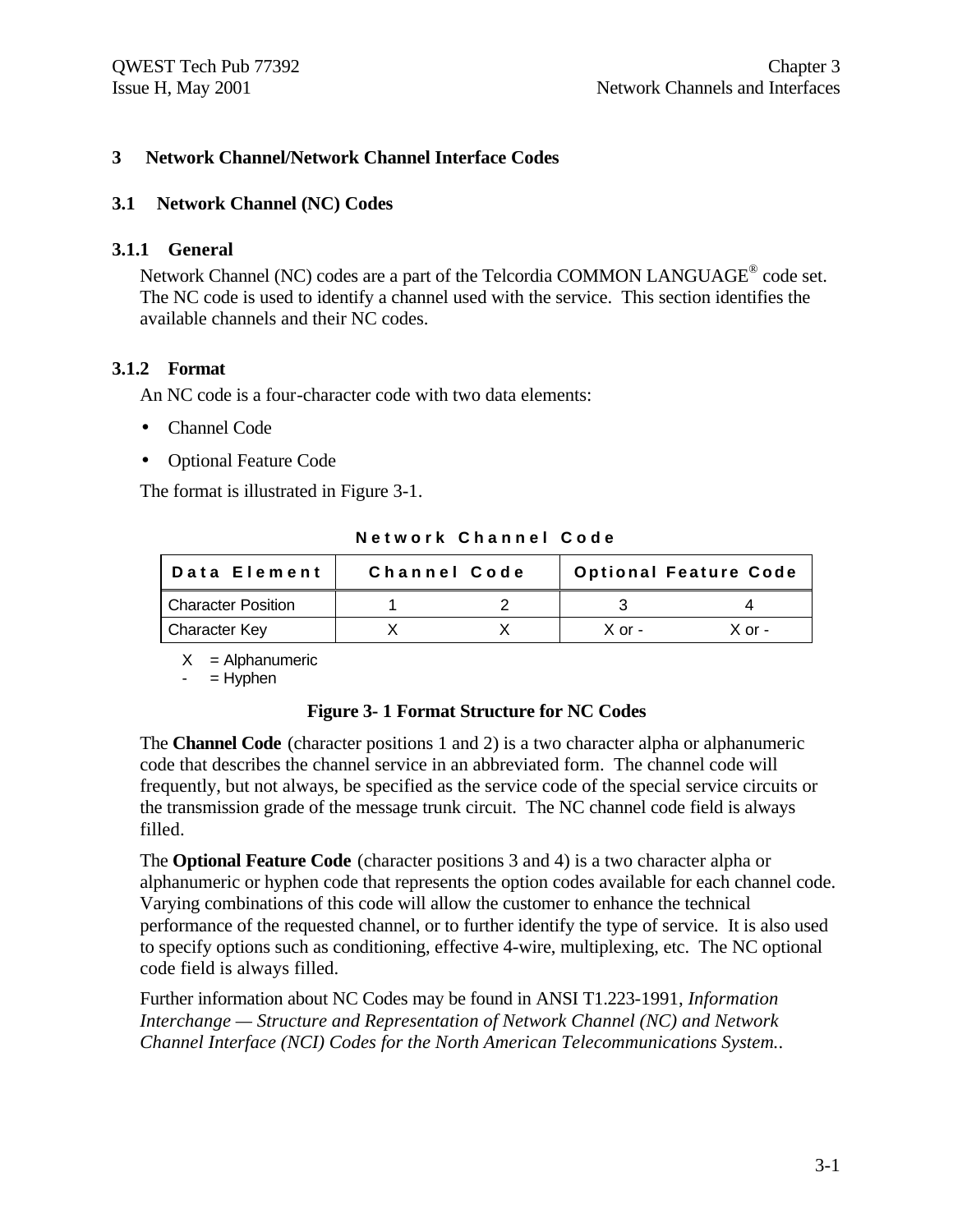# 3 Network Channel/Network Channel Interface Codes

## 3.1 Network Channel (NC) Codes

### 3.1.1 General

Network Channel (NC) codes are a part of the Telcordia COMMON LANGUAGE® code set. The NC code is used to identify a channel used with the service. This section identifies the available channels and their NC codes.

### 3.1.2 Format

An NC code is a four-character code with two data elements:

- Channel Code
- Optional Feature Code

The format is illustrated in Figure 3-1.

**Network Channel Code**

| Data Element | Channel Code | | Optional Feature Code | |
|---|---|---|---|---|
| Character Position | 1 | 2 | 3 | 4 |
| Character Key | X | X | X or - | X or - |

X = Alphanumeric
- = Hyphen

**Figure 3- 1 Format Structure for NC Codes**

The **Channel Code** (character positions 1 and 2) is a two character alpha or alphanumeric code that describes the channel service in an abbreviated form. The channel code will frequently, but not always, be specified as the service code of the special service circuits or the transmission grade of the message trunk circuit. The NC channel code field is always filled.

The **Optional Feature Code** (character positions 3 and 4) is a two character alpha or alphanumeric or hyphen code that represents the option codes available for each channel code. Varying combinations of this code will allow the customer to enhance the technical performance of the requested channel, or to further identify the type of service. It is also used to specify options such as conditioning, effective 4-wire, multiplexing, etc. The NC optional code field is always filled.

Further information about NC Codes may be found in ANSI T1.223-1991, *Information Interchange — Structure and Representation of Network Channel (NC) and Network Channel Interface (NCI) Codes for the North American Telecommunications System.*.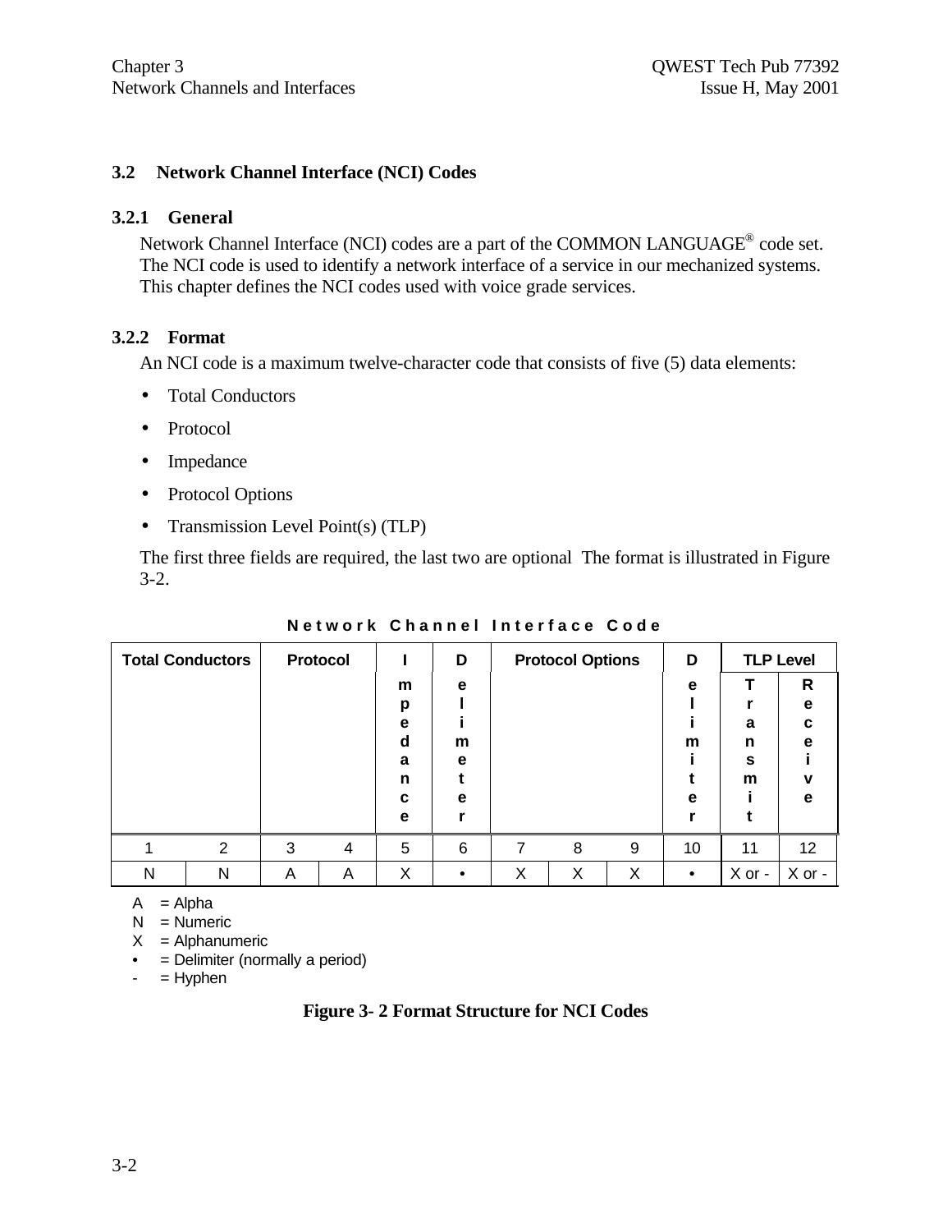### 3.2 Network Channel Interface (NCI) Codes

#### 3.2.1 General

Network Channel Interface (NCI) codes are a part of the COMMON LANGUAGE® code set. The NCI code is used to identify a network interface of a service in our mechanized systems. This chapter defines the NCI codes used with voice grade services.

#### 3.2.2 Format

An NCI code is a maximum twelve-character code that consists of five (5) data elements:

- Total Conductors
- Protocol
- Impedance
- Protocol Options
- Transmission Level Point(s) (TLP)

The first three fields are required, the last two are optional  The format is illustrated in Figure 3-2.

**Network Channel Interface Code**

| Total Conductors | | Protocol | | Impedance | Delimeter | Protocol Options | | | Delimiter | TLP Level | |
|---|---|---|---|---|---|---|---|---|---|---|---|
| | | | | | | | | | | Transmit | Receive |
| 1 | 2 | 3 | 4 | 5 | 6 | 7 | 8 | 9 | 10 | 11 | 12 |
| N | N | A | A | X | • | X | X | X | • | X or - | X or - |

A = Alpha
N = Numeric
X = Alphanumeric
• = Delimiter (normally a period)
- = Hyphen

**Figure 3- 2 Format Structure for NCI Codes**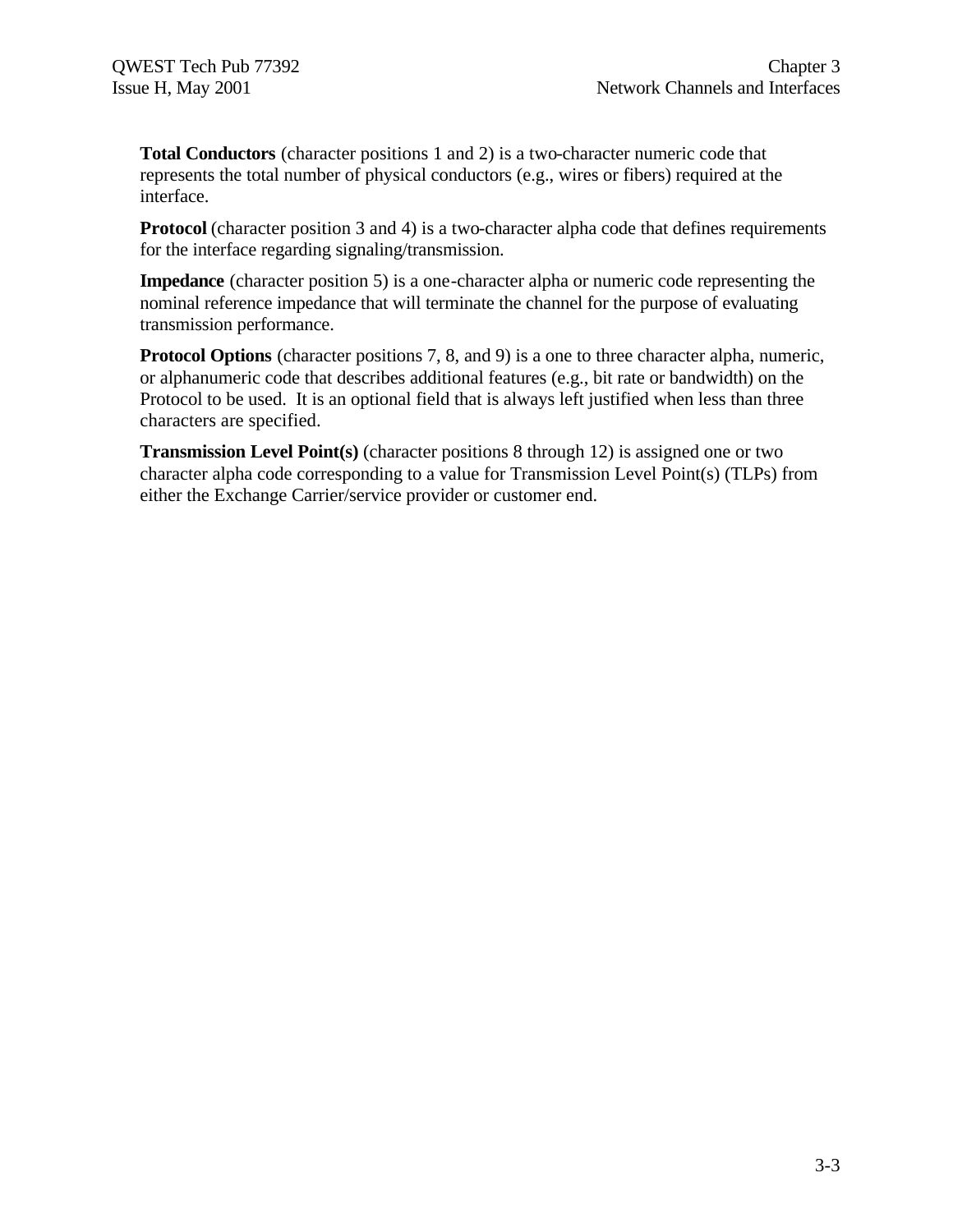**Total Conductors** (character positions 1 and 2) is a two-character numeric code that represents the total number of physical conductors (e.g., wires or fibers) required at the interface.

**Protocol** (character position 3 and 4) is a two-character alpha code that defines requirements for the interface regarding signaling/transmission.

**Impedance** (character position 5) is a one-character alpha or numeric code representing the nominal reference impedance that will terminate the channel for the purpose of evaluating transmission performance.

**Protocol Options** (character positions 7, 8, and 9) is a one to three character alpha, numeric, or alphanumeric code that describes additional features (e.g., bit rate or bandwidth) on the Protocol to be used. It is an optional field that is always left justified when less than three characters are specified.

**Transmission Level Point(s)** (character positions 8 through 12) is assigned one or two character alpha code corresponding to a value for Transmission Level Point(s) (TLPs) from either the Exchange Carrier/service provider or customer end.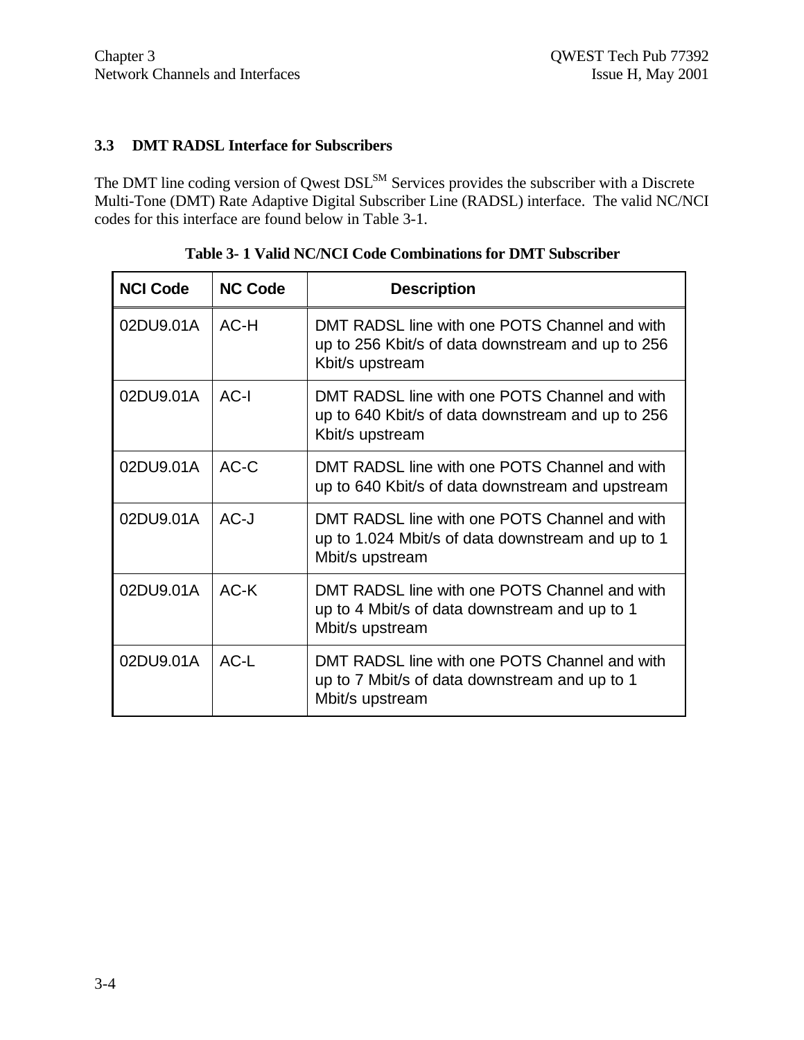## 3.3 DMT RADSL Interface for Subscribers

The DMT line coding version of Qwest DSL[SM] Services provides the subscriber with a Discrete Multi-Tone (DMT) Rate Adaptive Digital Subscriber Line (RADSL) interface. The valid NC/NCI codes for this interface are found below in Table 3-1.

**Table 3- 1 Valid NC/NCI Code Combinations for DMT Subscriber**

| NCI Code | NC Code | Description |
|---|---|---|
| 02DU9.01A | AC-H | DMT RADSL line with one POTS Channel and with up to 256 Kbit/s of data downstream and up to 256 Kbit/s upstream |
| 02DU9.01A | AC-I | DMT RADSL line with one POTS Channel and with up to 640 Kbit/s of data downstream and up to 256 Kbit/s upstream |
| 02DU9.01A | AC-C | DMT RADSL line with one POTS Channel and with up to 640 Kbit/s of data downstream and upstream |
| 02DU9.01A | AC-J | DMT RADSL line with one POTS Channel and with up to 1.024 Mbit/s of data downstream and up to 1 Mbit/s upstream |
| 02DU9.01A | AC-K | DMT RADSL line with one POTS Channel and with up to 4 Mbit/s of data downstream and up to 1 Mbit/s upstream |
| 02DU9.01A | AC-L | DMT RADSL line with one POTS Channel and with up to 7 Mbit/s of data downstream and up to 1 Mbit/s upstream |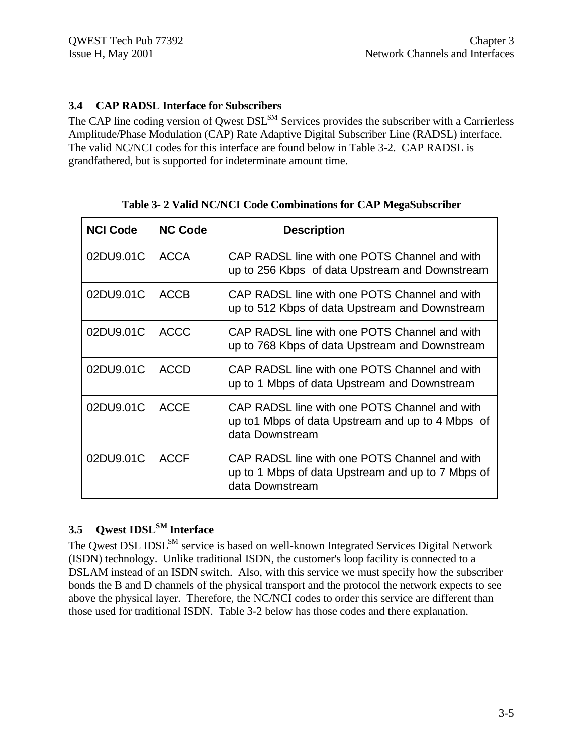### 3.4 CAP RADSL Interface for Subscribers

The CAP line coding version of Qwest DSL[SM] Services provides the subscriber with a Carrierless Amplitude/Phase Modulation (CAP) Rate Adaptive Digital Subscriber Line (RADSL) interface. The valid NC/NCI codes for this interface are found below in Table 3-2. CAP RADSL is grandfathered, but is supported for indeterminate amount time.

**Table 3- 2 Valid NC/NCI Code Combinations for CAP MegaSubscriber**

| NCI Code | NC Code | Description |
|---|---|---|
| 02DU9.01C | ACCA | CAP RADSL line with one POTS Channel and with up to 256 Kbps of data Upstream and Downstream |
| 02DU9.01C | ACCB | CAP RADSL line with one POTS Channel and with up to 512 Kbps of data Upstream and Downstream |
| 02DU9.01C | ACCC | CAP RADSL line with one POTS Channel and with up to 768 Kbps of data Upstream and Downstream |
| 02DU9.01C | ACCD | CAP RADSL line with one POTS Channel and with up to 1 Mbps of data Upstream and Downstream |
| 02DU9.01C | ACCE | CAP RADSL line with one POTS Channel and with up to1 Mbps of data Upstream and up to 4 Mbps of data Downstream |
| 02DU9.01C | ACCF | CAP RADSL line with one POTS Channel and with up to 1 Mbps of data Upstream and up to 7 Mbps of data Downstream |

### 3.5 Qwest IDSL[SM] Interface

The Qwest DSL IDSL[SM] service is based on well-known Integrated Services Digital Network (ISDN) technology. Unlike traditional ISDN, the customer's loop facility is connected to a DSLAM instead of an ISDN switch. Also, with this service we must specify how the subscriber bonds the B and D channels of the physical transport and the protocol the network expects to see above the physical layer. Therefore, the NC/NCI codes to order this service are different than those used for traditional ISDN. Table 3-2 below has those codes and there explanation.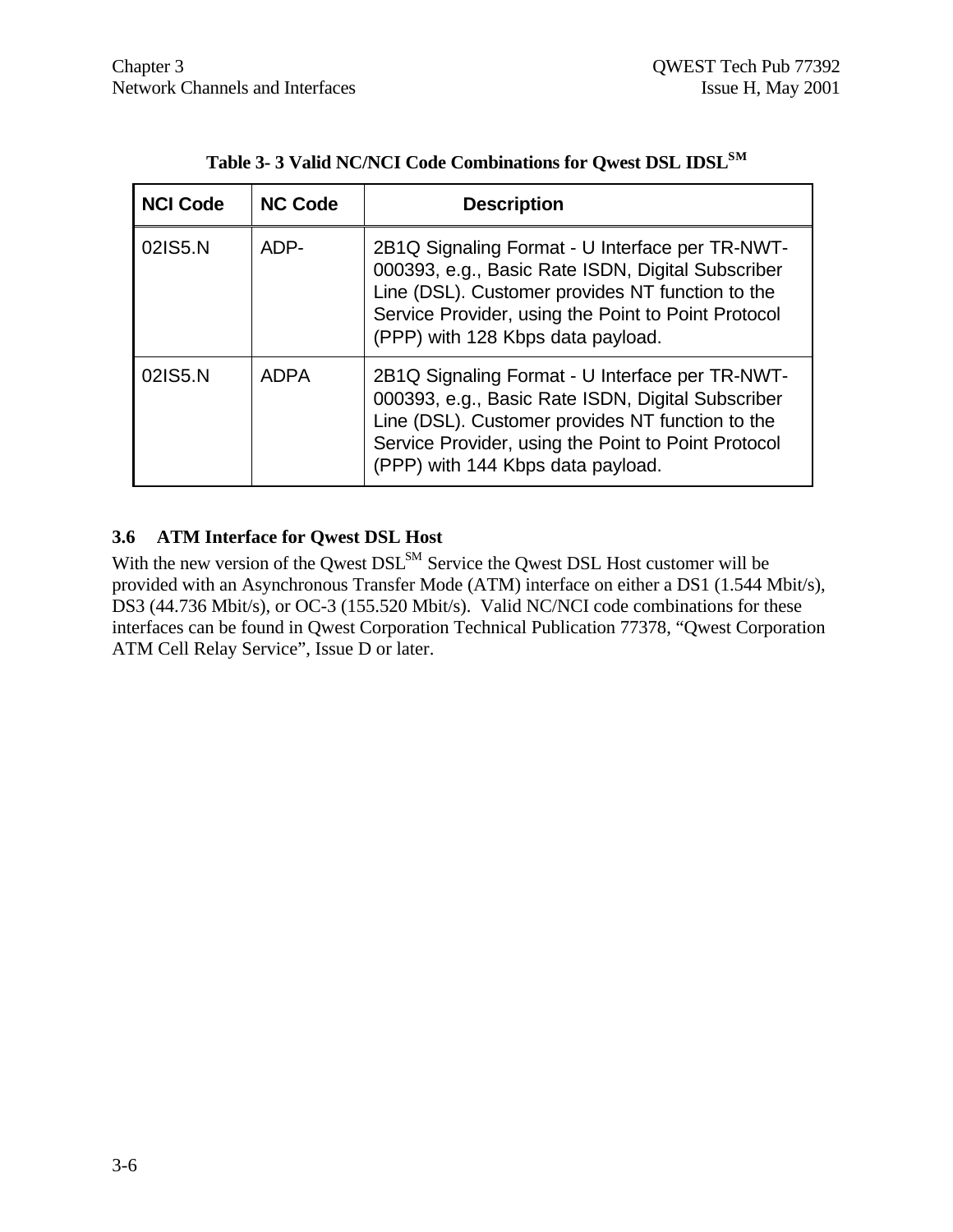**Table 3- 3 Valid NC/NCI Code Combinations for Qwest DSL IDSL[SM]**

| NCI Code | NC Code | Description |
|---|---|---|
| 02IS5.N | ADP- | 2B1Q Signaling Format - U Interface per TR-NWT-000393, e.g., Basic Rate ISDN, Digital Subscriber Line (DSL). Customer provides NT function to the Service Provider, using the Point to Point Protocol (PPP) with 128 Kbps data payload. |
| 02IS5.N | ADPA | 2B1Q Signaling Format - U Interface per TR-NWT-000393, e.g., Basic Rate ISDN, Digital Subscriber Line (DSL). Customer provides NT function to the Service Provider, using the Point to Point Protocol (PPP) with 144 Kbps data payload. |

### 3.6 ATM Interface for Qwest DSL Host

With the new version of the Qwest DSL[SM] Service the Qwest DSL Host customer will be provided with an Asynchronous Transfer Mode (ATM) interface on either a DS1 (1.544 Mbit/s), DS3 (44.736 Mbit/s), or OC-3 (155.520 Mbit/s). Valid NC/NCI code combinations for these interfaces can be found in Qwest Corporation Technical Publication 77378, "Qwest Corporation ATM Cell Relay Service", Issue D or later.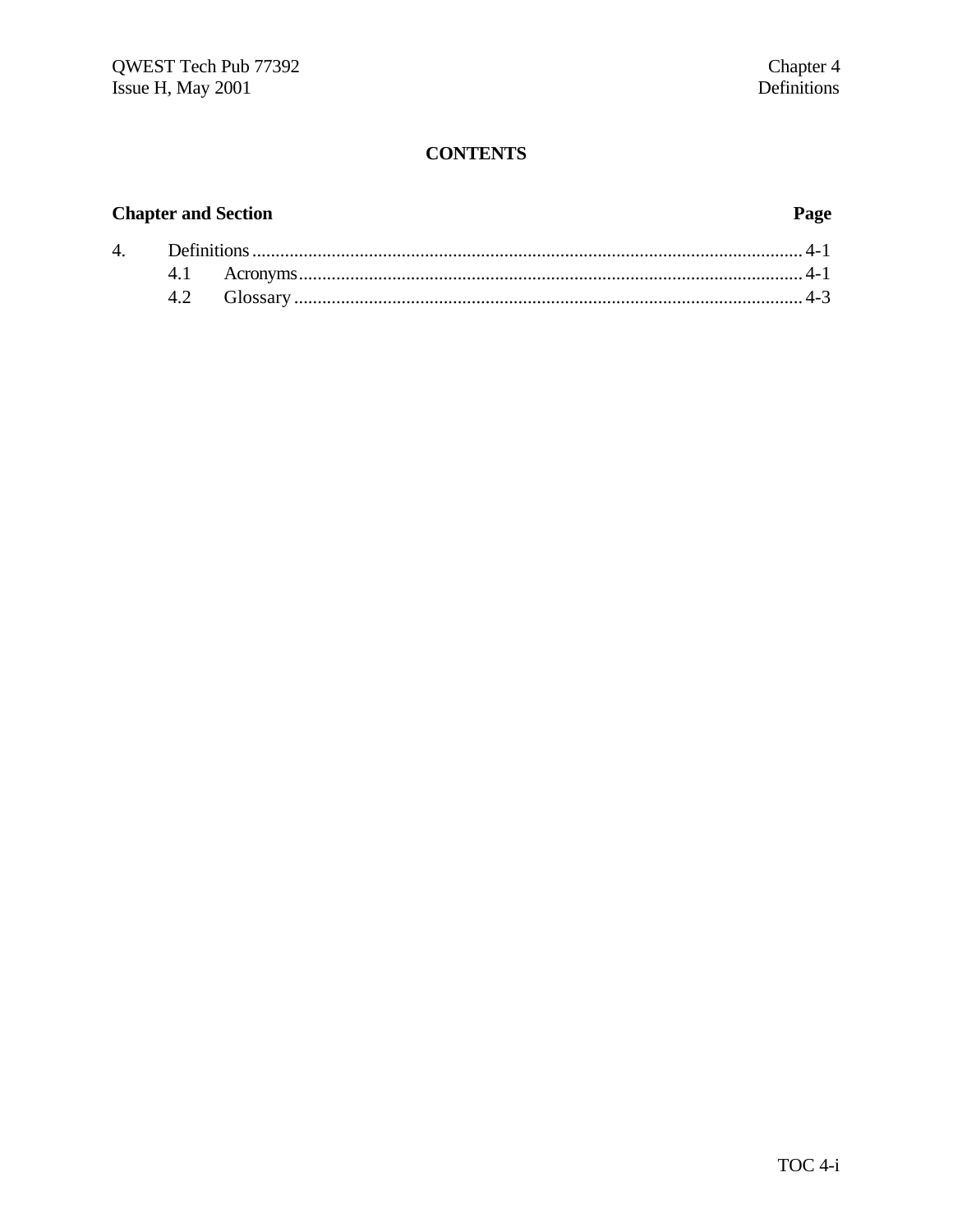# CONTENTS

**Chapter and Section** **Page**

4. Definitions .......................................................................................................... 4-1
   - 4.1 Acronyms ................................................................................................ 4-1
   - 4.2 Glossary .................................................................................................. 4-3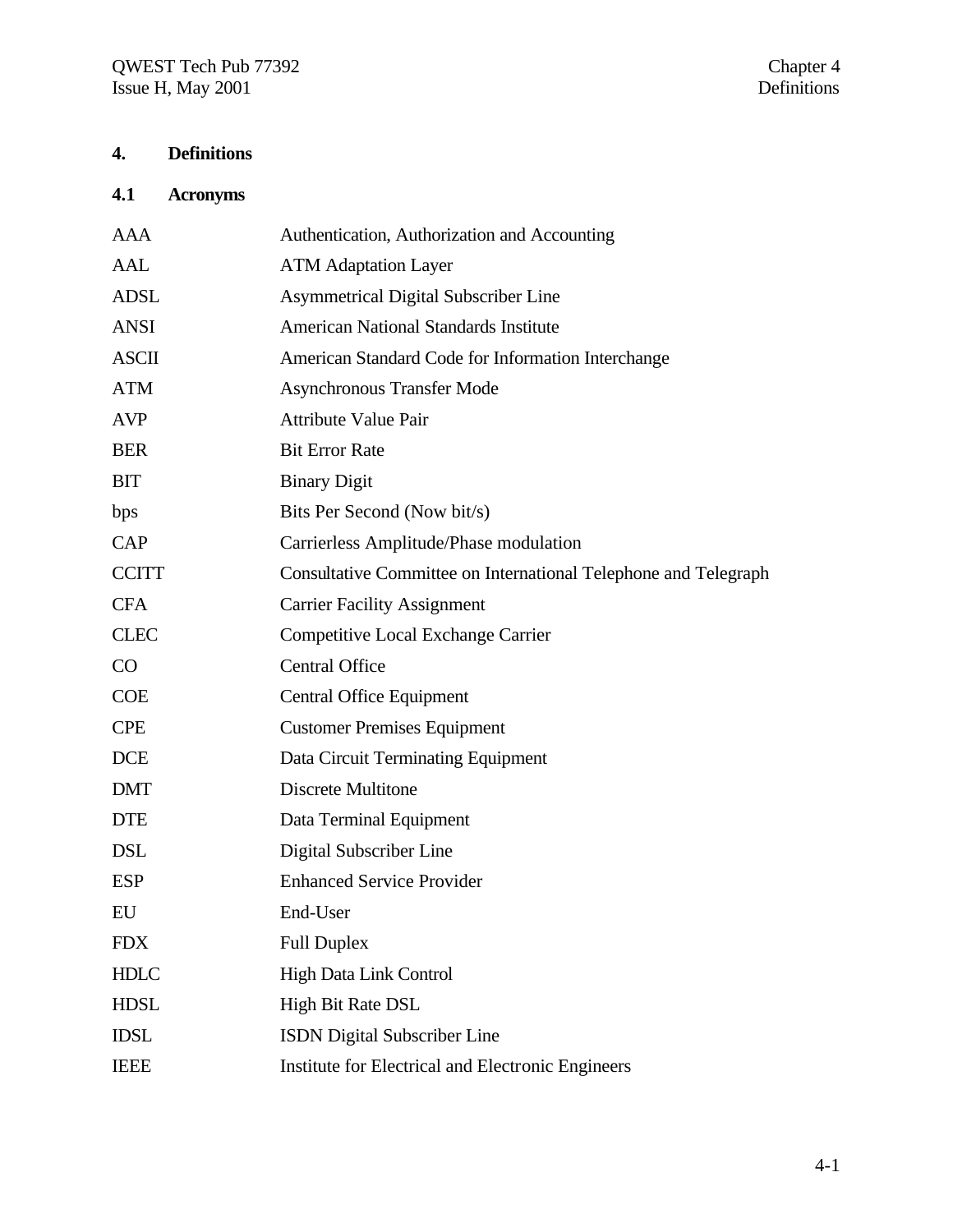# 4. Definitions

## 4.1 Acronyms

| | |
|---|---|
| AAA | Authentication, Authorization and Accounting |
| AAL | ATM Adaptation Layer |
| ADSL | Asymmetrical Digital Subscriber Line |
| ANSI | American National Standards Institute |
| ASCII | American Standard Code for Information Interchange |
| ATM | Asynchronous Transfer Mode |
| AVP | Attribute Value Pair |
| BER | Bit Error Rate |
| BIT | Binary Digit |
| bps | Bits Per Second (Now bit/s) |
| CAP | Carrierless Amplitude/Phase modulation |
| CCITT | Consultative Committee on International Telephone and Telegraph |
| CFA | Carrier Facility Assignment |
| CLEC | Competitive Local Exchange Carrier |
| CO | Central Office |
| COE | Central Office Equipment |
| CPE | Customer Premises Equipment |
| DCE | Data Circuit Terminating Equipment |
| DMT | Discrete Multitone |
| DTE | Data Terminal Equipment |
| DSL | Digital Subscriber Line |
| ESP | Enhanced Service Provider |
| EU | End-User |
| FDX | Full Duplex |
| HDLC | High Data Link Control |
| HDSL | High Bit Rate DSL |
| IDSL | ISDN Digital Subscriber Line |
| IEEE | Institute for Electrical and Electronic Engineers |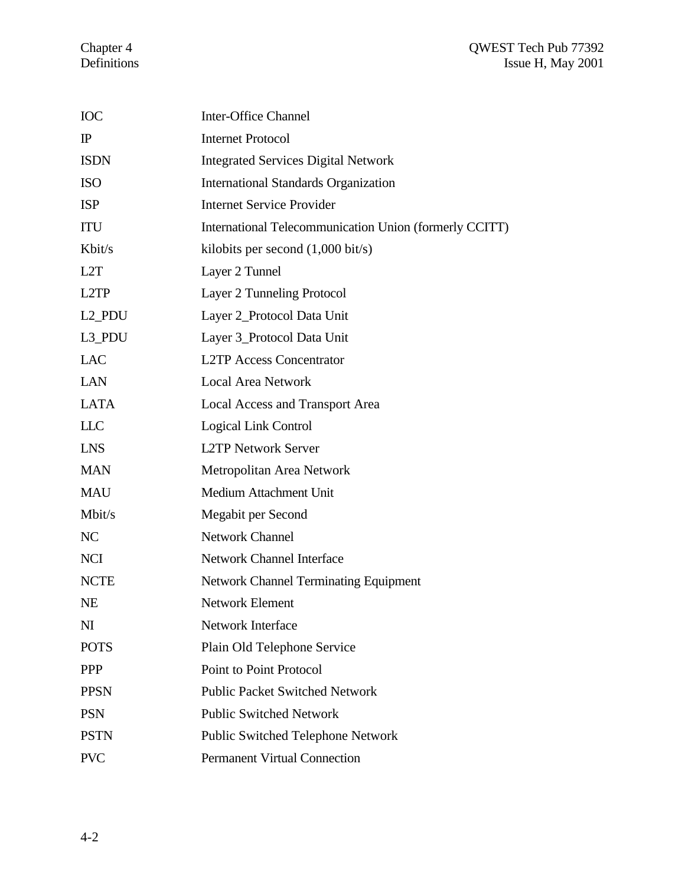| | |
|---|---|
| IOC | Inter-Office Channel |
| IP | Internet Protocol |
| ISDN | Integrated Services Digital Network |
| ISO | International Standards Organization |
| ISP | Internet Service Provider |
| ITU | International Telecommunication Union (formerly CCITT) |
| Kbit/s | kilobits per second (1,000 bit/s) |
| L2T | Layer 2 Tunnel |
| L2TP | Layer 2 Tunneling Protocol |
| L2_PDU | Layer 2_Protocol Data Unit |
| L3_PDU | Layer 3_Protocol Data Unit |
| LAC | L2TP Access Concentrator |
| LAN | Local Area Network |
| LATA | Local Access and Transport Area |
| LLC | Logical Link Control |
| LNS | L2TP Network Server |
| MAN | Metropolitan Area Network |
| MAU | Medium Attachment Unit |
| Mbit/s | Megabit per Second |
| NC | Network Channel |
| NCI | Network Channel Interface |
| NCTE | Network Channel Terminating Equipment |
| NE | Network Element |
| NI | Network Interface |
| POTS | Plain Old Telephone Service |
| PPP | Point to Point Protocol |
| PPSN | Public Packet Switched Network |
| PSN | Public Switched Network |
| PSTN | Public Switched Telephone Network |
| PVC | Permanent Virtual Connection |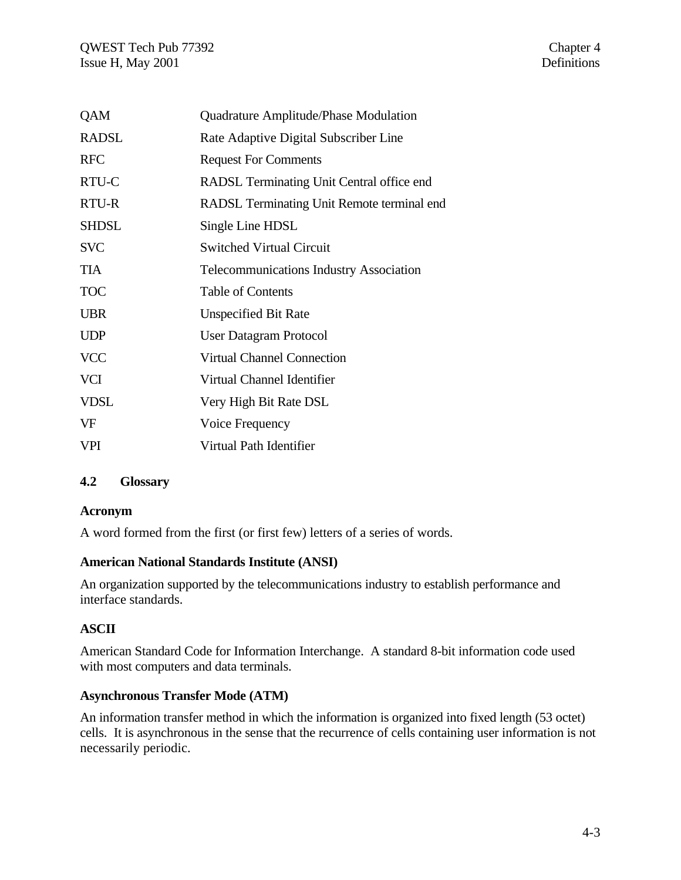| | |
|---|---|
| QAM | Quadrature Amplitude/Phase Modulation |
| RADSL | Rate Adaptive Digital Subscriber Line |
| RFC | Request For Comments |
| RTU-C | RADSL Terminating Unit Central office end |
| RTU-R | RADSL Terminating Unit Remote terminal end |
| SHDSL | Single Line HDSL |
| SVC | Switched Virtual Circuit |
| TIA | Telecommunications Industry Association |
| TOC | Table of Contents |
| UBR | Unspecified Bit Rate |
| UDP | User Datagram Protocol |
| VCC | Virtual Channel Connection |
| VCI | Virtual Channel Identifier |
| VDSL | Very High Bit Rate DSL |
| VF | Voice Frequency |
| VPI | Virtual Path Identifier |

## 4.2 Glossary

**Acronym**

A word formed from the first (or first few) letters of a series of words.

**American National Standards Institute (ANSI)**

An organization supported by the telecommunications industry to establish performance and interface standards.

**ASCII**

American Standard Code for Information Interchange. A standard 8-bit information code used with most computers and data terminals.

**Asynchronous Transfer Mode (ATM)**

An information transfer method in which the information is organized into fixed length (53 octet) cells. It is asynchronous in the sense that the recurrence of cells containing user information is not necessarily periodic.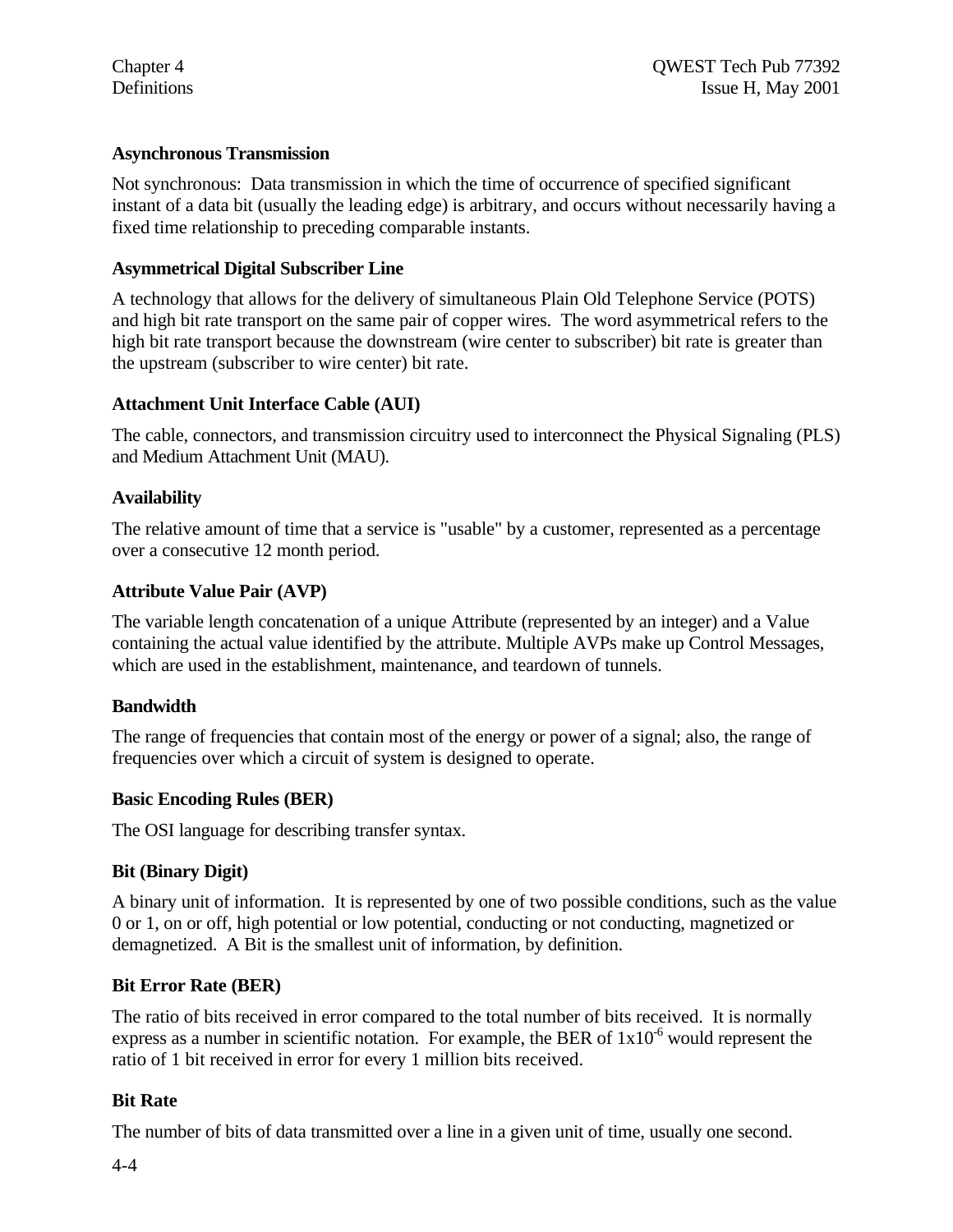**Asynchronous Transmission**

Not synchronous: Data transmission in which the time of occurrence of specified significant instant of a data bit (usually the leading edge) is arbitrary, and occurs without necessarily having a fixed time relationship to preceding comparable instants.

**Asymmetrical Digital Subscriber Line**

A technology that allows for the delivery of simultaneous Plain Old Telephone Service (POTS) and high bit rate transport on the same pair of copper wires. The word asymmetrical refers to the high bit rate transport because the downstream (wire center to subscriber) bit rate is greater than the upstream (subscriber to wire center) bit rate.

**Attachment Unit Interface Cable (AUI)**

The cable, connectors, and transmission circuitry used to interconnect the Physical Signaling (PLS) and Medium Attachment Unit (MAU).

**Availability**

The relative amount of time that a service is "usable" by a customer, represented as a percentage over a consecutive 12 month period.

**Attribute Value Pair (AVP)**

The variable length concatenation of a unique Attribute (represented by an integer) and a Value containing the actual value identified by the attribute. Multiple AVPs make up Control Messages, which are used in the establishment, maintenance, and teardown of tunnels.

**Bandwidth**

The range of frequencies that contain most of the energy or power of a signal; also, the range of frequencies over which a circuit of system is designed to operate.

**Basic Encoding Rules (BER)**

The OSI language for describing transfer syntax.

**Bit (Binary Digit)**

A binary unit of information. It is represented by one of two possible conditions, such as the value 0 or 1, on or off, high potential or low potential, conducting or not conducting, magnetized or demagnetized. A Bit is the smallest unit of information, by definition.

**Bit Error Rate (BER)**

The ratio of bits received in error compared to the total number of bits received. It is normally express as a number in scientific notation. For example, the BER of $1x10^{-6}$ would represent the ratio of 1 bit received in error for every 1 million bits received.

**Bit Rate**

The number of bits of data transmitted over a line in a given unit of time, usually one second.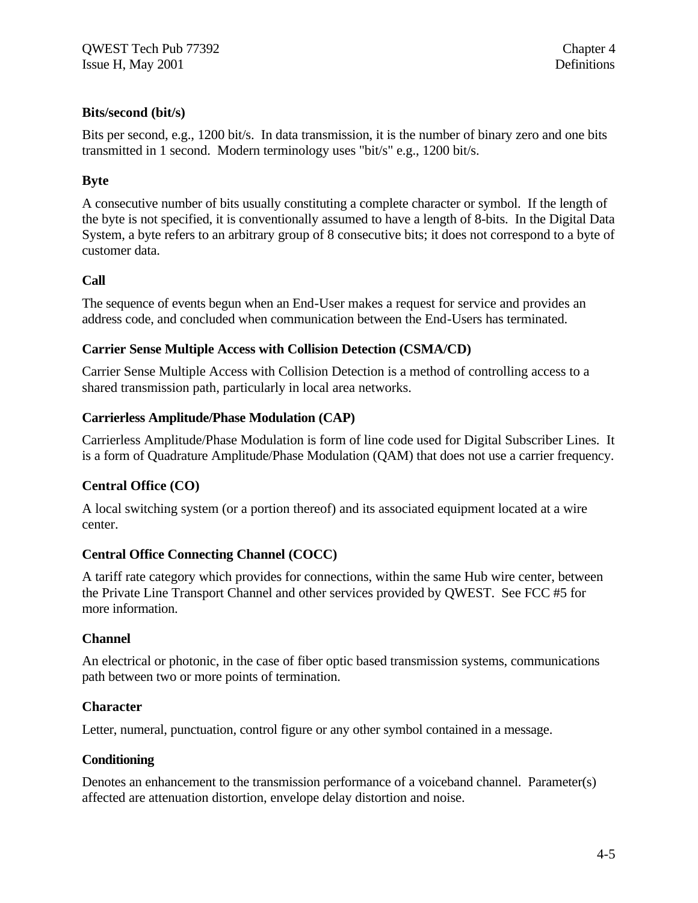### Bits/second (bit/s)

Bits per second, e.g., 1200 bit/s. In data transmission, it is the number of binary zero and one bits transmitted in 1 second. Modern terminology uses "bit/s" e.g., 1200 bit/s.

### Byte

A consecutive number of bits usually constituting a complete character or symbol. If the length of the byte is not specified, it is conventionally assumed to have a length of 8-bits. In the Digital Data System, a byte refers to an arbitrary group of 8 consecutive bits; it does not correspond to a byte of customer data.

### Call

The sequence of events begun when an End-User makes a request for service and provides an address code, and concluded when communication between the End-Users has terminated.

### Carrier Sense Multiple Access with Collision Detection (CSMA/CD)

Carrier Sense Multiple Access with Collision Detection is a method of controlling access to a shared transmission path, particularly in local area networks.

### Carrierless Amplitude/Phase Modulation (CAP)

Carrierless Amplitude/Phase Modulation is form of line code used for Digital Subscriber Lines. It is a form of Quadrature Amplitude/Phase Modulation (QAM) that does not use a carrier frequency.

### Central Office (CO)

A local switching system (or a portion thereof) and its associated equipment located at a wire center.

### Central Office Connecting Channel (COCC)

A tariff rate category which provides for connections, within the same Hub wire center, between the Private Line Transport Channel and other services provided by QWEST. See FCC #5 for more information.

### Channel

An electrical or photonic, in the case of fiber optic based transmission systems, communications path between two or more points of termination.

### Character

Letter, numeral, punctuation, control figure or any other symbol contained in a message.

### Conditioning

Denotes an enhancement to the transmission performance of a voiceband channel. Parameter(s) affected are attenuation distortion, envelope delay distortion and noise.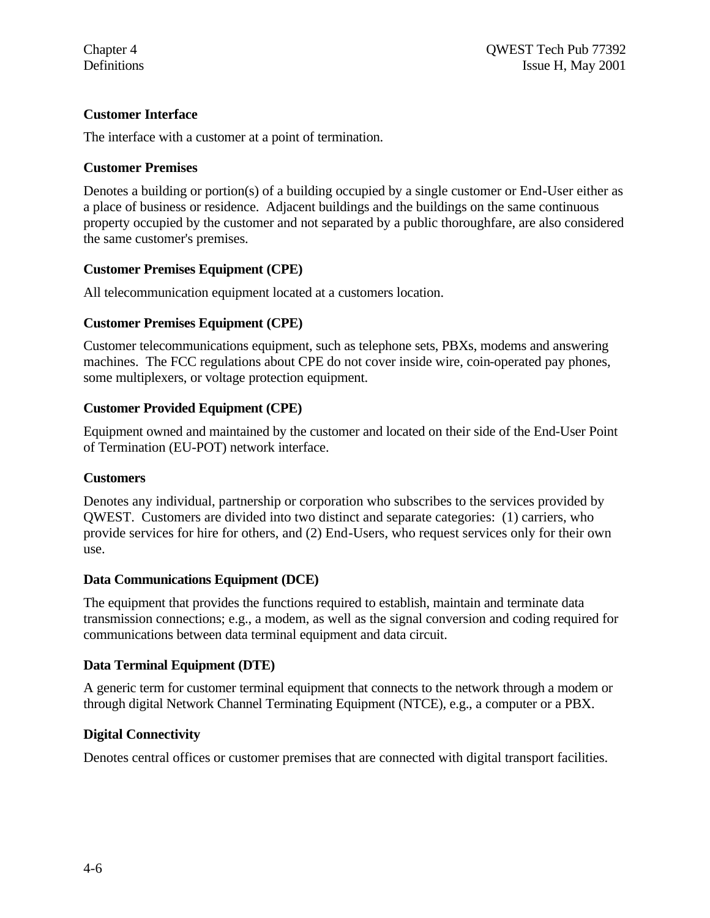**Customer Interface**

The interface with a customer at a point of termination.

**Customer Premises**

Denotes a building or portion(s) of a building occupied by a single customer or End-User either as a place of business or residence. Adjacent buildings and the buildings on the same continuous property occupied by the customer and not separated by a public thoroughfare, are also considered the same customer's premises.

**Customer Premises Equipment (CPE)**

All telecommunication equipment located at a customers location.

**Customer Premises Equipment (CPE)**

Customer telecommunications equipment, such as telephone sets, PBXs, modems and answering machines. The FCC regulations about CPE do not cover inside wire, coin-operated pay phones, some multiplexers, or voltage protection equipment.

**Customer Provided Equipment (CPE)**

Equipment owned and maintained by the customer and located on their side of the End-User Point of Termination (EU-POT) network interface.

**Customers**

Denotes any individual, partnership or corporation who subscribes to the services provided by QWEST. Customers are divided into two distinct and separate categories: (1) carriers, who provide services for hire for others, and (2) End-Users, who request services only for their own use.

**Data Communications Equipment (DCE)**

The equipment that provides the functions required to establish, maintain and terminate data transmission connections; e.g., a modem, as well as the signal conversion and coding required for communications between data terminal equipment and data circuit.

**Data Terminal Equipment (DTE)**

A generic term for customer terminal equipment that connects to the network through a modem or through digital Network Channel Terminating Equipment (NTCE), e.g., a computer or a PBX.

**Digital Connectivity**

Denotes central offices or customer premises that are connected with digital transport facilities.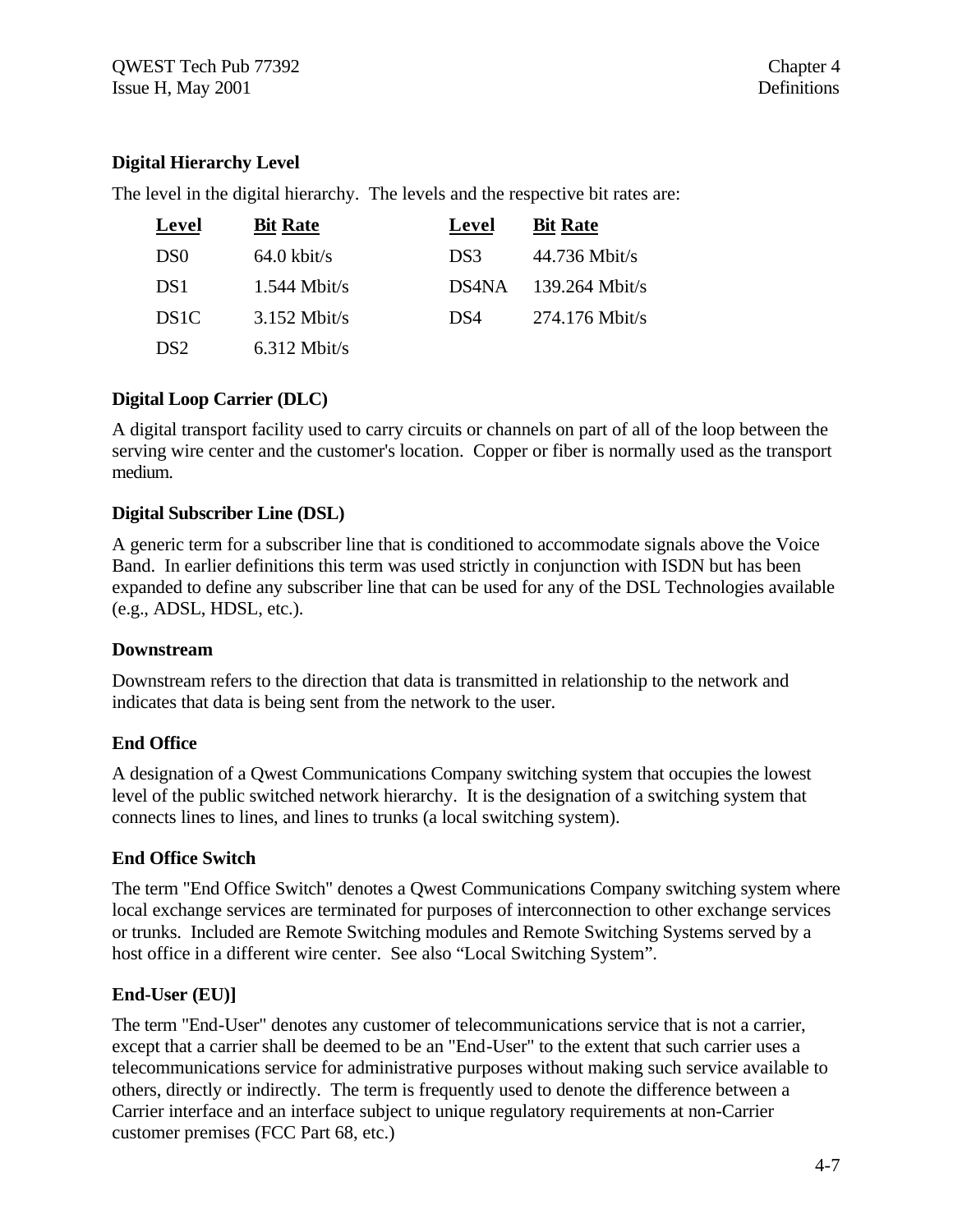### Digital Hierarchy Level

The level in the digital hierarchy. The levels and the respective bit rates are:

| Level | Bit Rate | Level | Bit Rate |
|---|---|---|---|
| DS0 | 64.0 kbit/s | DS3 | 44.736 Mbit/s |
| DS1 | 1.544 Mbit/s | DS4NA | 139.264 Mbit/s |
| DS1C | 3.152 Mbit/s | DS4 | 274.176 Mbit/s |
| DS2 | 6.312 Mbit/s | | |

### Digital Loop Carrier (DLC)

A digital transport facility used to carry circuits or channels on part of all of the loop between the serving wire center and the customer's location. Copper or fiber is normally used as the transport medium.

### Digital Subscriber Line (DSL)

A generic term for a subscriber line that is conditioned to accommodate signals above the Voice Band. In earlier definitions this term was used strictly in conjunction with ISDN but has been expanded to define any subscriber line that can be used for any of the DSL Technologies available (e.g., ADSL, HDSL, etc.).

### Downstream

Downstream refers to the direction that data is transmitted in relationship to the network and indicates that data is being sent from the network to the user.

### End Office

A designation of a Qwest Communications Company switching system that occupies the lowest level of the public switched network hierarchy. It is the designation of a switching system that connects lines to lines, and lines to trunks (a local switching system).

### End Office Switch

The term "End Office Switch" denotes a Qwest Communications Company switching system where local exchange services are terminated for purposes of interconnection to other exchange services or trunks. Included are Remote Switching modules and Remote Switching Systems served by a host office in a different wire center. See also "Local Switching System".

### End-User (EU)]

The term "End-User" denotes any customer of telecommunications service that is not a carrier, except that a carrier shall be deemed to be an "End-User" to the extent that such carrier uses a telecommunications service for administrative purposes without making such service available to others, directly or indirectly. The term is frequently used to denote the difference between a Carrier interface and an interface subject to unique regulatory requirements at non-Carrier customer premises (FCC Part 68, etc.)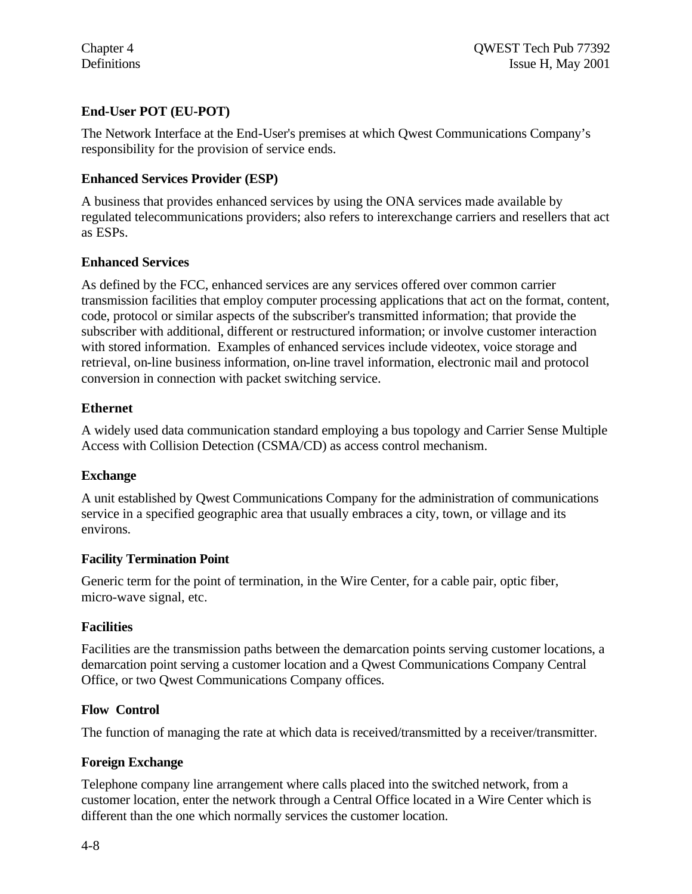**End-User POT (EU-POT)**

The Network Interface at the End-User's premises at which Qwest Communications Company's responsibility for the provision of service ends.

**Enhanced Services Provider (ESP)**

A business that provides enhanced services by using the ONA services made available by regulated telecommunications providers; also refers to interexchange carriers and resellers that act as ESPs.

**Enhanced Services**

As defined by the FCC, enhanced services are any services offered over common carrier transmission facilities that employ computer processing applications that act on the format, content, code, protocol or similar aspects of the subscriber's transmitted information; that provide the subscriber with additional, different or restructured information; or involve customer interaction with stored information. Examples of enhanced services include videotex, voice storage and retrieval, on-line business information, on-line travel information, electronic mail and protocol conversion in connection with packet switching service.

**Ethernet**

A widely used data communication standard employing a bus topology and Carrier Sense Multiple Access with Collision Detection (CSMA/CD) as access control mechanism.

**Exchange**

A unit established by Qwest Communications Company for the administration of communications service in a specified geographic area that usually embraces a city, town, or village and its environs.

**Facility Termination Point**

Generic term for the point of termination, in the Wire Center, for a cable pair, optic fiber, micro-wave signal, etc.

**Facilities**

Facilities are the transmission paths between the demarcation points serving customer locations, a demarcation point serving a customer location and a Qwest Communications Company Central Office, or two Qwest Communications Company offices.

**Flow Control**

The function of managing the rate at which data is received/transmitted by a receiver/transmitter.

**Foreign Exchange**

Telephone company line arrangement where calls placed into the switched network, from a customer location, enter the network through a Central Office located in a Wire Center which is different than the one which normally services the customer location.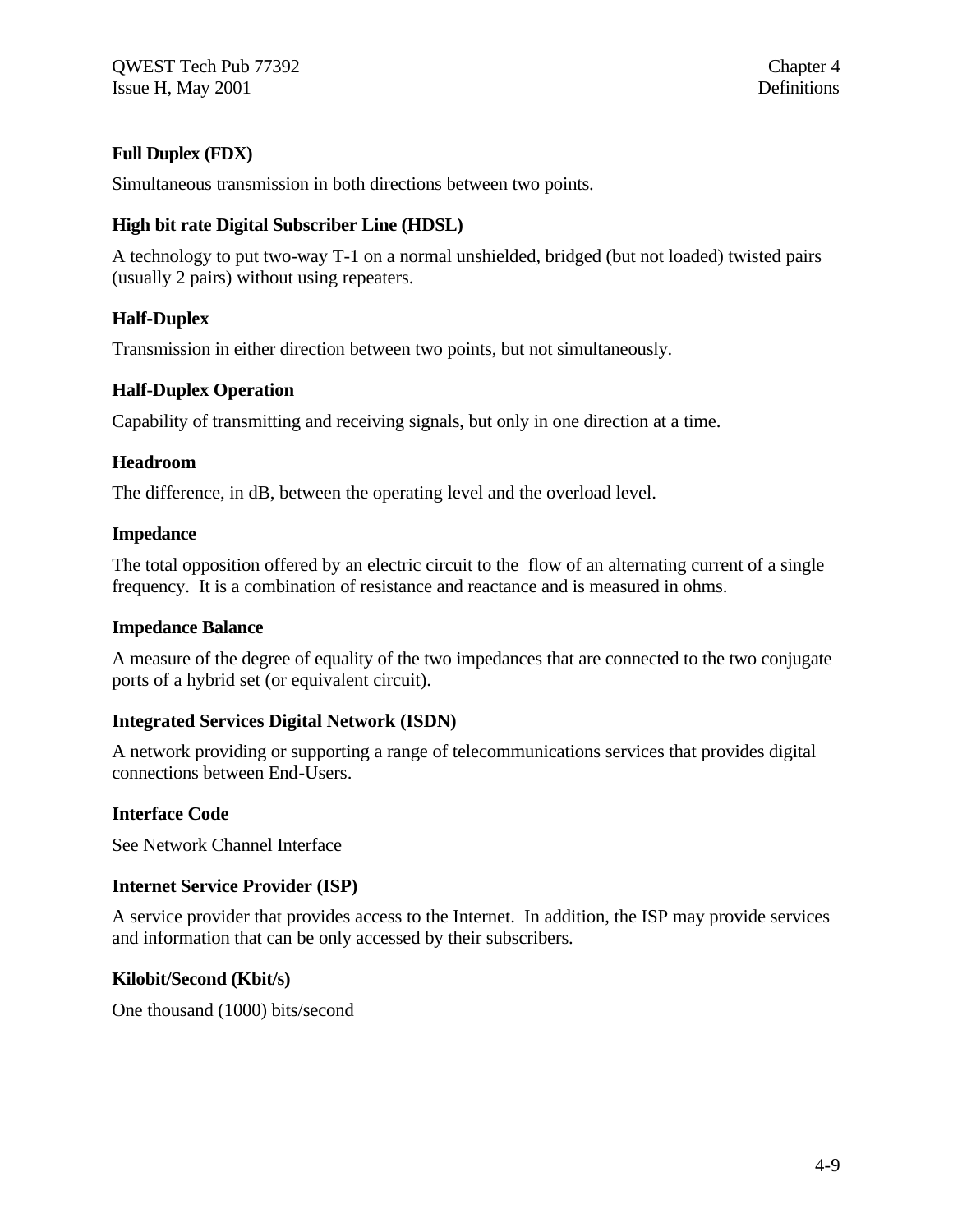**Full Duplex (FDX)**

Simultaneous transmission in both directions between two points.

**High bit rate Digital Subscriber Line (HDSL)**

A technology to put two-way T-1 on a normal unshielded, bridged (but not loaded) twisted pairs (usually 2 pairs) without using repeaters.

**Half-Duplex**

Transmission in either direction between two points, but not simultaneously.

**Half-Duplex Operation**

Capability of transmitting and receiving signals, but only in one direction at a time.

**Headroom**

The difference, in dB, between the operating level and the overload level.

**Impedance**

The total opposition offered by an electric circuit to the flow of an alternating current of a single frequency. It is a combination of resistance and reactance and is measured in ohms.

**Impedance Balance**

A measure of the degree of equality of the two impedances that are connected to the two conjugate ports of a hybrid set (or equivalent circuit).

**Integrated Services Digital Network (ISDN)**

A network providing or supporting a range of telecommunications services that provides digital connections between End-Users.

**Interface Code**

See Network Channel Interface

**Internet Service Provider (ISP)**

A service provider that provides access to the Internet. In addition, the ISP may provide services and information that can be only accessed by their subscribers.

**Kilobit/Second (Kbit/s)**

One thousand (1000) bits/second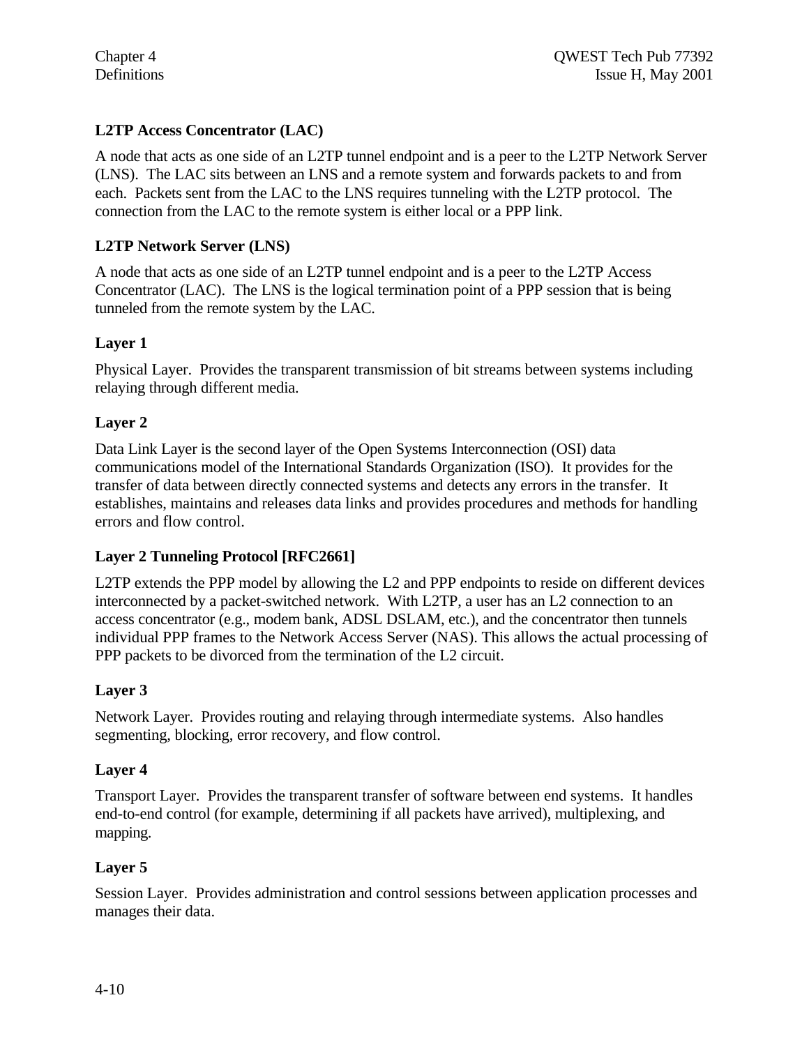**L2TP Access Concentrator (LAC)**

A node that acts as one side of an L2TP tunnel endpoint and is a peer to the L2TP Network Server (LNS). The LAC sits between an LNS and a remote system and forwards packets to and from each. Packets sent from the LAC to the LNS requires tunneling with the L2TP protocol. The connection from the LAC to the remote system is either local or a PPP link.

**L2TP Network Server (LNS)**

A node that acts as one side of an L2TP tunnel endpoint and is a peer to the L2TP Access Concentrator (LAC). The LNS is the logical termination point of a PPP session that is being tunneled from the remote system by the LAC.

**Layer 1**

Physical Layer. Provides the transparent transmission of bit streams between systems including relaying through different media.

**Layer 2**

Data Link Layer is the second layer of the Open Systems Interconnection (OSI) data communications model of the International Standards Organization (ISO). It provides for the transfer of data between directly connected systems and detects any errors in the transfer. It establishes, maintains and releases data links and provides procedures and methods for handling errors and flow control.

**Layer 2 Tunneling Protocol [RFC2661]**

L2TP extends the PPP model by allowing the L2 and PPP endpoints to reside on different devices interconnected by a packet-switched network. With L2TP, a user has an L2 connection to an access concentrator (e.g., modem bank, ADSL DSLAM, etc.), and the concentrator then tunnels individual PPP frames to the Network Access Server (NAS). This allows the actual processing of PPP packets to be divorced from the termination of the L2 circuit.

**Layer 3**

Network Layer. Provides routing and relaying through intermediate systems. Also handles segmenting, blocking, error recovery, and flow control.

**Layer 4**

Transport Layer. Provides the transparent transfer of software between end systems. It handles end-to-end control (for example, determining if all packets have arrived), multiplexing, and mapping.

**Layer 5**

Session Layer. Provides administration and control sessions between application processes and manages their data.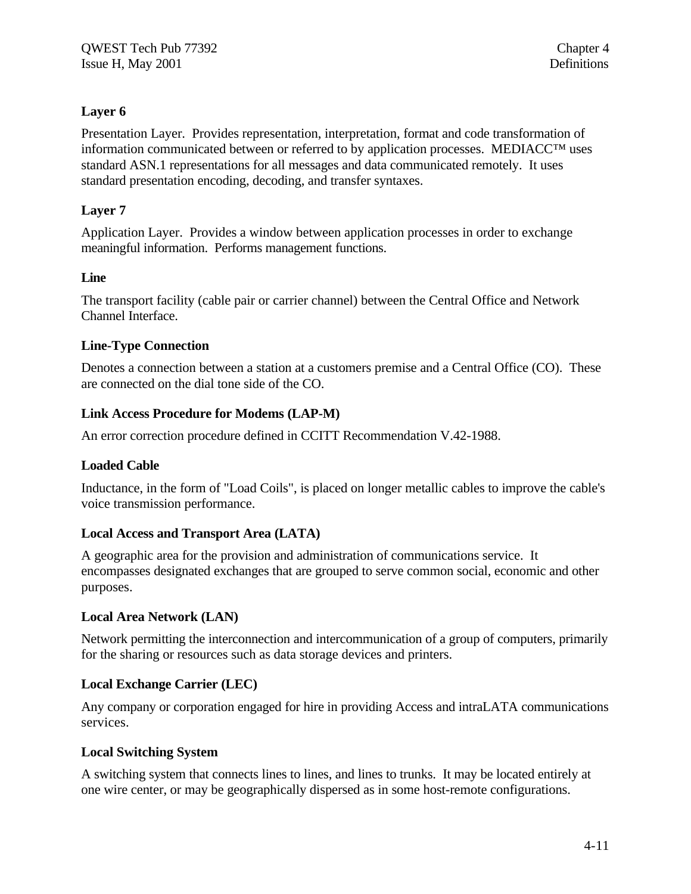### Layer 6

Presentation Layer. Provides representation, interpretation, format and code transformation of information communicated between or referred to by application processes. MEDIACC™ uses standard ASN.1 representations for all messages and data communicated remotely. It uses standard presentation encoding, decoding, and transfer syntaxes.

### Layer 7

Application Layer. Provides a window between application processes in order to exchange meaningful information. Performs management functions.

### Line

The transport facility (cable pair or carrier channel) between the Central Office and Network Channel Interface.

### Line-Type Connection

Denotes a connection between a station at a customers premise and a Central Office (CO). These are connected on the dial tone side of the CO.

### Link Access Procedure for Modems (LAP-M)

An error correction procedure defined in CCITT Recommendation V.42-1988.

### Loaded Cable

Inductance, in the form of "Load Coils", is placed on longer metallic cables to improve the cable's voice transmission performance.

### Local Access and Transport Area (LATA)

A geographic area for the provision and administration of communications service. It encompasses designated exchanges that are grouped to serve common social, economic and other purposes.

### Local Area Network (LAN)

Network permitting the interconnection and intercommunication of a group of computers, primarily for the sharing or resources such as data storage devices and printers.

### Local Exchange Carrier (LEC)

Any company or corporation engaged for hire in providing Access and intraLATA communications services.

### Local Switching System

A switching system that connects lines to lines, and lines to trunks. It may be located entirely at one wire center, or may be geographically dispersed as in some host-remote configurations.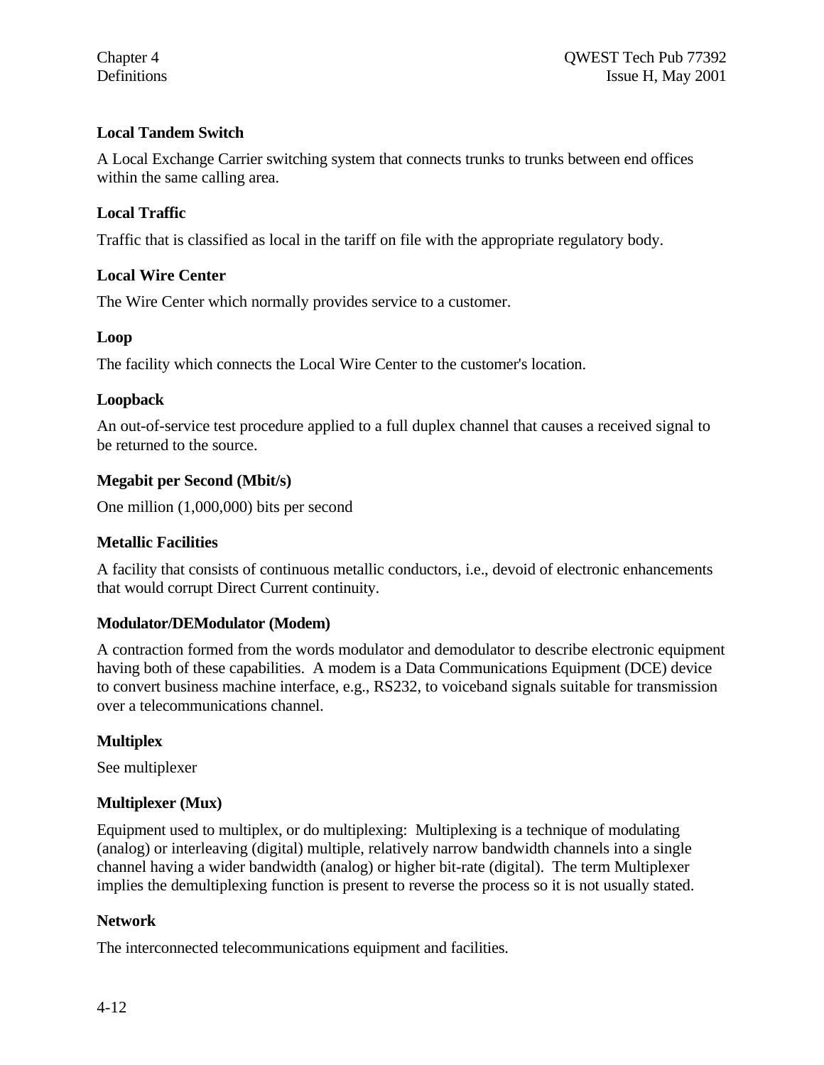**Local Tandem Switch**

A Local Exchange Carrier switching system that connects trunks to trunks between end offices within the same calling area.

**Local Traffic**

Traffic that is classified as local in the tariff on file with the appropriate regulatory body.

**Local Wire Center**

The Wire Center which normally provides service to a customer.

**Loop**

The facility which connects the Local Wire Center to the customer's location.

**Loopback**

An out-of-service test procedure applied to a full duplex channel that causes a received signal to be returned to the source.

**Megabit per Second (Mbit/s)**

One million (1,000,000) bits per second

**Metallic Facilities**

A facility that consists of continuous metallic conductors, i.e., devoid of electronic enhancements that would corrupt Direct Current continuity.

**Modulator/DEModulator (Modem)**

A contraction formed from the words modulator and demodulator to describe electronic equipment having both of these capabilities. A modem is a Data Communications Equipment (DCE) device to convert business machine interface, e.g., RS232, to voiceband signals suitable for transmission over a telecommunications channel.

**Multiplex**

See multiplexer

**Multiplexer (Mux)**

Equipment used to multiplex, or do multiplexing: Multiplexing is a technique of modulating (analog) or interleaving (digital) multiple, relatively narrow bandwidth channels into a single channel having a wider bandwidth (analog) or higher bit-rate (digital). The term Multiplexer implies the demultiplexing function is present to reverse the process so it is not usually stated.

**Network**

The interconnected telecommunications equipment and facilities.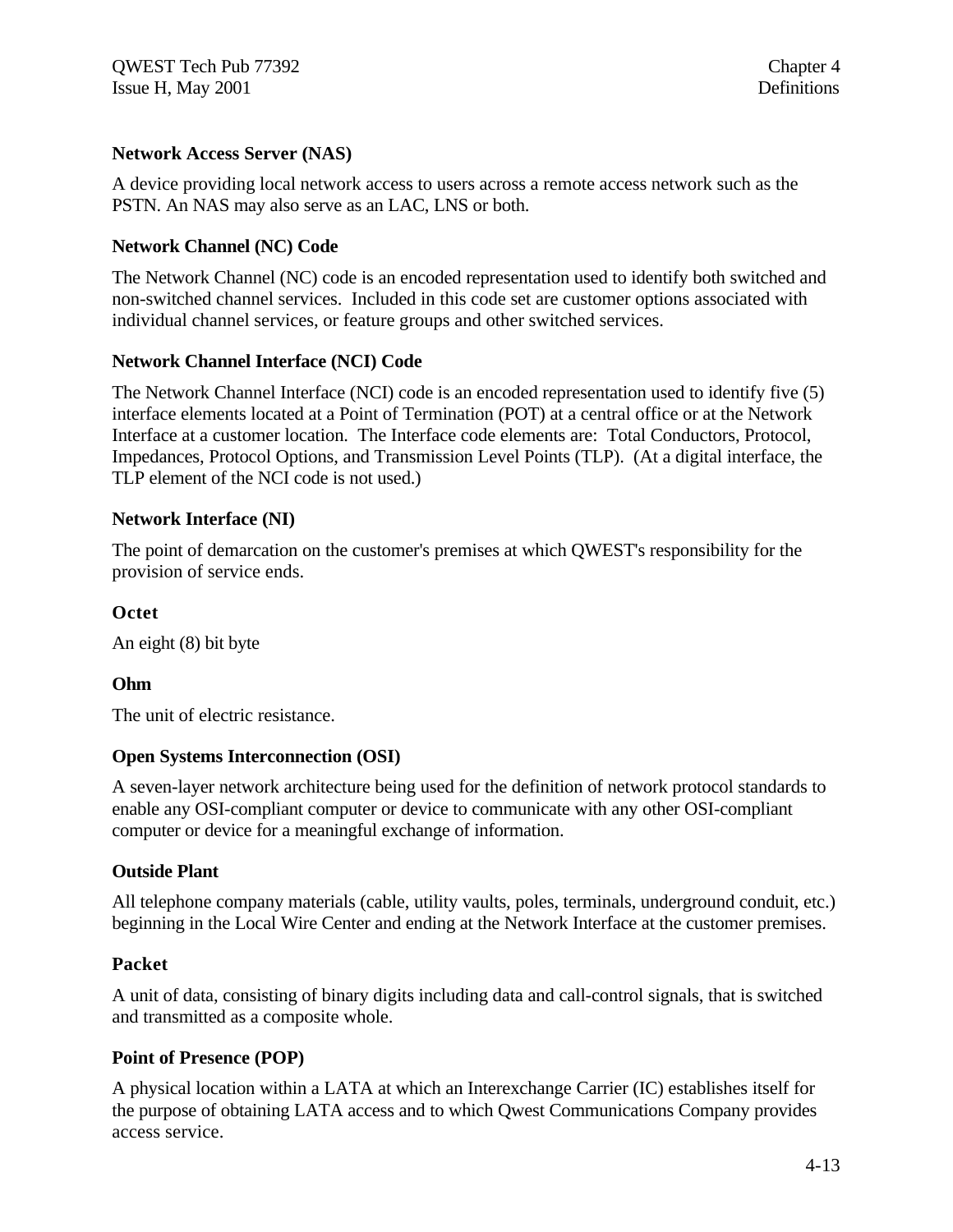**Network Access Server (NAS)**

A device providing local network access to users across a remote access network such as the PSTN. An NAS may also serve as an LAC, LNS or both.

**Network Channel (NC) Code**

The Network Channel (NC) code is an encoded representation used to identify both switched and non-switched channel services. Included in this code set are customer options associated with individual channel services, or feature groups and other switched services.

**Network Channel Interface (NCI) Code**

The Network Channel Interface (NCI) code is an encoded representation used to identify five (5) interface elements located at a Point of Termination (POT) at a central office or at the Network Interface at a customer location. The Interface code elements are: Total Conductors, Protocol, Impedances, Protocol Options, and Transmission Level Points (TLP). (At a digital interface, the TLP element of the NCI code is not used.)

**Network Interface (NI)**

The point of demarcation on the customer's premises at which QWEST's responsibility for the provision of service ends.

**Octet**

An eight (8) bit byte

**Ohm**

The unit of electric resistance.

**Open Systems Interconnection (OSI)**

A seven-layer network architecture being used for the definition of network protocol standards to enable any OSI-compliant computer or device to communicate with any other OSI-compliant computer or device for a meaningful exchange of information.

**Outside Plant**

All telephone company materials (cable, utility vaults, poles, terminals, underground conduit, etc.) beginning in the Local Wire Center and ending at the Network Interface at the customer premises.

**Packet**

A unit of data, consisting of binary digits including data and call-control signals, that is switched and transmitted as a composite whole.

**Point of Presence (POP)**

A physical location within a LATA at which an Interexchange Carrier (IC) establishes itself for the purpose of obtaining LATA access and to which Qwest Communications Company provides access service.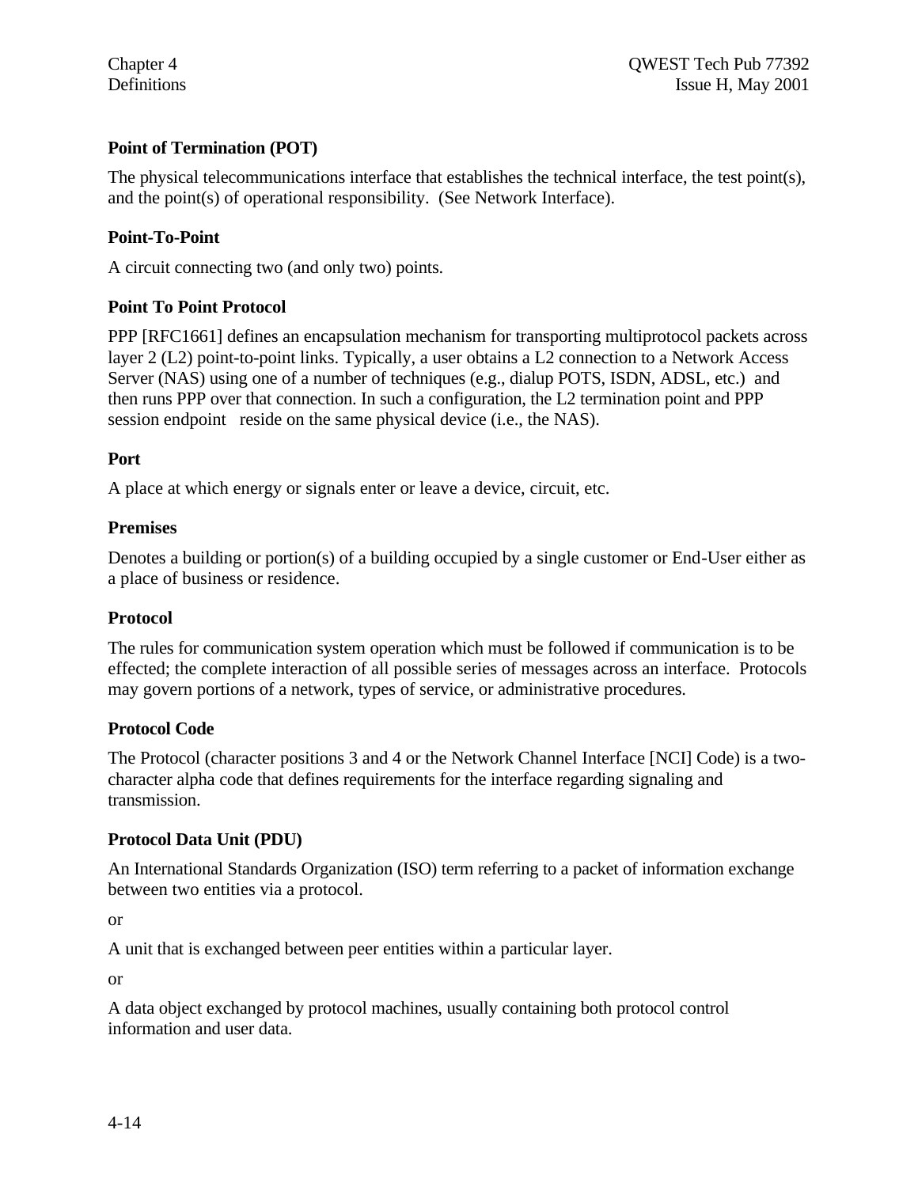### Point of Termination (POT)

The physical telecommunications interface that establishes the technical interface, the test point(s), and the point(s) of operational responsibility. (See Network Interface).

### Point-To-Point

A circuit connecting two (and only two) points.

### Point To Point Protocol

PPP [RFC1661] defines an encapsulation mechanism for transporting multiprotocol packets across layer 2 (L2) point-to-point links. Typically, a user obtains a L2 connection to a Network Access Server (NAS) using one of a number of techniques (e.g., dialup POTS, ISDN, ADSL, etc.) and then runs PPP over that connection. In such a configuration, the L2 termination point and PPP session endpoint reside on the same physical device (i.e., the NAS).

### Port

A place at which energy or signals enter or leave a device, circuit, etc.

### Premises

Denotes a building or portion(s) of a building occupied by a single customer or End-User either as a place of business or residence.

### Protocol

The rules for communication system operation which must be followed if communication is to be effected; the complete interaction of all possible series of messages across an interface. Protocols may govern portions of a network, types of service, or administrative procedures.

### Protocol Code

The Protocol (character positions 3 and 4 or the Network Channel Interface [NCI] Code) is a two-character alpha code that defines requirements for the interface regarding signaling and transmission.

### Protocol Data Unit (PDU)

An International Standards Organization (ISO) term referring to a packet of information exchange between two entities via a protocol.

or

A unit that is exchanged between peer entities within a particular layer.

or

A data object exchanged by protocol machines, usually containing both protocol control information and user data.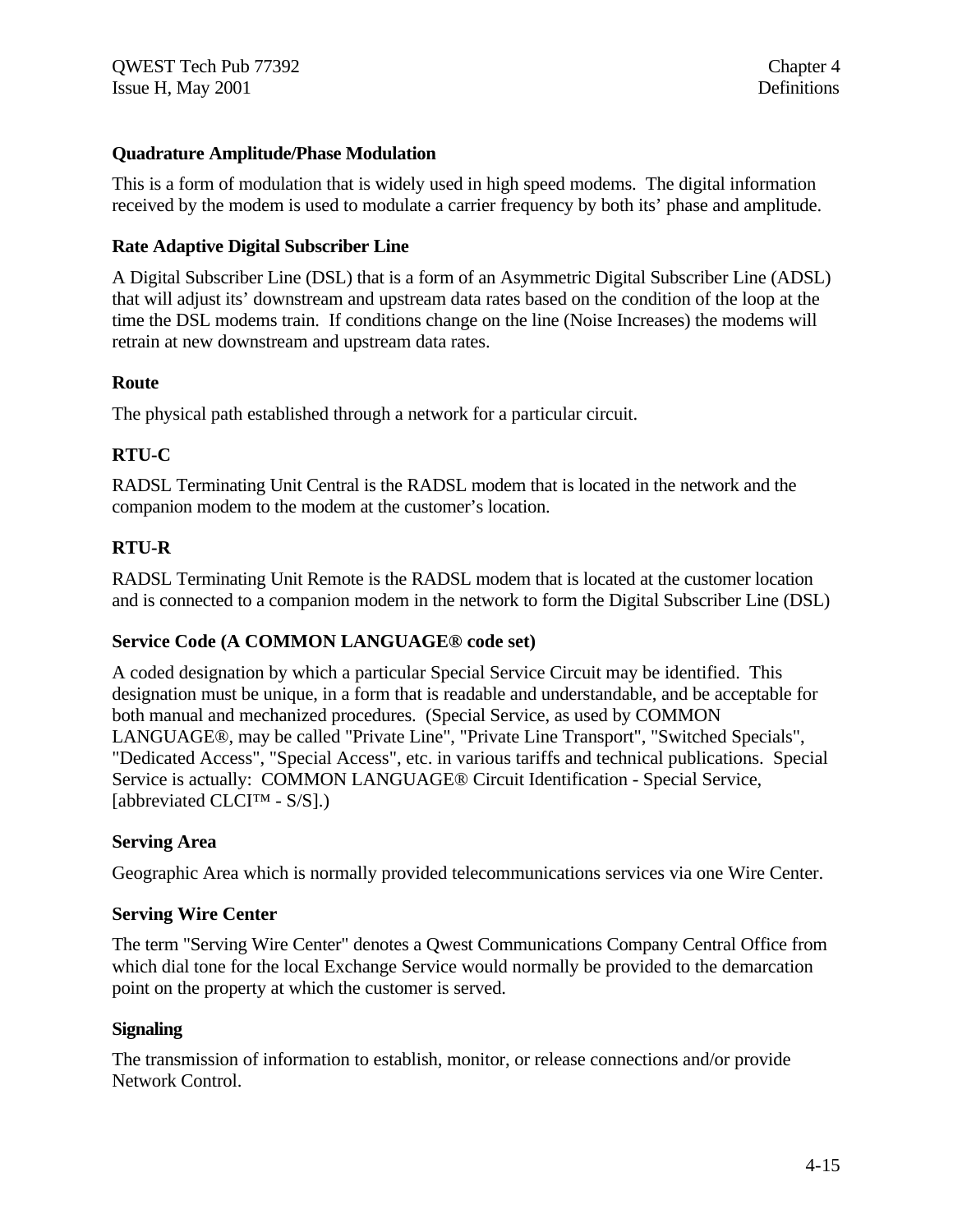### Quadrature Amplitude/Phase Modulation

This is a form of modulation that is widely used in high speed modems. The digital information received by the modem is used to modulate a carrier frequency by both its' phase and amplitude.

### Rate Adaptive Digital Subscriber Line

A Digital Subscriber Line (DSL) that is a form of an Asymmetric Digital Subscriber Line (ADSL) that will adjust its' downstream and upstream data rates based on the condition of the loop at the time the DSL modems train. If conditions change on the line (Noise Increases) the modems will retrain at new downstream and upstream data rates.

### Route

The physical path established through a network for a particular circuit.

### RTU-C

RADSL Terminating Unit Central is the RADSL modem that is located in the network and the companion modem to the modem at the customer's location.

### RTU-R

RADSL Terminating Unit Remote is the RADSL modem that is located at the customer location and is connected to a companion modem in the network to form the Digital Subscriber Line (DSL)

### Service Code (A COMMON LANGUAGE® code set)

A coded designation by which a particular Special Service Circuit may be identified. This designation must be unique, in a form that is readable and understandable, and be acceptable for both manual and mechanized procedures. (Special Service, as used by COMMON LANGUAGE®, may be called "Private Line", "Private Line Transport", "Switched Specials", "Dedicated Access", "Special Access", etc. in various tariffs and technical publications. Special Service is actually: COMMON LANGUAGE® Circuit Identification - Special Service, [abbreviated CLCI™ - S/S].)

### Serving Area

Geographic Area which is normally provided telecommunications services via one Wire Center.

### Serving Wire Center

The term "Serving Wire Center" denotes a Qwest Communications Company Central Office from which dial tone for the local Exchange Service would normally be provided to the demarcation point on the property at which the customer is served.

### Signaling

The transmission of information to establish, monitor, or release connections and/or provide Network Control.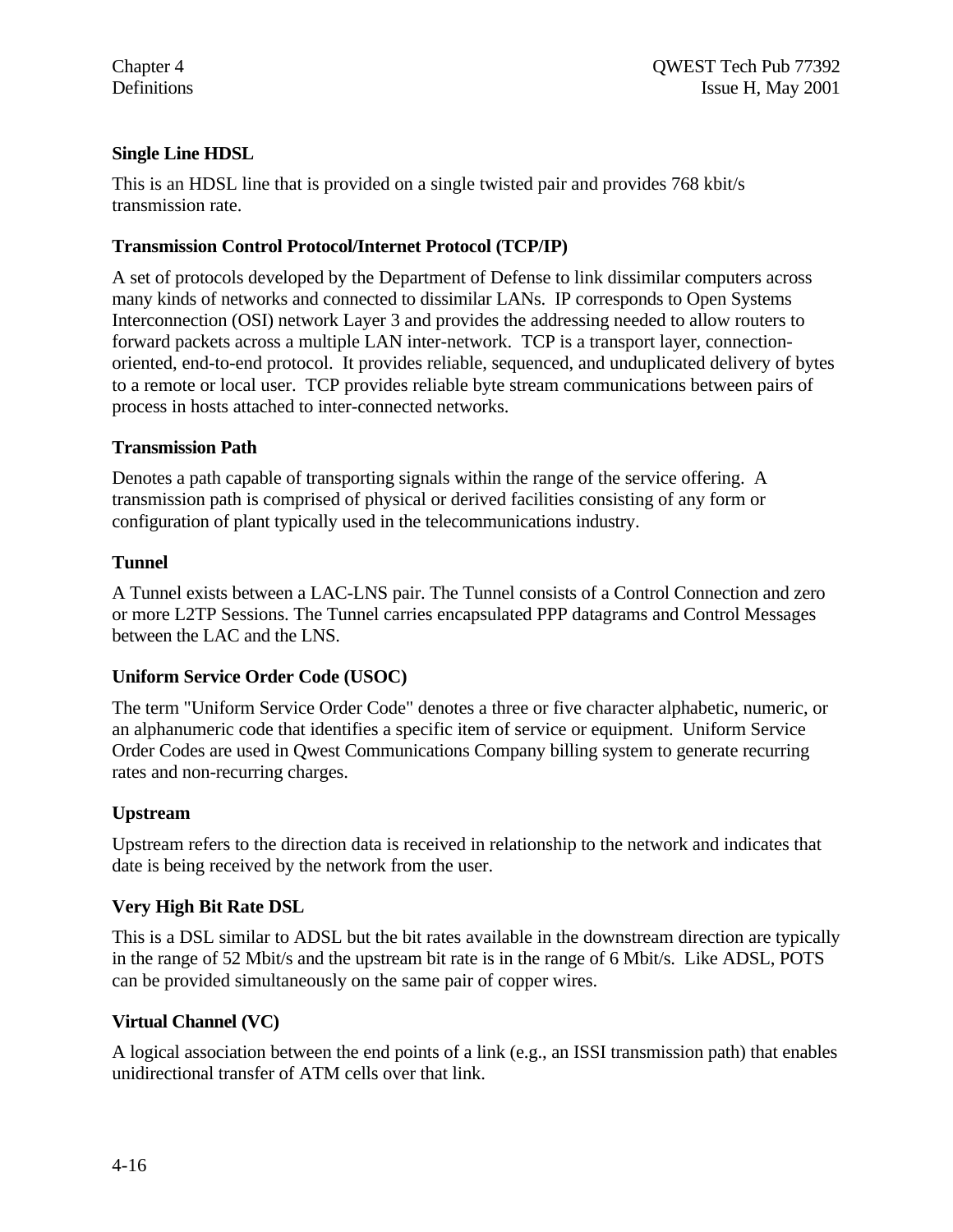### Single Line HDSL

This is an HDSL line that is provided on a single twisted pair and provides 768 kbit/s transmission rate.

### Transmission Control Protocol/Internet Protocol (TCP/IP)

A set of protocols developed by the Department of Defense to link dissimilar computers across many kinds of networks and connected to dissimilar LANs. IP corresponds to Open Systems Interconnection (OSI) network Layer 3 and provides the addressing needed to allow routers to forward packets across a multiple LAN inter-network. TCP is a transport layer, connection-oriented, end-to-end protocol. It provides reliable, sequenced, and unduplicated delivery of bytes to a remote or local user. TCP provides reliable byte stream communications between pairs of process in hosts attached to inter-connected networks.

### Transmission Path

Denotes a path capable of transporting signals within the range of the service offering. A transmission path is comprised of physical or derived facilities consisting of any form or configuration of plant typically used in the telecommunications industry.

### Tunnel

A Tunnel exists between a LAC-LNS pair. The Tunnel consists of a Control Connection and zero or more L2TP Sessions. The Tunnel carries encapsulated PPP datagrams and Control Messages between the LAC and the LNS.

### Uniform Service Order Code (USOC)

The term "Uniform Service Order Code" denotes a three or five character alphabetic, numeric, or an alphanumeric code that identifies a specific item of service or equipment. Uniform Service Order Codes are used in Qwest Communications Company billing system to generate recurring rates and non-recurring charges.

### Upstream

Upstream refers to the direction data is received in relationship to the network and indicates that date is being received by the network from the user.

### Very High Bit Rate DSL

This is a DSL similar to ADSL but the bit rates available in the downstream direction are typically in the range of 52 Mbit/s and the upstream bit rate is in the range of 6 Mbit/s. Like ADSL, POTS can be provided simultaneously on the same pair of copper wires.

### Virtual Channel (VC)

A logical association between the end points of a link (e.g., an ISSI transmission path) that enables unidirectional transfer of ATM cells over that link.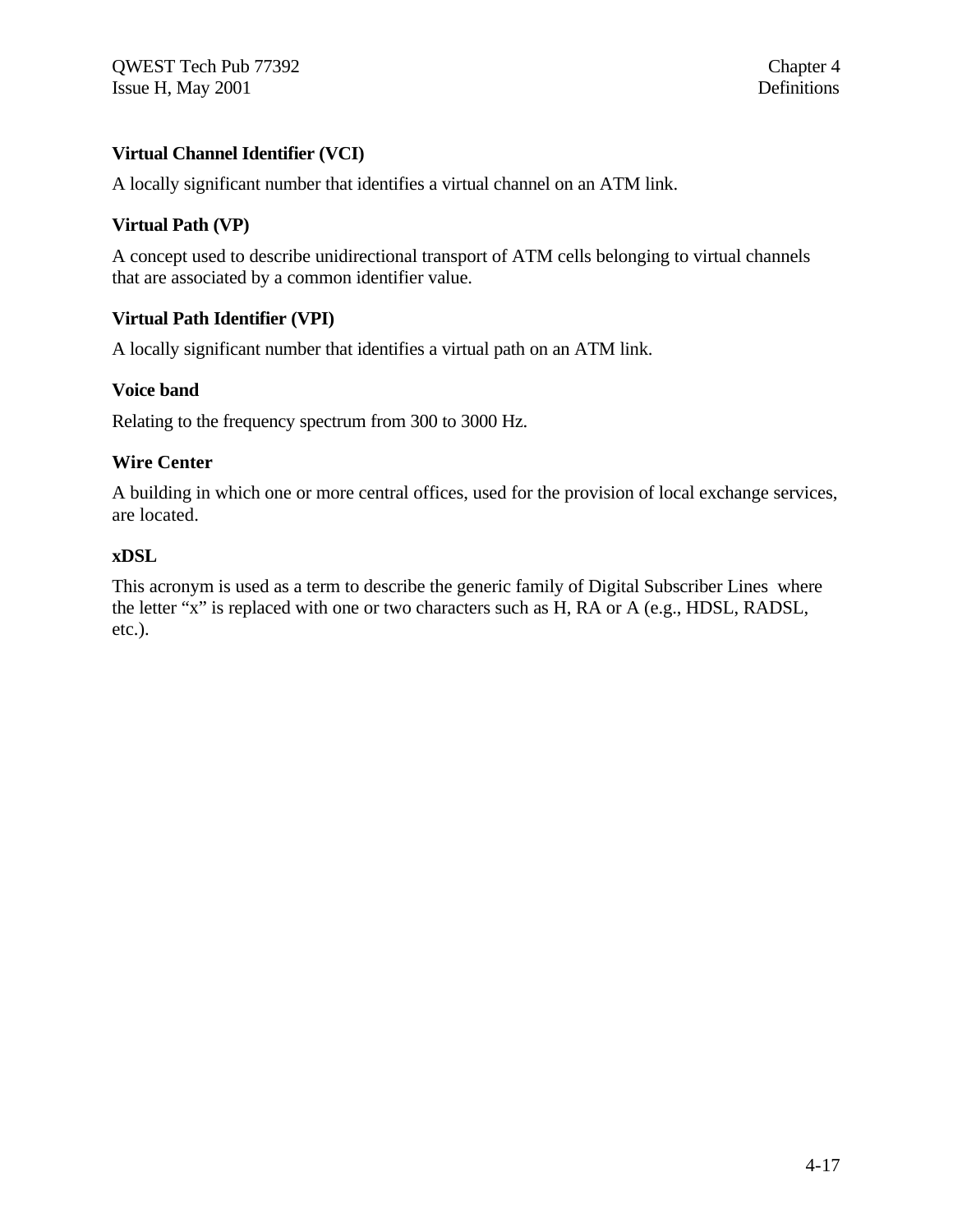**Virtual Channel Identifier (VCI)**

A locally significant number that identifies a virtual channel on an ATM link.

**Virtual Path (VP)**

A concept used to describe unidirectional transport of ATM cells belonging to virtual channels that are associated by a common identifier value.

**Virtual Path Identifier (VPI)**

A locally significant number that identifies a virtual path on an ATM link.

**Voice band**

Relating to the frequency spectrum from 300 to 3000 Hz.

**Wire Center**

A building in which one or more central offices, used for the provision of local exchange services, are located.

**xDSL**

This acronym is used as a term to describe the generic family of Digital Subscriber Lines where the letter “x” is replaced with one or two characters such as H, RA or A (e.g., HDSL, RADSL, etc.).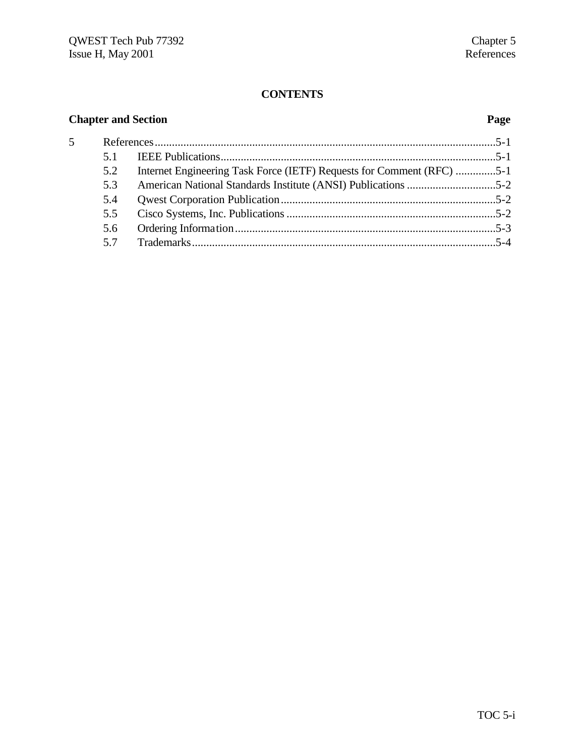**CONTENTS**

| Chapter and Section | | Page |
|---|---|---|
| 5 | References | 5-1 |
| 5.1 | IEEE Publications | 5-1 |
| 5.2 | Internet Engineering Task Force (IETF) Requests for Comment (RFC) | 5-1 |
| 5.3 | American National Standards Institute (ANSI) Publications | 5-2 |
| 5.4 | Qwest Corporation Publication | 5-2 |
| 5.5 | Cisco Systems, Inc. Publications | 5-2 |
| 5.6 | Ordering Information | 5-3 |
| 5.7 | Trademarks | 5-4 |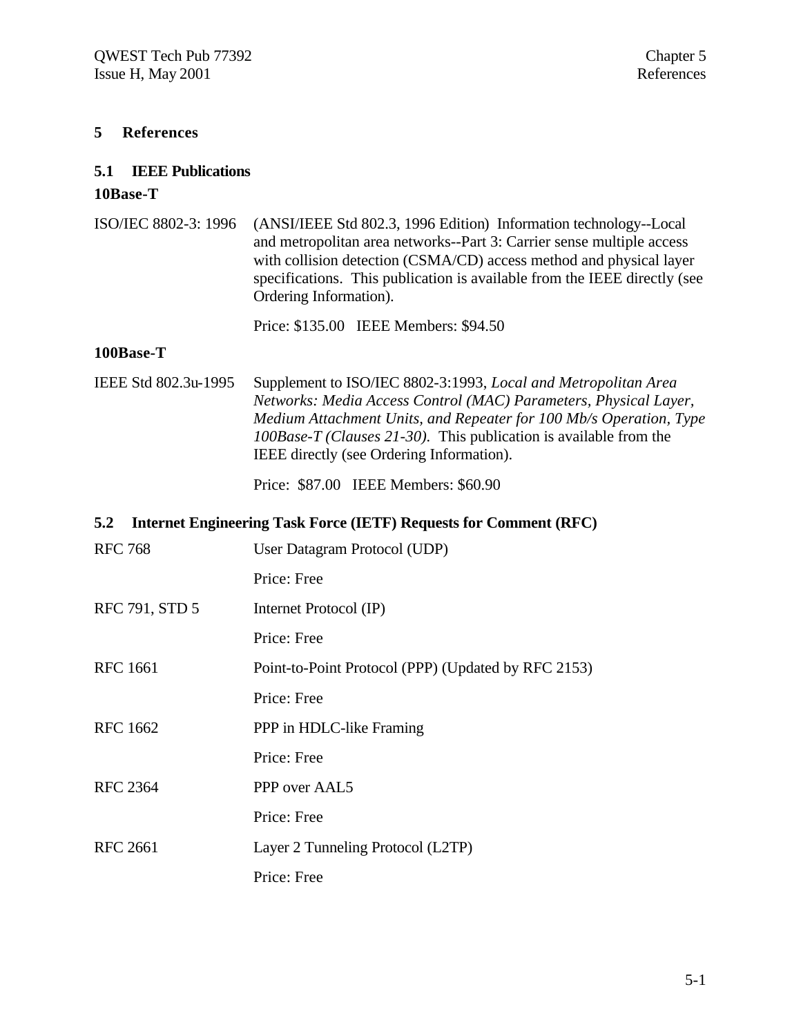# 5 References

## 5.1 IEEE Publications

**10Base-T**

ISO/IEC 8802-3: 1996 (ANSI/IEEE Std 802.3, 1996 Edition) Information technology--Local and metropolitan area networks--Part 3: Carrier sense multiple access with collision detection (CSMA/CD) access method and physical layer specifications. This publication is available from the IEEE directly (see Ordering Information).

Price: $135.00 IEEE Members: $94.50

**100Base-T**

IEEE Std 802.3u-1995 Supplement to ISO/IEC 8802-3:1993, *Local and Metropolitan Area Networks: Media Access Control (MAC) Parameters, Physical Layer, Medium Attachment Units, and Repeater for 100 Mb/s Operation, Type 100Base-T (Clauses 21-30)*. This publication is available from the IEEE directly (see Ordering Information).

Price: $87.00 IEEE Members: $60.90

## 5.2 Internet Engineering Task Force (IETF) Requests for Comment (RFC)

RFC 768 User Datagram Protocol (UDP)

Price: Free

RFC 791, STD 5 Internet Protocol (IP)

Price: Free

RFC 1661 Point-to-Point Protocol (PPP) (Updated by RFC 2153)

Price: Free

RFC 1662 PPP in HDLC-like Framing

Price: Free

RFC 2364 PPP over AAL5

Price: Free

RFC 2661 Layer 2 Tunneling Protocol (L2TP)

Price: Free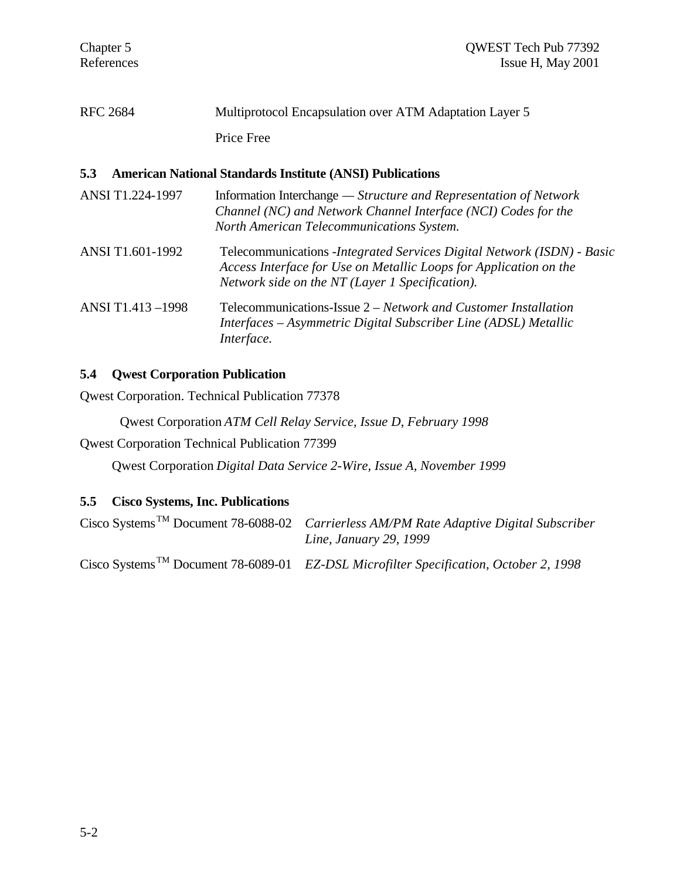| | |
|---|---|
| RFC 2684 | Multiprotocol Encapsulation over ATM Adaptation Layer 5 |
| | Price Free |

### 5.3 American National Standards Institute (ANSI) Publications

| | |
|---|---|
| ANSI T1.224-1997 | Information Interchange — *Structure and Representation of Network Channel (NC) and Network Channel Interface (NCI) Codes for the North American Telecommunications System.* |
| ANSI T1.601-1992 | Telecommunications -*Integrated Services Digital Network (ISDN) - Basic Access Interface for Use on Metallic Loops for Application on the Network side on the NT (Layer 1 Specification).* |
| ANSI T1.413 –1998 | Telecommunications-Issue 2 – *Network and Customer Installation Interfaces – Asymmetric Digital Subscriber Line (ADSL) Metallic Interface.* |

### 5.4 Qwest Corporation Publication

Qwest Corporation. Technical Publication 77378

Qwest Corporation *ATM Cell Relay Service, Issue D, February 1998*

Qwest Corporation Technical Publication 77399

Qwest Corporation *Digital Data Service 2-Wire, Issue A, November 1999*

### 5.5 Cisco Systems, Inc. Publications

| | |
|---|---|
| Cisco Systems™ Document 78-6088-02 | *Carrierless AM/PM Rate Adaptive Digital Subscriber Line, January 29, 1999* |
| Cisco Systems™ Document 78-6089-01 | *EZ-DSL Microfilter Specification, October 2, 1998* |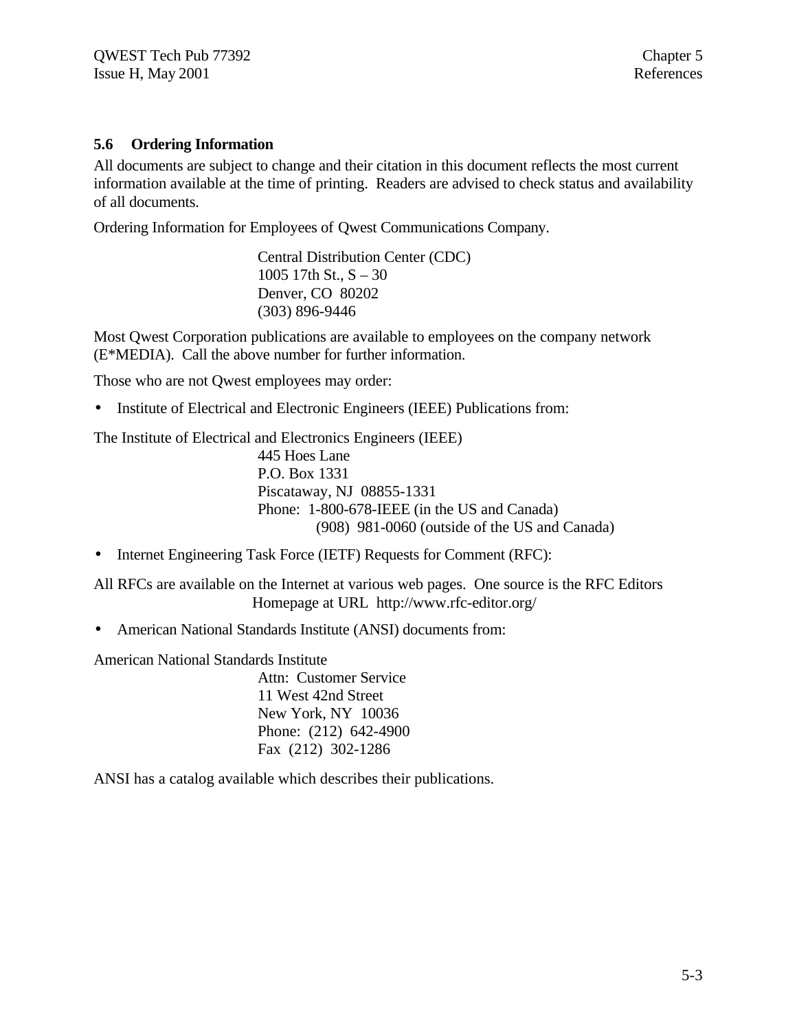## 5.6 Ordering Information

All documents are subject to change and their citation in this document reflects the most current information available at the time of printing. Readers are advised to check status and availability of all documents.

Ordering Information for Employees of Qwest Communications Company.

> Central Distribution Center (CDC)
> 1005 17th St., S – 30
> Denver, CO 80202
> (303) 896-9446

Most Qwest Corporation publications are available to employees on the company network (E*MEDIA). Call the above number for further information.

Those who are not Qwest employees may order:

- Institute of Electrical and Electronic Engineers (IEEE) Publications from:

The Institute of Electrical and Electronics Engineers (IEEE)

> 445 Hoes Lane
> P.O. Box 1331
> Piscataway, NJ 08855-1331
> Phone: 1-800-678-IEEE (in the US and Canada)
> (908) 981-0060 (outside of the US and Canada)

- Internet Engineering Task Force (IETF) Requests for Comment (RFC):

All RFCs are available on the Internet at various web pages. One source is the RFC Editors Homepage at URL http://www.rfc-editor.org/

- American National Standards Institute (ANSI) documents from:

American National Standards Institute

> Attn: Customer Service
> 11 West 42nd Street
> New York, NY 10036
> Phone: (212) 642-4900
> Fax (212) 302-1286

ANSI has a catalog available which describes their publications.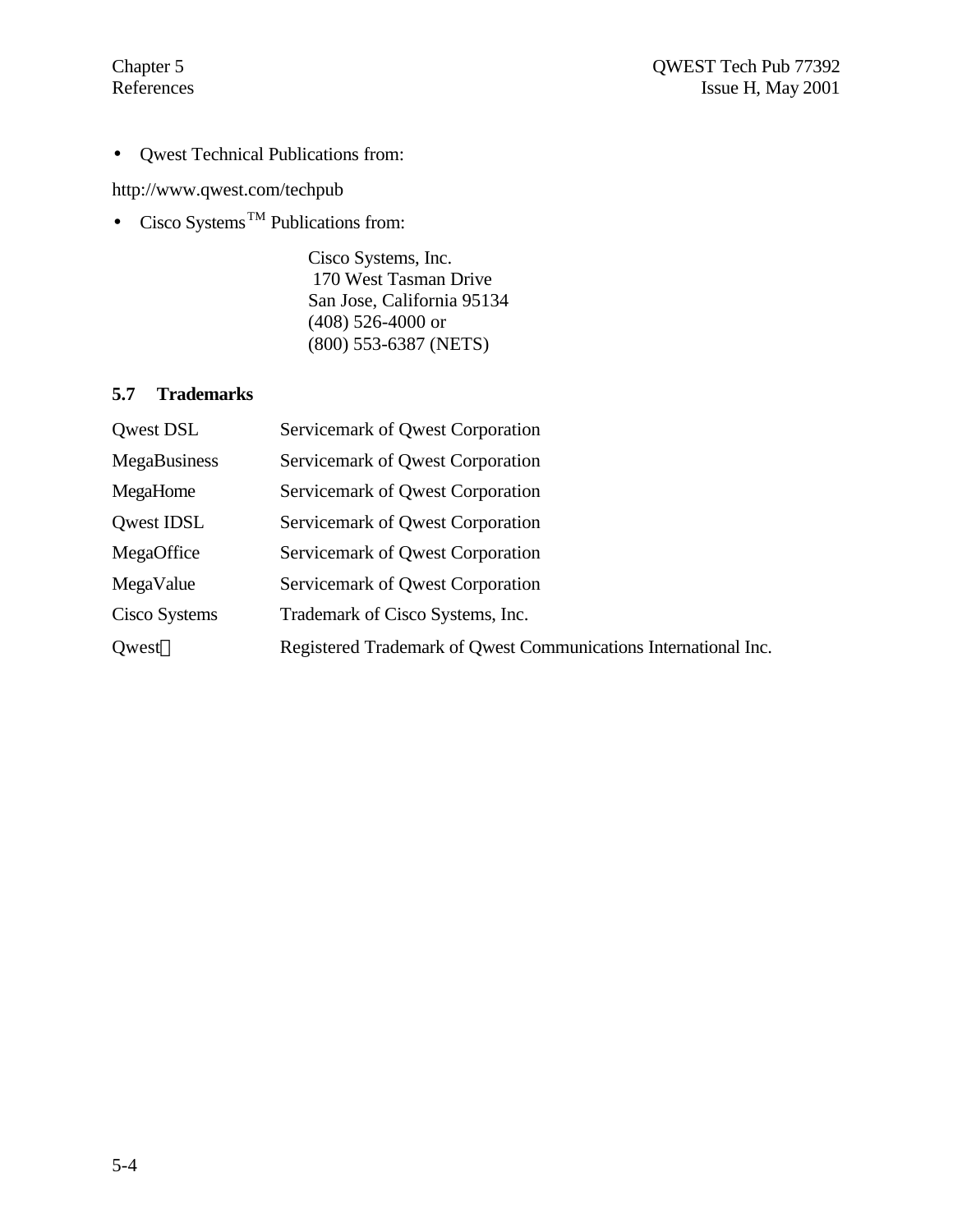- Qwest Technical Publications from:

http://www.qwest.com/techpub

- Cisco Systems™ Publications from:

  Cisco Systems, Inc.
  170 West Tasman Drive
  San Jose, California 95134
  (408) 526-4000 or
  (800) 553-6387 (NETS)

## 5.7 Trademarks

| | |
|---|---|
| Qwest DSL | Servicemark of Qwest Corporation |
| MegaBusiness | Servicemark of Qwest Corporation |
| MegaHome | Servicemark of Qwest Corporation |
| Qwest IDSL | Servicemark of Qwest Corporation |
| MegaOffice | Servicemark of Qwest Corporation |
| MegaValue | Servicemark of Qwest Corporation |
| Cisco Systems | Trademark of Cisco Systems, Inc. |
| Qwest® | Registered Trademark of Qwest Communications International Inc. |